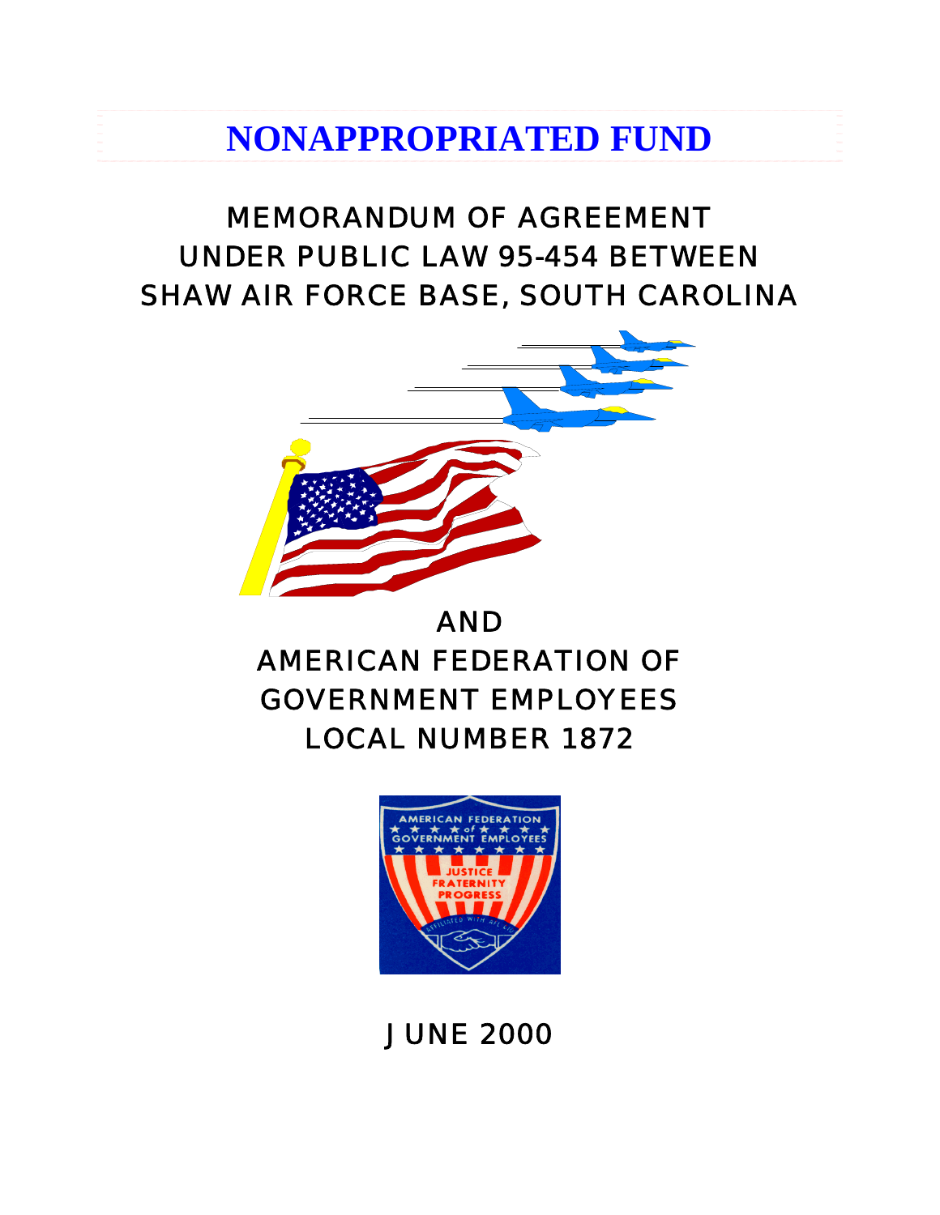# NONAPPROPRIATED FUND

## MEMORANDUM OF AGREEMENT UNDER PUBLIC LAW 95-454 BETWEEN SHAW AIR FORCE BASE, SOUTH CAROLINA

## AND AMERICAN FEDERATION OF GOVERNMENT EMPLOYEES LOCAL NUMBER 1872

JUNE 2000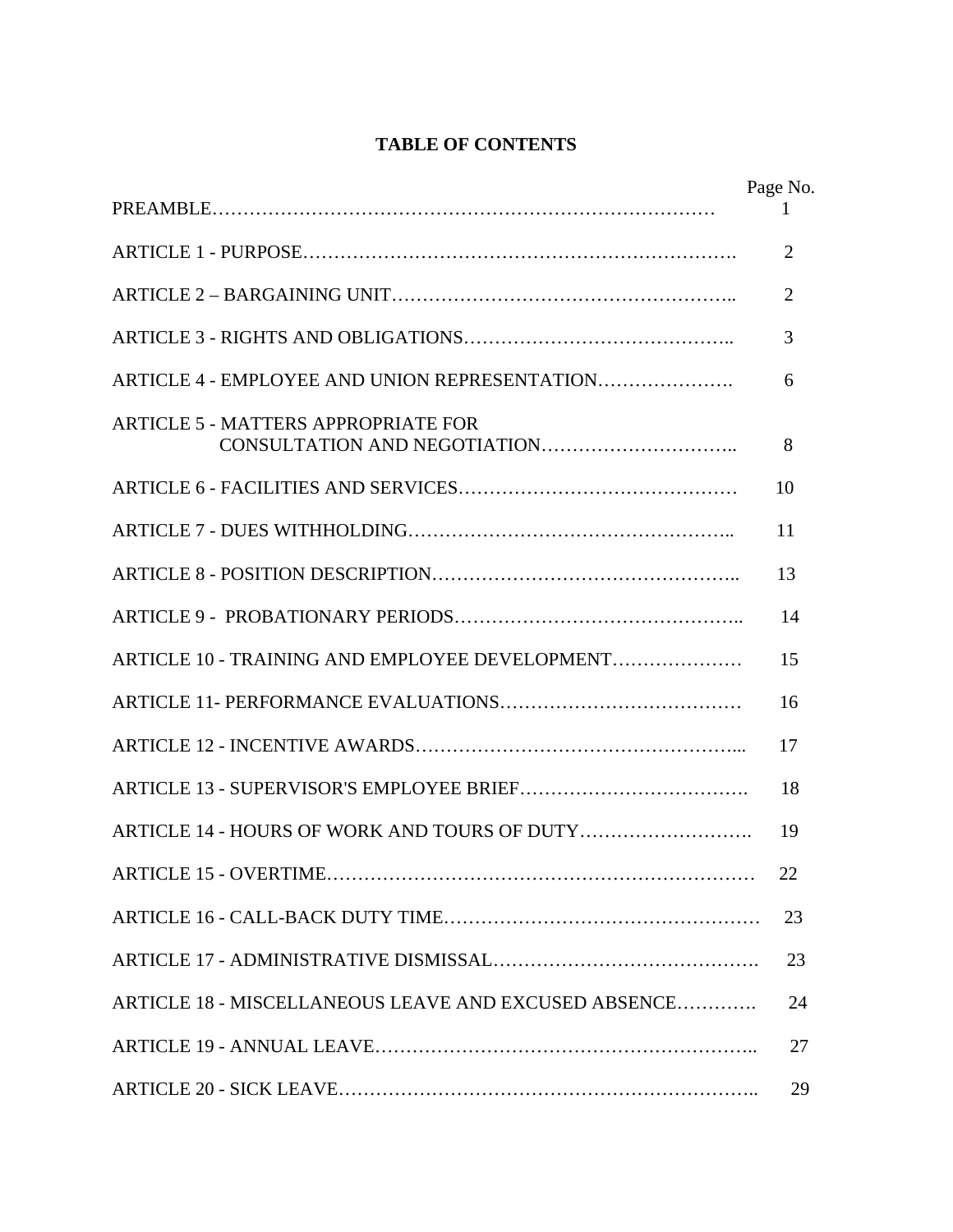# TABLE OF CONTENTS

| | Page No. |
|---|---|
| PREAMBLE | 1 |
| ARTICLE 1 - PURPOSE | 2 |
| ARTICLE 2 – BARGAINING UNIT | 2 |
| ARTICLE 3 - RIGHTS AND OBLIGATIONS | 3 |
| ARTICLE 4 - EMPLOYEE AND UNION REPRESENTATION | 6 |
| ARTICLE 5 - MATTERS APPROPRIATE FOR CONSULTATION AND NEGOTIATION | 8 |
| ARTICLE 6 - FACILITIES AND SERVICES | 10 |
| ARTICLE 7 - DUES WITHHOLDING | 11 |
| ARTICLE 8 - POSITION DESCRIPTION | 13 |
| ARTICLE 9 - PROBATIONARY PERIODS | 14 |
| ARTICLE 10 - TRAINING AND EMPLOYEE DEVELOPMENT | 15 |
| ARTICLE 11- PERFORMANCE EVALUATIONS | 16 |
| ARTICLE 12 - INCENTIVE AWARDS | 17 |
| ARTICLE 13 - SUPERVISOR'S EMPLOYEE BRIEF | 18 |
| ARTICLE 14 - HOURS OF WORK AND TOURS OF DUTY | 19 |
| ARTICLE 15 - OVERTIME | 22 |
| ARTICLE 16 - CALL-BACK DUTY TIME | 23 |
| ARTICLE 17 - ADMINISTRATIVE DISMISSAL | 23 |
| ARTICLE 18 - MISCELLANEOUS LEAVE AND EXCUSED ABSENCE | 24 |
| ARTICLE 19 - ANNUAL LEAVE | 27 |
| ARTICLE 20 - SICK LEAVE | 29 |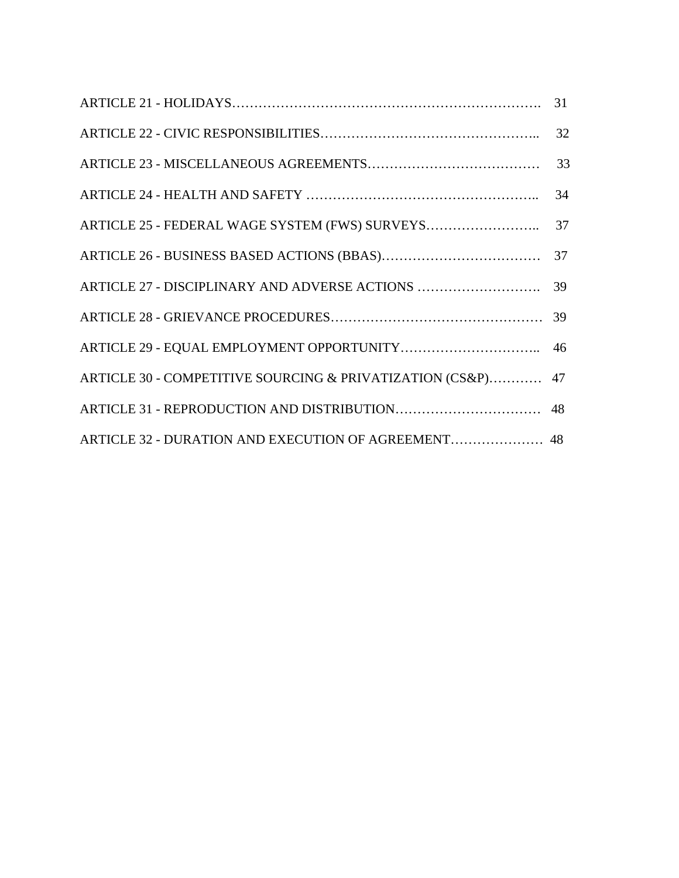ARTICLE 21 - HOLIDAYS……………………………………………………………. 31

ARTICLE 22 - CIVIC RESPONSIBILITIES………………………………………….. 32

ARTICLE 23 - MISCELLANEOUS AGREEMENTS………………………………… 33

ARTICLE 24 - HEALTH AND SAFETY …………………………………………….. 34

ARTICLE 25 - FEDERAL WAGE SYSTEM (FWS) SURVEYS…………………….. 37

ARTICLE 26 - BUSINESS BASED ACTIONS (BBAS)……………………………… 37

ARTICLE 27 - DISCIPLINARY AND ADVERSE ACTIONS ………………………. 39

ARTICLE 28 - GRIEVANCE PROCEDURES……………………………………… 39

ARTICLE 29 - EQUAL EMPLOYMENT OPPORTUNITY………………………….. 46

ARTICLE 30 - COMPETITIVE SOURCING & PRIVATIZATION (CS&P)………… 47

ARTICLE 31 - REPRODUCTION AND DISTRIBUTION…………………………… 48

ARTICLE 32 - DURATION AND EXECUTION OF AGREEMENT………………… 48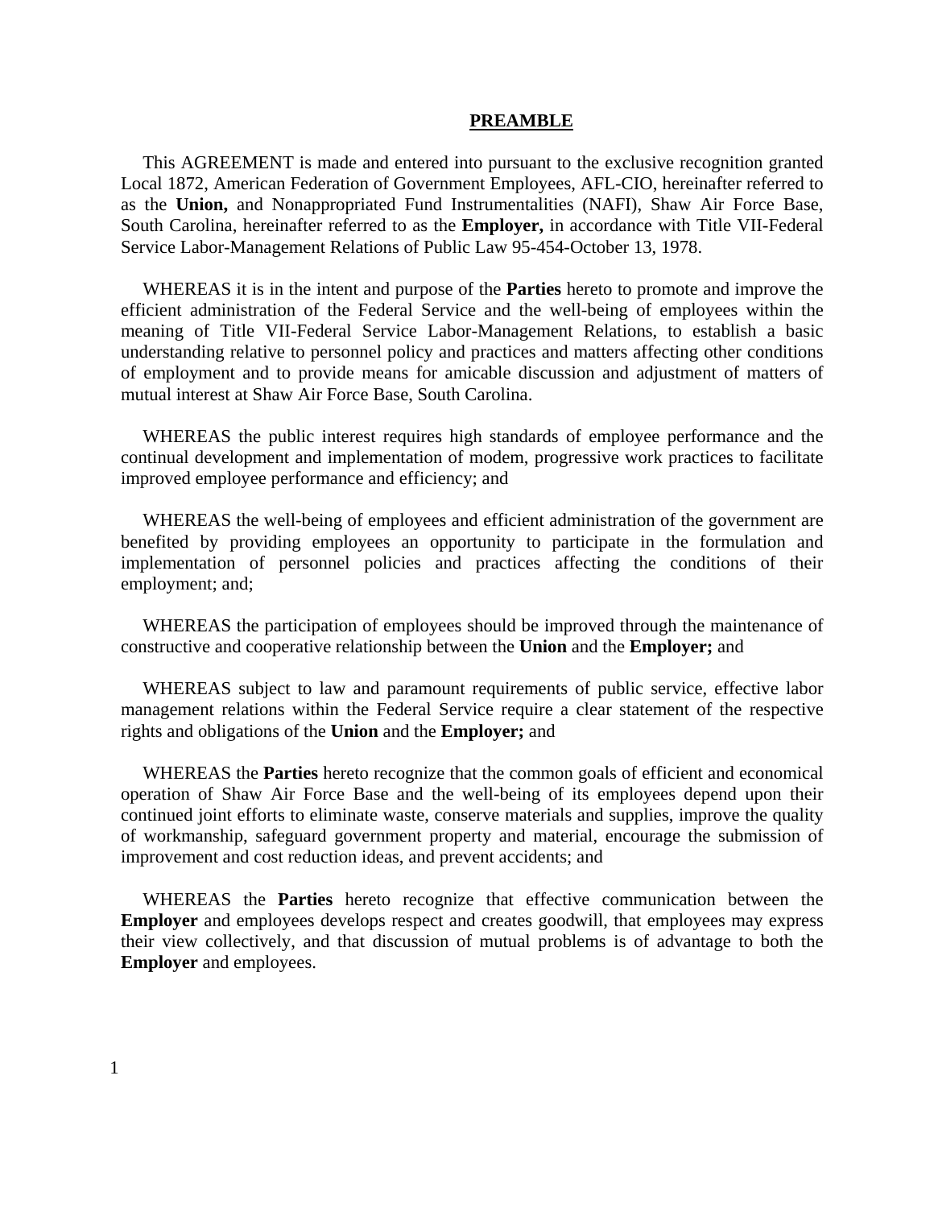## PREAMBLE

This AGREEMENT is made and entered into pursuant to the exclusive recognition granted Local 1872, American Federation of Government Employees, AFL-CIO, hereinafter referred to as the **Union,** and Nonappropriated Fund Instrumentalities (NAFI), Shaw Air Force Base, South Carolina, hereinafter referred to as the **Employer,** in accordance with Title VII-Federal Service Labor-Management Relations of Public Law 95-454-October 13, 1978.

WHEREAS it is in the intent and purpose of the **Parties** hereto to promote and improve the efficient administration of the Federal Service and the well-being of employees within the meaning of Title VII-Federal Service Labor-Management Relations, to establish a basic understanding relative to personnel policy and practices and matters affecting other conditions of employment and to provide means for amicable discussion and adjustment of matters of mutual interest at Shaw Air Force Base, South Carolina.

WHEREAS the public interest requires high standards of employee performance and the continual development and implementation of modem, progressive work practices to facilitate improved employee performance and efficiency; and

WHEREAS the well-being of employees and efficient administration of the government are benefited by providing employees an opportunity to participate in the formulation and implementation of personnel policies and practices affecting the conditions of their employment; and;

WHEREAS the participation of employees should be improved through the maintenance of constructive and cooperative relationship between the **Union** and the **Employer;** and

WHEREAS subject to law and paramount requirements of public service, effective labor management relations within the Federal Service require a clear statement of the respective rights and obligations of the **Union** and the **Employer;** and

WHEREAS the **Parties** hereto recognize that the common goals of efficient and economical operation of Shaw Air Force Base and the well-being of its employees depend upon their continued joint efforts to eliminate waste, conserve materials and supplies, improve the quality of workmanship, safeguard government property and material, encourage the submission of improvement and cost reduction ideas, and prevent accidents; and

WHEREAS the **Parties** hereto recognize that effective communication between the **Employer** and employees develops respect and creates goodwill, that employees may express their view collectively, and that discussion of mutual problems is of advantage to both the **Employer** and employees.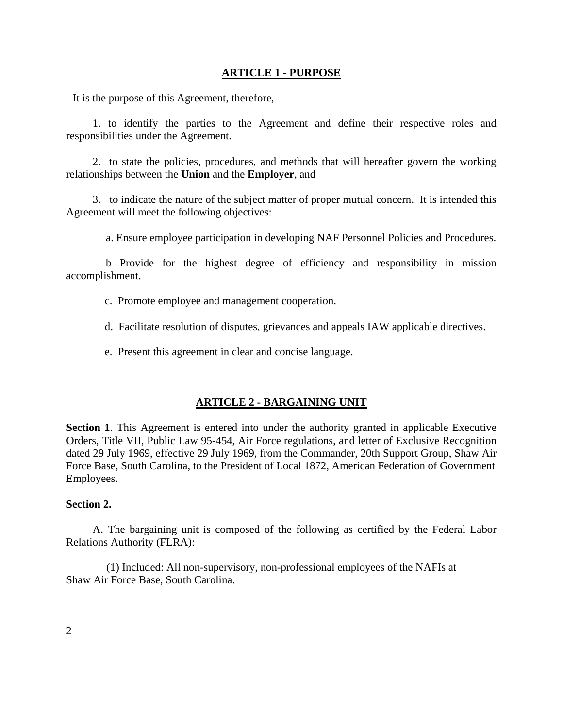## ARTICLE 1 - PURPOSE

It is the purpose of this Agreement, therefore,

1. to identify the parties to the Agreement and define their respective roles and responsibilities under the Agreement.

2. to state the policies, procedures, and methods that will hereafter govern the working relationships between the **Union** and the **Employer**, and

3. to indicate the nature of the subject matter of proper mutual concern. It is intended this Agreement will meet the following objectives:

   a. Ensure employee participation in developing NAF Personnel Policies and Procedures.

   b Provide for the highest degree of efficiency and responsibility in mission accomplishment.

   c. Promote employee and management cooperation.

   d. Facilitate resolution of disputes, grievances and appeals IAW applicable directives.

   e. Present this agreement in clear and concise language.

## ARTICLE 2 - BARGAINING UNIT

**Section 1**. This Agreement is entered into under the authority granted in applicable Executive Orders, Title VII, Public Law 95-454, Air Force regulations, and letter of Exclusive Recognition dated 29 July 1969, effective 29 July 1969, from the Commander, 20th Support Group, Shaw Air Force Base, South Carolina, to the President of Local 1872, American Federation of Government Employees.

**Section 2.**

A. The bargaining unit is composed of the following as certified by the Federal Labor Relations Authority (FLRA):

(1) Included: All non-supervisory, non-professional employees of the NAFIs at Shaw Air Force Base, South Carolina.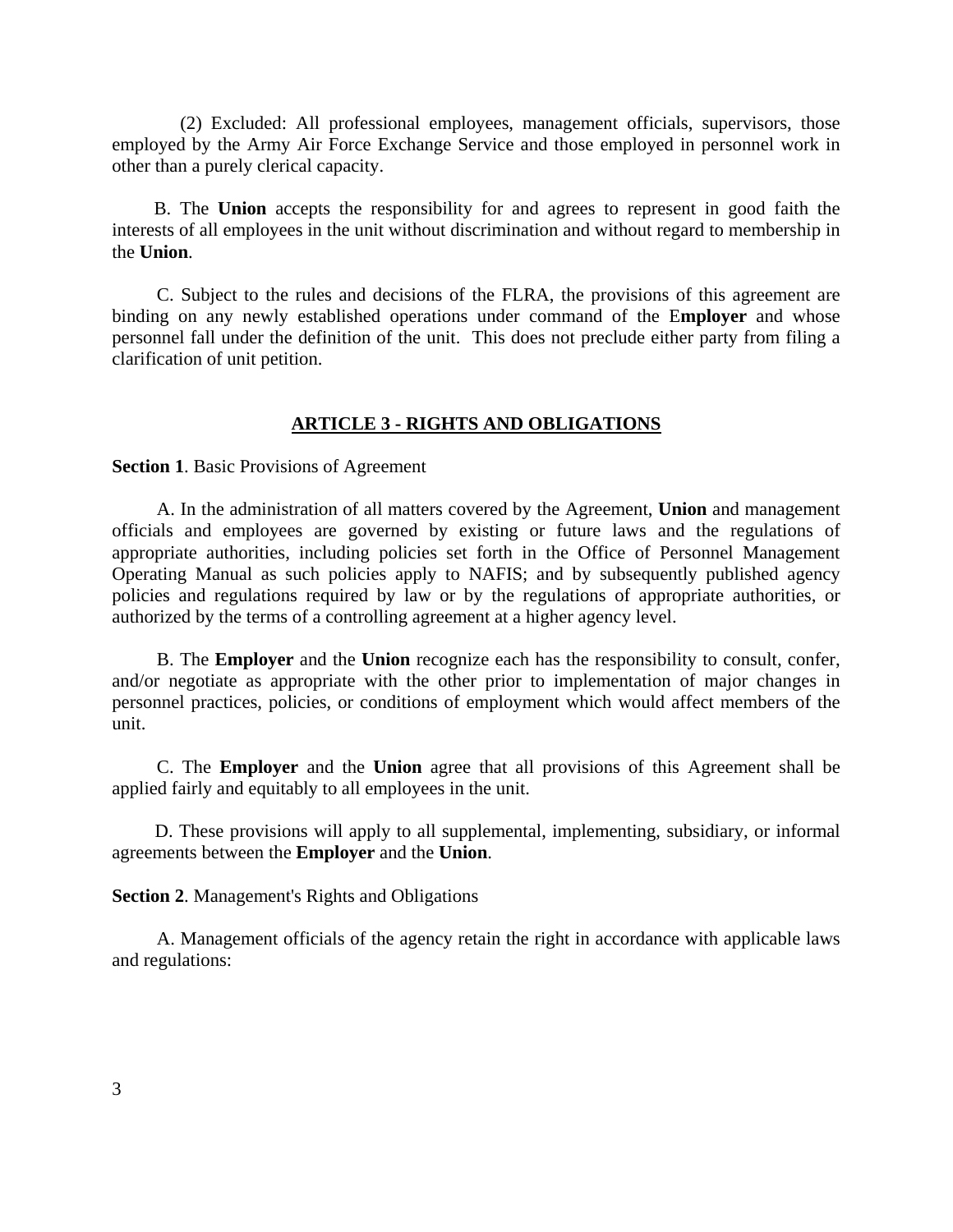(2) Excluded: All professional employees, management officials, supervisors, those employed by the Army Air Force Exchange Service and those employed in personnel work in other than a purely clerical capacity.

B. The **Union** accepts the responsibility for and agrees to represent in good faith the interests of all employees in the unit without discrimination and without regard to membership in the **Union**.

C. Subject to the rules and decisions of the FLRA, the provisions of this agreement are binding on any newly established operations under command of the E**mployer** and whose personnel fall under the definition of the unit. This does not preclude either party from filing a clarification of unit petition.

## ARTICLE 3 - RIGHTS AND OBLIGATIONS

**Section 1**. Basic Provisions of Agreement

A. In the administration of all matters covered by the Agreement, **Union** and management officials and employees are governed by existing or future laws and the regulations of appropriate authorities, including policies set forth in the Office of Personnel Management Operating Manual as such policies apply to NAFIS; and by subsequently published agency policies and regulations required by law or by the regulations of appropriate authorities, or authorized by the terms of a controlling agreement at a higher agency level.

B. The **Employer** and the **Union** recognize each has the responsibility to consult, confer, and/or negotiate as appropriate with the other prior to implementation of major changes in personnel practices, policies, or conditions of employment which would affect members of the unit.

C. The **Employer** and the **Union** agree that all provisions of this Agreement shall be applied fairly and equitably to all employees in the unit.

D. These provisions will apply to all supplemental, implementing, subsidiary, or informal agreements between the **Employer** and the **Union**.

**Section 2**. Management's Rights and Obligations

A. Management officials of the agency retain the right in accordance with applicable laws and regulations: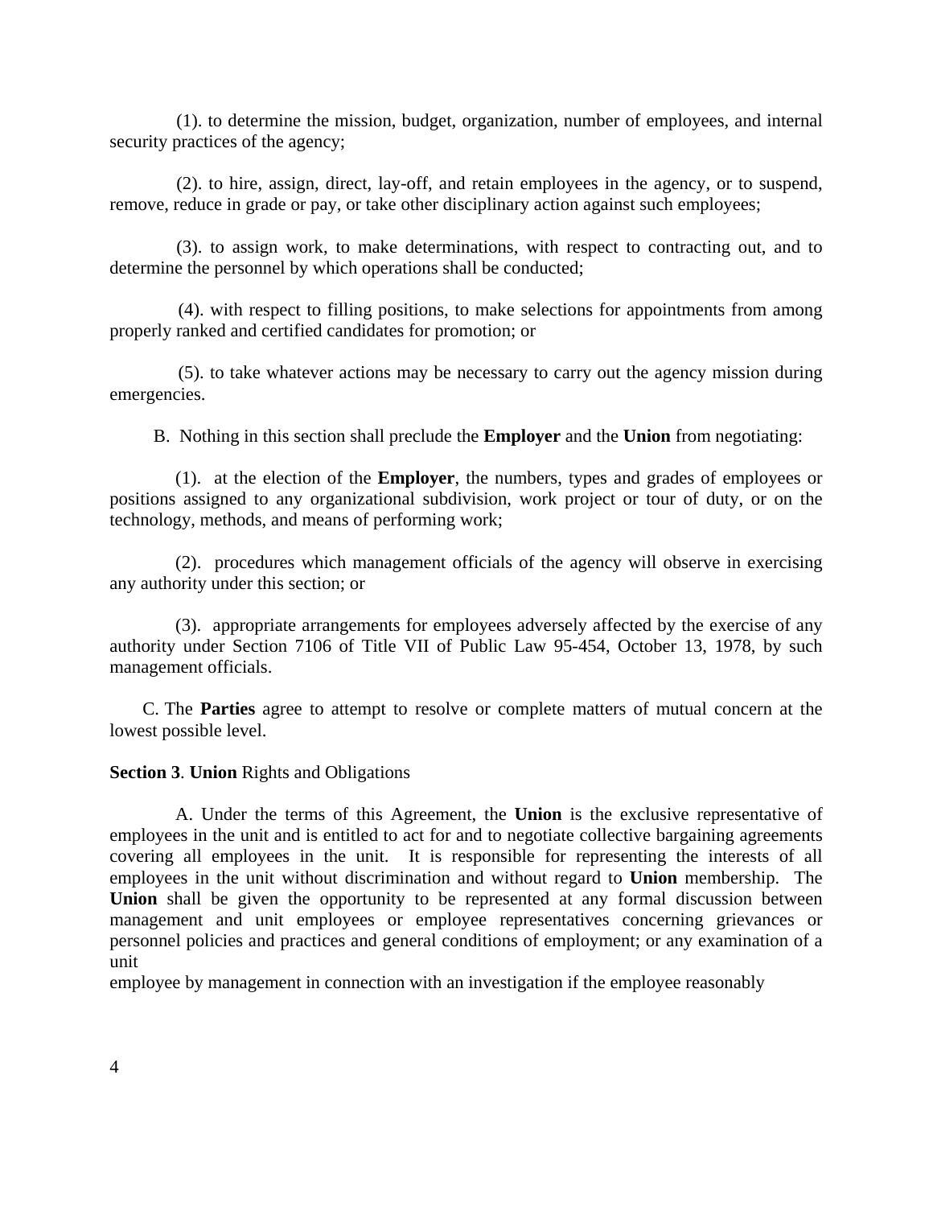(1). to determine the mission, budget, organization, number of employees, and internal security practices of the agency;

(2). to hire, assign, direct, lay-off, and retain employees in the agency, or to suspend, remove, reduce in grade or pay, or take other disciplinary action against such employees;

(3). to assign work, to make determinations, with respect to contracting out, and to determine the personnel by which operations shall be conducted;

(4). with respect to filling positions, to make selections for appointments from among properly ranked and certified candidates for promotion; or

(5). to take whatever actions may be necessary to carry out the agency mission during emergencies.

B. Nothing in this section shall preclude the **Employer** and the **Union** from negotiating:

(1). at the election of the **Employer**, the numbers, types and grades of employees or positions assigned to any organizational subdivision, work project or tour of duty, or on the technology, methods, and means of performing work;

(2). procedures which management officials of the agency will observe in exercising any authority under this section; or

(3). appropriate arrangements for employees adversely affected by the exercise of any authority under Section 7106 of Title VII of Public Law 95-454, October 13, 1978, by such management officials.

C. The **Parties** agree to attempt to resolve or complete matters of mutual concern at the lowest possible level.

**Section 3**. **Union** Rights and Obligations

A. Under the terms of this Agreement, the **Union** is the exclusive representative of employees in the unit and is entitled to act for and to negotiate collective bargaining agreements covering all employees in the unit. It is responsible for representing the interests of all employees in the unit without discrimination and without regard to **Union** membership. The **Union** shall be given the opportunity to be represented at any formal discussion between management and unit employees or employee representatives concerning grievances or personnel policies and practices and general conditions of employment; or any examination of a unit employee by management in connection with an investigation if the employee reasonably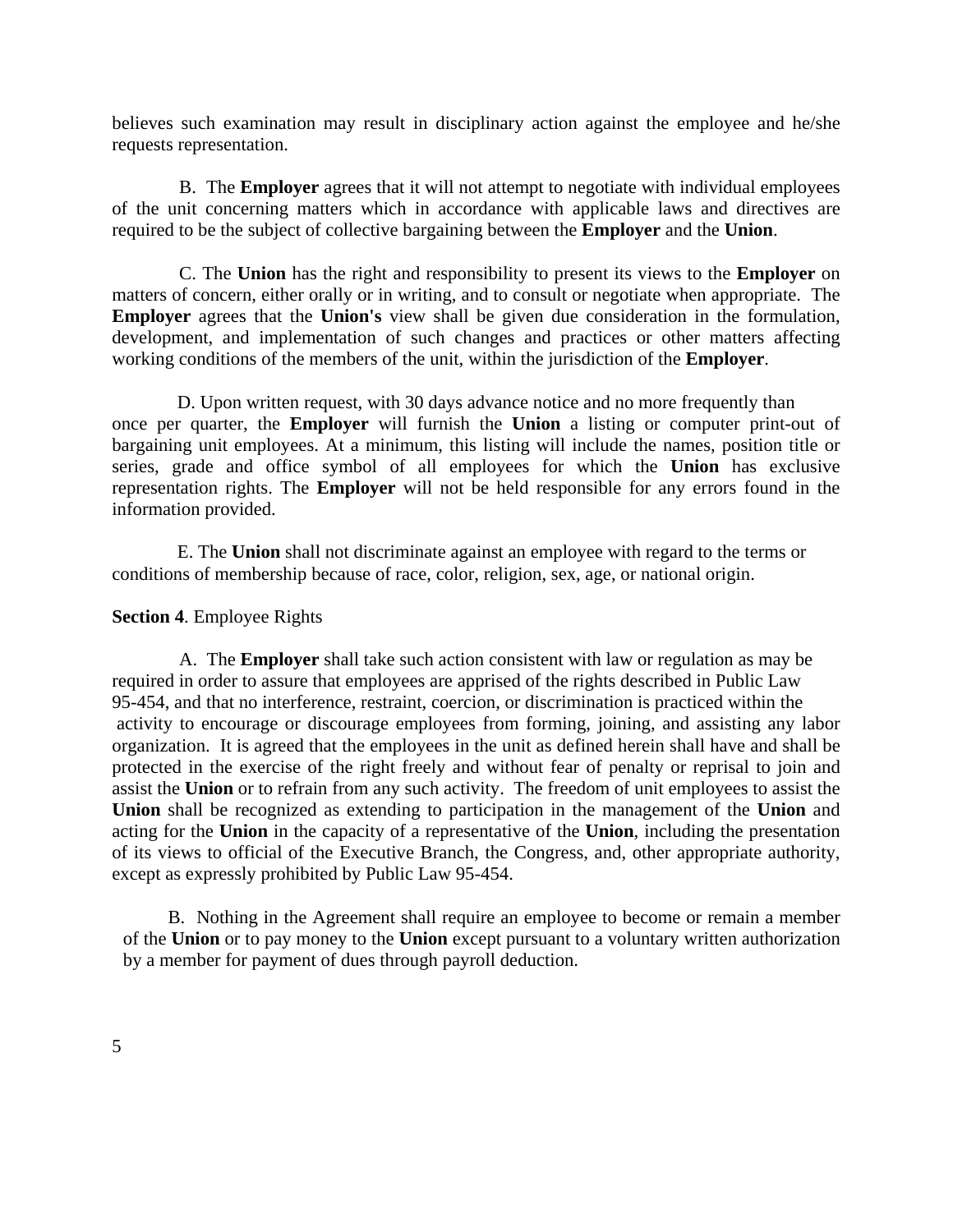believes such examination may result in disciplinary action against the employee and he/she requests representation.

B. The **Employer** agrees that it will not attempt to negotiate with individual employees of the unit concerning matters which in accordance with applicable laws and directives are required to be the subject of collective bargaining between the **Employer** and the **Union**.

C. The **Union** has the right and responsibility to present its views to the **Employer** on matters of concern, either orally or in writing, and to consult or negotiate when appropriate. The **Employer** agrees that the **Union's** view shall be given due consideration in the formulation, development, and implementation of such changes and practices or other matters affecting working conditions of the members of the unit, within the jurisdiction of the **Employer**.

D. Upon written request, with 30 days advance notice and no more frequently than once per quarter, the **Employer** will furnish the **Union** a listing or computer print-out of bargaining unit employees. At a minimum, this listing will include the names, position title or series, grade and office symbol of all employees for which the **Union** has exclusive representation rights. The **Employer** will not be held responsible for any errors found in the information provided.

E. The **Union** shall not discriminate against an employee with regard to the terms or conditions of membership because of race, color, religion, sex, age, or national origin.

**Section 4**. Employee Rights

A. The **Employer** shall take such action consistent with law or regulation as may be required in order to assure that employees are apprised of the rights described in Public Law 95-454, and that no interference, restraint, coercion, or discrimination is practiced within the activity to encourage or discourage employees from forming, joining, and assisting any labor organization. It is agreed that the employees in the unit as defined herein shall have and shall be protected in the exercise of the right freely and without fear of penalty or reprisal to join and assist the **Union** or to refrain from any such activity. The freedom of unit employees to assist the **Union** shall be recognized as extending to participation in the management of the **Union** and acting for the **Union** in the capacity of a representative of the **Union**, including the presentation of its views to official of the Executive Branch, the Congress, and, other appropriate authority, except as expressly prohibited by Public Law 95-454.

B. Nothing in the Agreement shall require an employee to become or remain a member of the **Union** or to pay money to the **Union** except pursuant to a voluntary written authorization by a member for payment of dues through payroll deduction.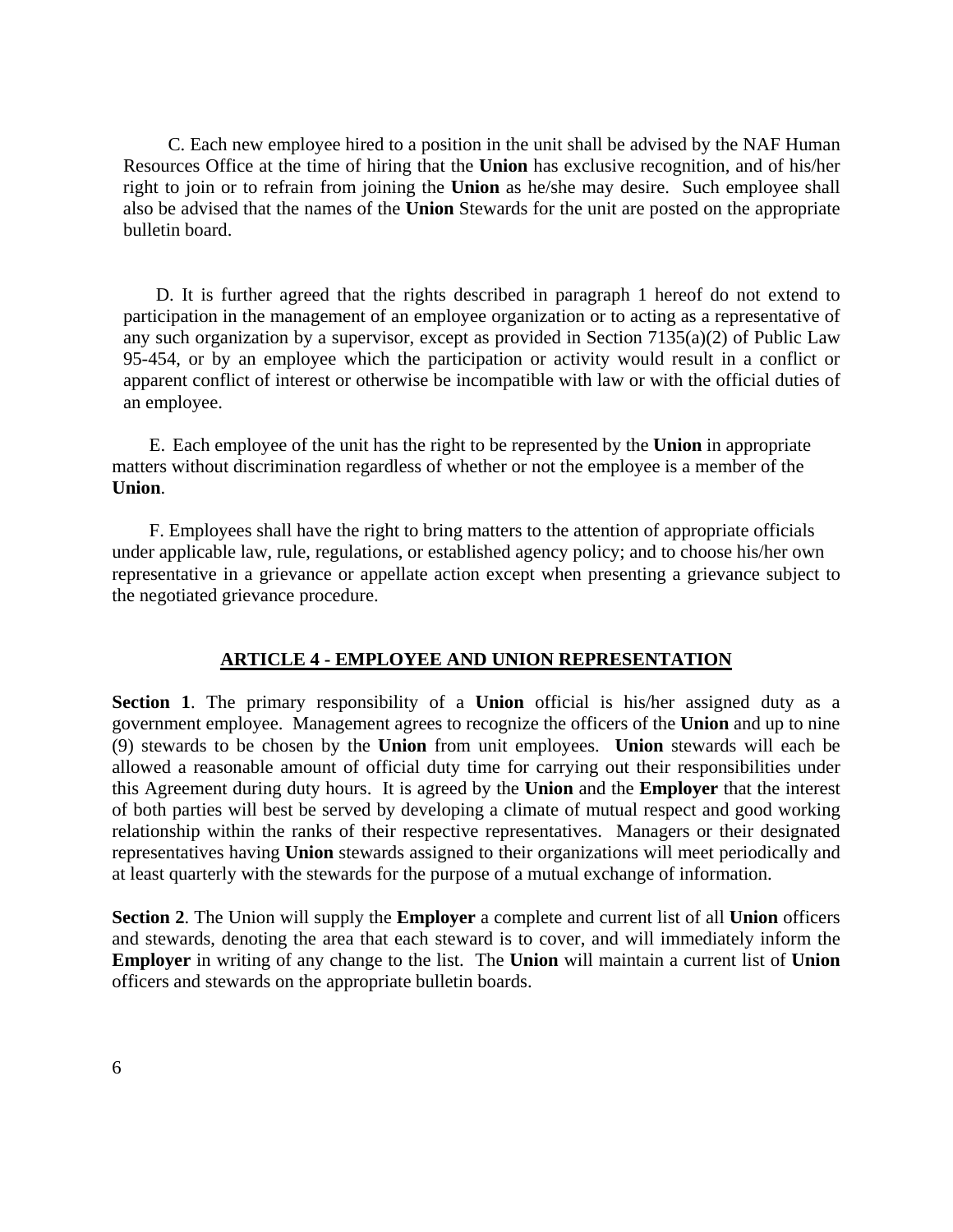C. Each new employee hired to a position in the unit shall be advised by the NAF Human Resources Office at the time of hiring that the **Union** has exclusive recognition, and of his/her right to join or to refrain from joining the **Union** as he/she may desire. Such employee shall also be advised that the names of the **Union** Stewards for the unit are posted on the appropriate bulletin board.

D. It is further agreed that the rights described in paragraph 1 hereof do not extend to participation in the management of an employee organization or to acting as a representative of any such organization by a supervisor, except as provided in Section 7135(a)(2) of Public Law 95-454, or by an employee which the participation or activity would result in a conflict or apparent conflict of interest or otherwise be incompatible with law or with the official duties of an employee.

E. Each employee of the unit has the right to be represented by the **Union** in appropriate matters without discrimination regardless of whether or not the employee is a member of the **Union**.

F. Employees shall have the right to bring matters to the attention of appropriate officials under applicable law, rule, regulations, or established agency policy; and to choose his/her own representative in a grievance or appellate action except when presenting a grievance subject to the negotiated grievance procedure.

## ARTICLE 4 - EMPLOYEE AND UNION REPRESENTATION

**Section 1**. The primary responsibility of a **Union** official is his/her assigned duty as a government employee. Management agrees to recognize the officers of the **Union** and up to nine (9) stewards to be chosen by the **Union** from unit employees. **Union** stewards will each be allowed a reasonable amount of official duty time for carrying out their responsibilities under this Agreement during duty hours. It is agreed by the **Union** and the **Employer** that the interest of both parties will best be served by developing a climate of mutual respect and good working relationship within the ranks of their respective representatives. Managers or their designated representatives having **Union** stewards assigned to their organizations will meet periodically and at least quarterly with the stewards for the purpose of a mutual exchange of information.

**Section 2**. The Union will supply the **Employer** a complete and current list of all **Union** officers and stewards, denoting the area that each steward is to cover, and will immediately inform the **Employer** in writing of any change to the list. The **Union** will maintain a current list of **Union** officers and stewards on the appropriate bulletin boards.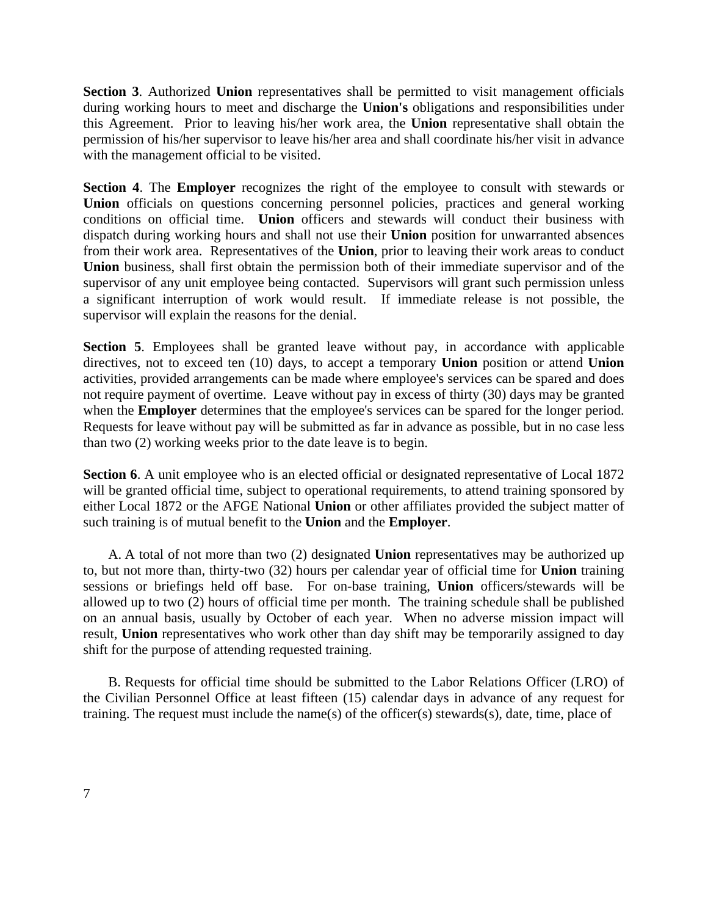**Section 3**. Authorized **Union** representatives shall be permitted to visit management officials during working hours to meet and discharge the **Union's** obligations and responsibilities under this Agreement. Prior to leaving his/her work area, the **Union** representative shall obtain the permission of his/her supervisor to leave his/her area and shall coordinate his/her visit in advance with the management official to be visited.

**Section 4**. The **Employer** recognizes the right of the employee to consult with stewards or **Union** officials on questions concerning personnel policies, practices and general working conditions on official time. **Union** officers and stewards will conduct their business with dispatch during working hours and shall not use their **Union** position for unwarranted absences from their work area. Representatives of the **Union**, prior to leaving their work areas to conduct **Union** business, shall first obtain the permission both of their immediate supervisor and of the supervisor of any unit employee being contacted. Supervisors will grant such permission unless a significant interruption of work would result. If immediate release is not possible, the supervisor will explain the reasons for the denial.

**Section 5**. Employees shall be granted leave without pay, in accordance with applicable directives, not to exceed ten (10) days, to accept a temporary **Union** position or attend **Union** activities, provided arrangements can be made where employee's services can be spared and does not require payment of overtime. Leave without pay in excess of thirty (30) days may be granted when the **Employer** determines that the employee's services can be spared for the longer period. Requests for leave without pay will be submitted as far in advance as possible, but in no case less than two (2) working weeks prior to the date leave is to begin.

**Section 6**. A unit employee who is an elected official or designated representative of Local 1872 will be granted official time, subject to operational requirements, to attend training sponsored by either Local 1872 or the AFGE National **Union** or other affiliates provided the subject matter of such training is of mutual benefit to the **Union** and the **Employer**.

A. A total of not more than two (2) designated **Union** representatives may be authorized up to, but not more than, thirty-two (32) hours per calendar year of official time for **Union** training sessions or briefings held off base. For on-base training, **Union** officers/stewards will be allowed up to two (2) hours of official time per month. The training schedule shall be published on an annual basis, usually by October of each year. When no adverse mission impact will result, **Union** representatives who work other than day shift may be temporarily assigned to day shift for the purpose of attending requested training.

B. Requests for official time should be submitted to the Labor Relations Officer (LRO) of the Civilian Personnel Office at least fifteen (15) calendar days in advance of any request for training. The request must include the name(s) of the officer(s) stewards(s), date, time, place of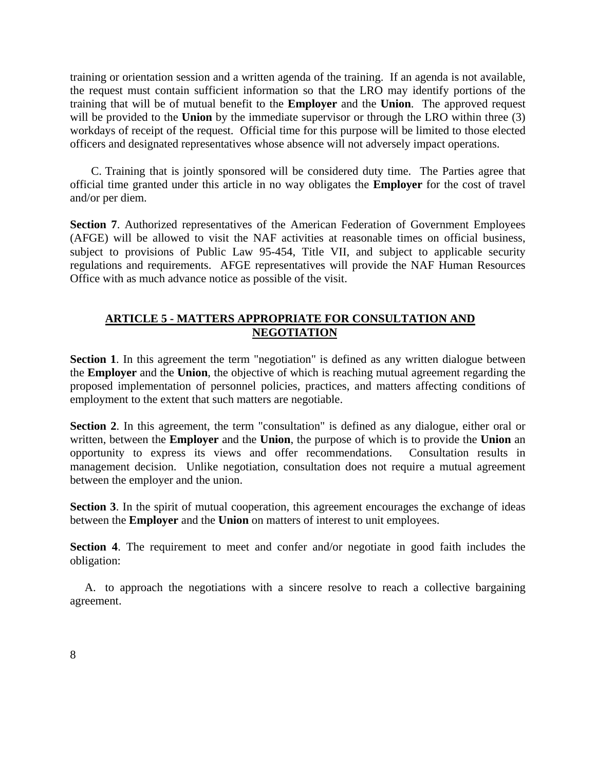training or orientation session and a written agenda of the training. If an agenda is not available, the request must contain sufficient information so that the LRO may identify portions of the training that will be of mutual benefit to the **Employer** and the **Union**. The approved request will be provided to the **Union** by the immediate supervisor or through the LRO within three (3) workdays of receipt of the request. Official time for this purpose will be limited to those elected officers and designated representatives whose absence will not adversely impact operations.

C. Training that is jointly sponsored will be considered duty time. The Parties agree that official time granted under this article in no way obligates the **Employer** for the cost of travel and/or per diem.

**Section 7**. Authorized representatives of the American Federation of Government Employees (AFGE) will be allowed to visit the NAF activities at reasonable times on official business, subject to provisions of Public Law 95-454, Title VII, and subject to applicable security regulations and requirements. AFGE representatives will provide the NAF Human Resources Office with as much advance notice as possible of the visit.

## ARTICLE 5 - MATTERS APPROPRIATE FOR CONSULTATION AND NEGOTIATION

**Section 1**. In this agreement the term "negotiation" is defined as any written dialogue between the **Employer** and the **Union**, the objective of which is reaching mutual agreement regarding the proposed implementation of personnel policies, practices, and matters affecting conditions of employment to the extent that such matters are negotiable.

**Section 2**. In this agreement, the term "consultation" is defined as any dialogue, either oral or written, between the **Employer** and the **Union**, the purpose of which is to provide the **Union** an opportunity to express its views and offer recommendations. Consultation results in management decision. Unlike negotiation, consultation does not require a mutual agreement between the employer and the union.

**Section 3**. In the spirit of mutual cooperation, this agreement encourages the exchange of ideas between the **Employer** and the **Union** on matters of interest to unit employees.

**Section 4**. The requirement to meet and confer and/or negotiate in good faith includes the obligation:

A. to approach the negotiations with a sincere resolve to reach a collective bargaining agreement.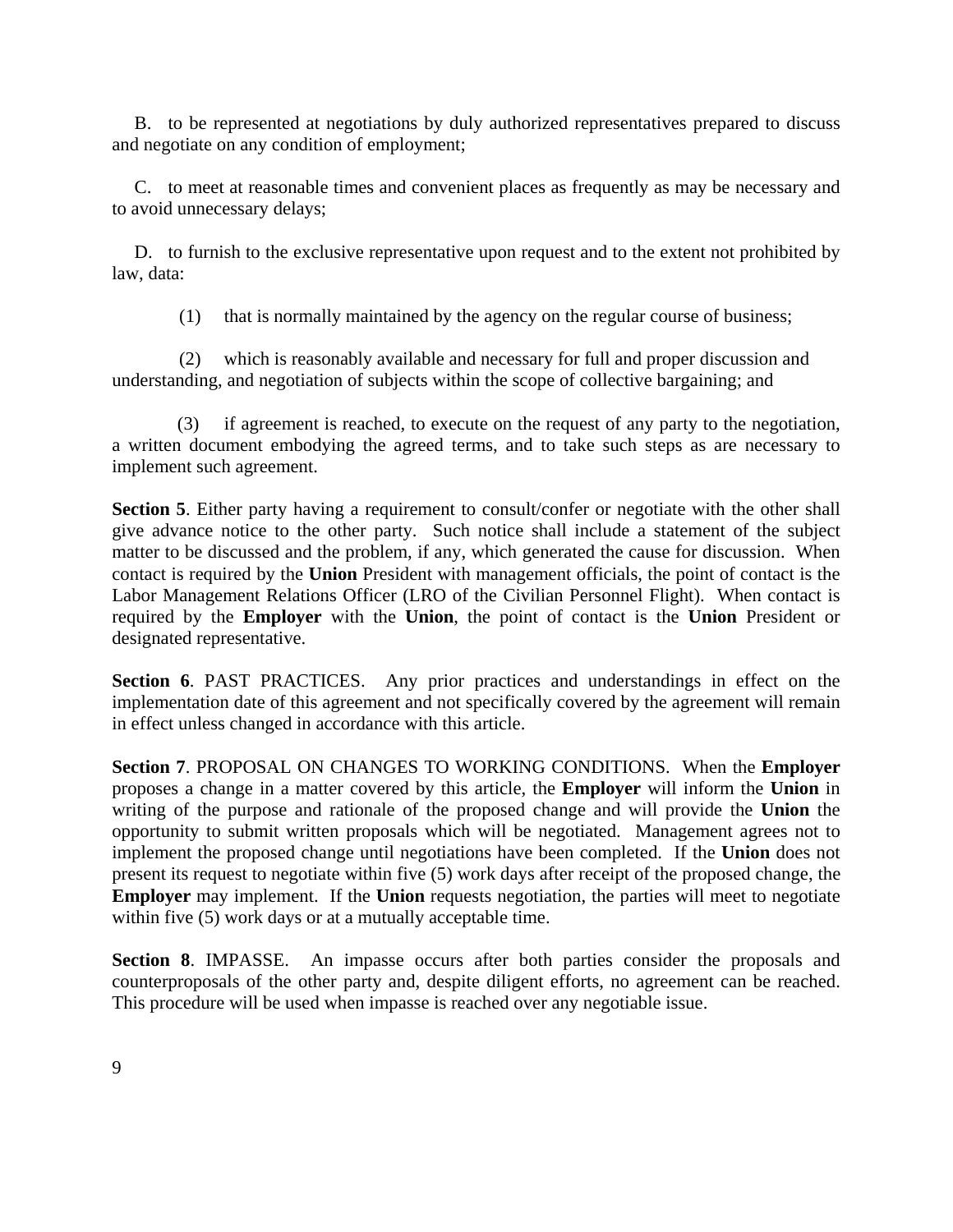B. to be represented at negotiations by duly authorized representatives prepared to discuss and negotiate on any condition of employment;

C. to meet at reasonable times and convenient places as frequently as may be necessary and to avoid unnecessary delays;

D. to furnish to the exclusive representative upon request and to the extent not prohibited by law, data:

(1) that is normally maintained by the agency on the regular course of business;

(2) which is reasonably available and necessary for full and proper discussion and understanding, and negotiation of subjects within the scope of collective bargaining; and

(3) if agreement is reached, to execute on the request of any party to the negotiation, a written document embodying the agreed terms, and to take such steps as are necessary to implement such agreement.

**Section 5**. Either party having a requirement to consult/confer or negotiate with the other shall give advance notice to the other party. Such notice shall include a statement of the subject matter to be discussed and the problem, if any, which generated the cause for discussion. When contact is required by the **Union** President with management officials, the point of contact is the Labor Management Relations Officer (LRO of the Civilian Personnel Flight). When contact is required by the **Employer** with the **Union**, the point of contact is the **Union** President or designated representative.

**Section 6**. PAST PRACTICES. Any prior practices and understandings in effect on the implementation date of this agreement and not specifically covered by the agreement will remain in effect unless changed in accordance with this article.

**Section 7**. PROPOSAL ON CHANGES TO WORKING CONDITIONS. When the **Employer** proposes a change in a matter covered by this article, the **Employer** will inform the **Union** in writing of the purpose and rationale of the proposed change and will provide the **Union** the opportunity to submit written proposals which will be negotiated. Management agrees not to implement the proposed change until negotiations have been completed. If the **Union** does not present its request to negotiate within five (5) work days after receipt of the proposed change, the **Employer** may implement. If the **Union** requests negotiation, the parties will meet to negotiate within five (5) work days or at a mutually acceptable time.

**Section 8**. IMPASSE. An impasse occurs after both parties consider the proposals and counterproposals of the other party and, despite diligent efforts, no agreement can be reached. This procedure will be used when impasse is reached over any negotiable issue.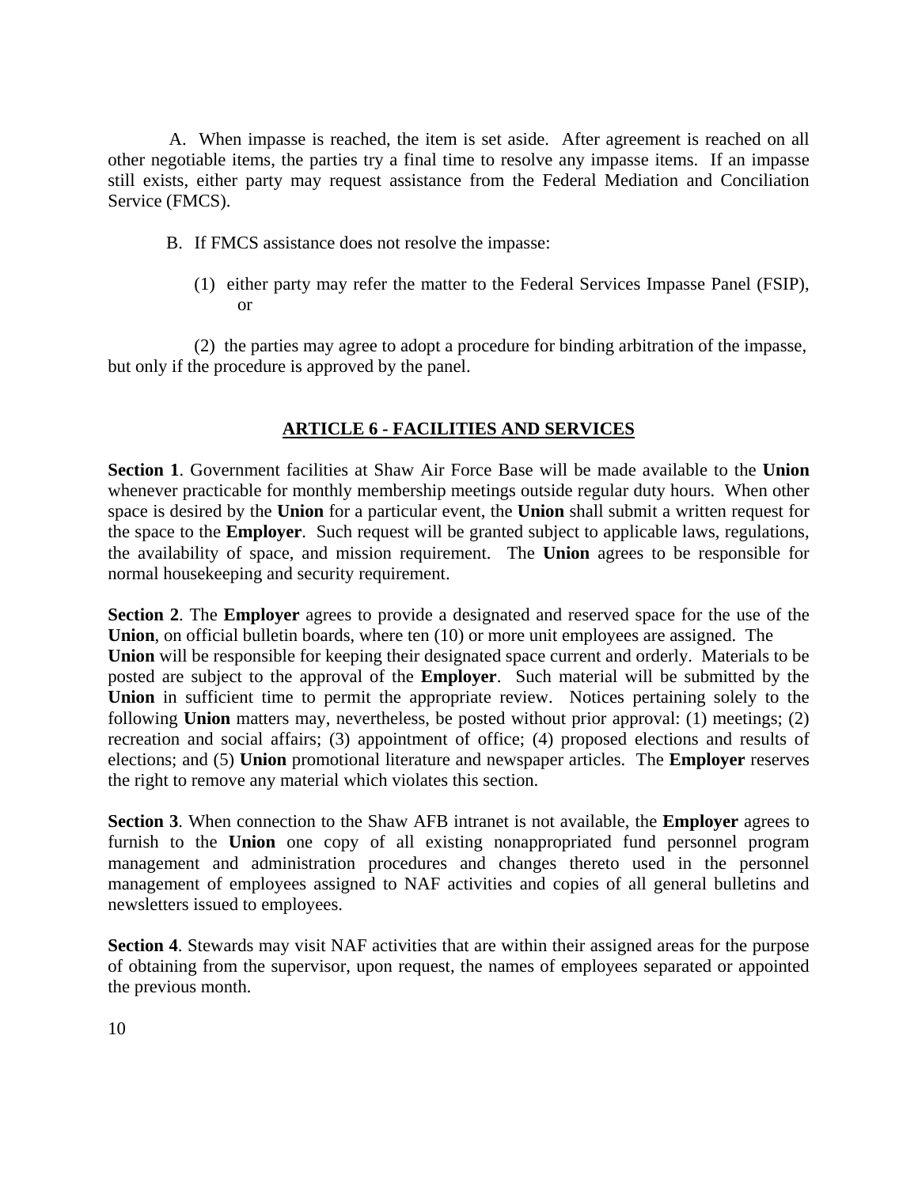A. When impasse is reached, the item is set aside. After agreement is reached on all other negotiable items, the parties try a final time to resolve any impasse items. If an impasse still exists, either party may request assistance from the Federal Mediation and Conciliation Service (FMCS).

B. If FMCS assistance does not resolve the impasse:

(1) either party may refer the matter to the Federal Services Impasse Panel (FSIP), or

(2) the parties may agree to adopt a procedure for binding arbitration of the impasse, but only if the procedure is approved by the panel.

## ARTICLE 6 - FACILITIES AND SERVICES

**Section 1**. Government facilities at Shaw Air Force Base will be made available to the **Union** whenever practicable for monthly membership meetings outside regular duty hours. When other space is desired by the **Union** for a particular event, the **Union** shall submit a written request for the space to the **Employer**. Such request will be granted subject to applicable laws, regulations, the availability of space, and mission requirement. The **Union** agrees to be responsible for normal housekeeping and security requirement.

**Section 2**. The **Employer** agrees to provide a designated and reserved space for the use of the **Union**, on official bulletin boards, where ten (10) or more unit employees are assigned. The **Union** will be responsible for keeping their designated space current and orderly. Materials to be posted are subject to the approval of the **Employer**. Such material will be submitted by the **Union** in sufficient time to permit the appropriate review. Notices pertaining solely to the following **Union** matters may, nevertheless, be posted without prior approval: (1) meetings; (2) recreation and social affairs; (3) appointment of office; (4) proposed elections and results of elections; and (5) **Union** promotional literature and newspaper articles. The **Employer** reserves the right to remove any material which violates this section.

**Section 3**. When connection to the Shaw AFB intranet is not available, the **Employer** agrees to furnish to the **Union** one copy of all existing nonappropriated fund personnel program management and administration procedures and changes thereto used in the personnel management of employees assigned to NAF activities and copies of all general bulletins and newsletters issued to employees.

**Section 4**. Stewards may visit NAF activities that are within their assigned areas for the purpose of obtaining from the supervisor, upon request, the names of employees separated or appointed the previous month.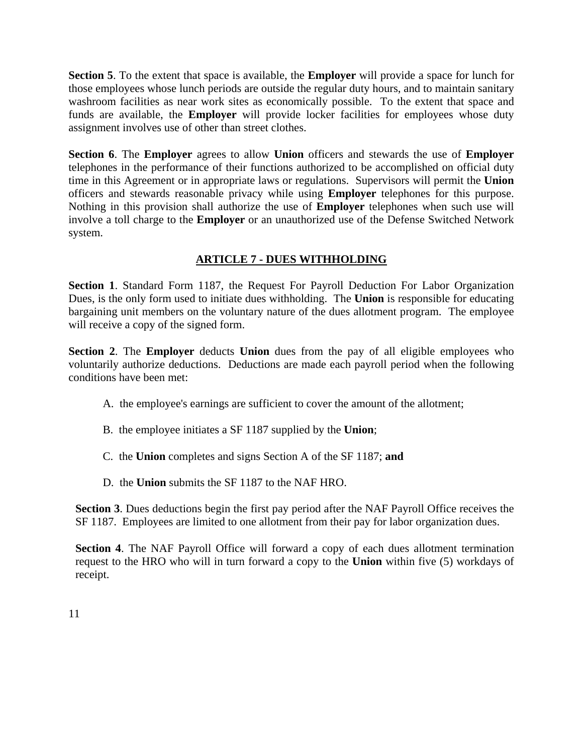**Section 5**. To the extent that space is available, the **Employer** will provide a space for lunch for those employees whose lunch periods are outside the regular duty hours, and to maintain sanitary washroom facilities as near work sites as economically possible. To the extent that space and funds are available, the **Employer** will provide locker facilities for employees whose duty assignment involves use of other than street clothes.

**Section 6**. The **Employer** agrees to allow **Union** officers and stewards the use of **Employer** telephones in the performance of their functions authorized to be accomplished on official duty time in this Agreement or in appropriate laws or regulations. Supervisors will permit the **Union** officers and stewards reasonable privacy while using **Employer** telephones for this purpose. Nothing in this provision shall authorize the use of **Employer** telephones when such use will involve a toll charge to the **Employer** or an unauthorized use of the Defense Switched Network system.

## ARTICLE 7 - DUES WITHHOLDING

**Section 1**. Standard Form 1187, the Request For Payroll Deduction For Labor Organization Dues, is the only form used to initiate dues withholding. The **Union** is responsible for educating bargaining unit members on the voluntary nature of the dues allotment program. The employee will receive a copy of the signed form.

**Section 2**. The **Employer** deducts **Union** dues from the pay of all eligible employees who voluntarily authorize deductions. Deductions are made each payroll period when the following conditions have been met:

A. the employee's earnings are sufficient to cover the amount of the allotment;

B. the employee initiates a SF 1187 supplied by the **Union**;

C. the **Union** completes and signs Section A of the SF 1187; **and**

D. the **Union** submits the SF 1187 to the NAF HRO.

**Section 3**. Dues deductions begin the first pay period after the NAF Payroll Office receives the SF 1187. Employees are limited to one allotment from their pay for labor organization dues.

**Section 4**. The NAF Payroll Office will forward a copy of each dues allotment termination request to the HRO who will in turn forward a copy to the **Union** within five (5) workdays of receipt.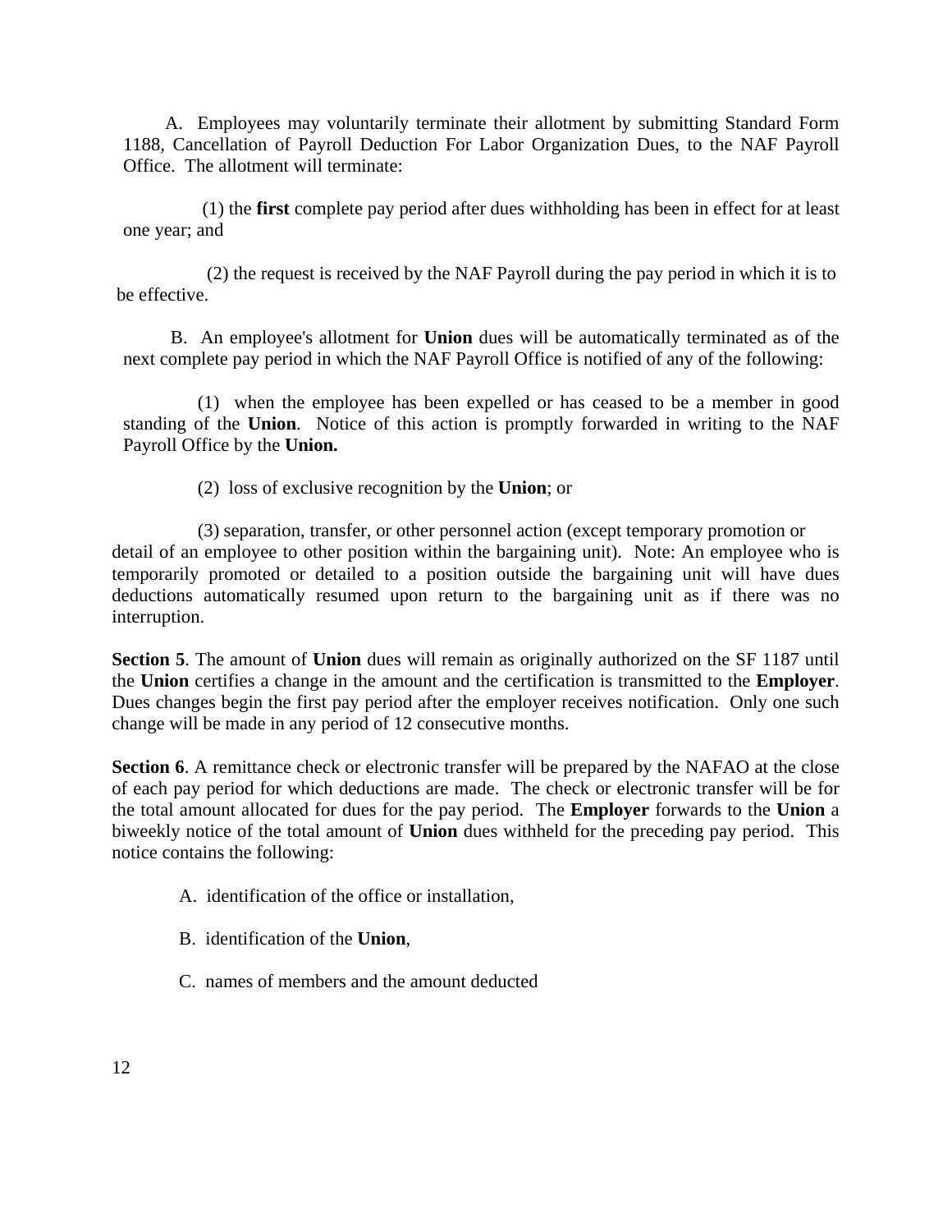A. Employees may voluntarily terminate their allotment by submitting Standard Form 1188, Cancellation of Payroll Deduction For Labor Organization Dues, to the NAF Payroll Office. The allotment will terminate:

(1) the **first** complete pay period after dues withholding has been in effect for at least one year; and

(2) the request is received by the NAF Payroll during the pay period in which it is to be effective.

B. An employee's allotment for **Union** dues will be automatically terminated as of the next complete pay period in which the NAF Payroll Office is notified of any of the following:

(1) when the employee has been expelled or has ceased to be a member in good standing of the **Union**. Notice of this action is promptly forwarded in writing to the NAF Payroll Office by the **Union.**

(2) loss of exclusive recognition by the **Union**; or

(3) separation, transfer, or other personnel action (except temporary promotion or detail of an employee to other position within the bargaining unit). Note: An employee who is temporarily promoted or detailed to a position outside the bargaining unit will have dues deductions automatically resumed upon return to the bargaining unit as if there was no interruption.

**Section 5**. The amount of **Union** dues will remain as originally authorized on the SF 1187 until the **Union** certifies a change in the amount and the certification is transmitted to the **Employer**. Dues changes begin the first pay period after the employer receives notification. Only one such change will be made in any period of 12 consecutive months.

**Section 6**. A remittance check or electronic transfer will be prepared by the NAFAO at the close of each pay period for which deductions are made. The check or electronic transfer will be for the total amount allocated for dues for the pay period. The **Employer** forwards to the **Union** a biweekly notice of the total amount of **Union** dues withheld for the preceding pay period. This notice contains the following:

A. identification of the office or installation,

B. identification of the **Union**,

C. names of members and the amount deducted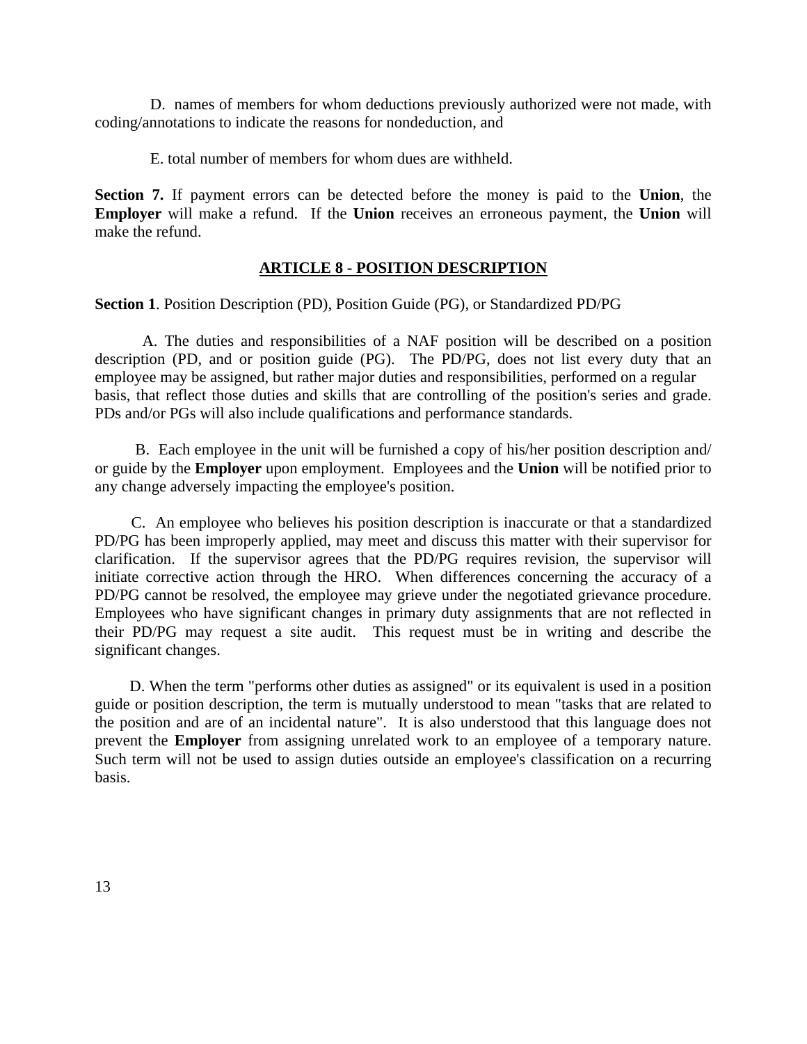D. names of members for whom deductions previously authorized were not made, with coding/annotations to indicate the reasons for nondeduction, and

E. total number of members for whom dues are withheld.

**Section 7.** If payment errors can be detected before the money is paid to the **Union**, the **Employer** will make a refund. If the **Union** receives an erroneous payment, the **Union** will make the refund.

## ARTICLE 8 - POSITION DESCRIPTION

**Section 1**. Position Description (PD), Position Guide (PG), or Standardized PD/PG

A. The duties and responsibilities of a NAF position will be described on a position description (PD, and or position guide (PG). The PD/PG, does not list every duty that an employee may be assigned, but rather major duties and responsibilities, performed on a regular basis, that reflect those duties and skills that are controlling of the position's series and grade. PDs and/or PGs will also include qualifications and performance standards.

B. Each employee in the unit will be furnished a copy of his/her position description and/ or guide by the **Employer** upon employment. Employees and the **Union** will be notified prior to any change adversely impacting the employee's position.

C. An employee who believes his position description is inaccurate or that a standardized PD/PG has been improperly applied, may meet and discuss this matter with their supervisor for clarification. If the supervisor agrees that the PD/PG requires revision, the supervisor will initiate corrective action through the HRO. When differences concerning the accuracy of a PD/PG cannot be resolved, the employee may grieve under the negotiated grievance procedure. Employees who have significant changes in primary duty assignments that are not reflected in their PD/PG may request a site audit. This request must be in writing and describe the significant changes.

D. When the term "performs other duties as assigned" or its equivalent is used in a position guide or position description, the term is mutually understood to mean "tasks that are related to the position and are of an incidental nature". It is also understood that this language does not prevent the **Employer** from assigning unrelated work to an employee of a temporary nature. Such term will not be used to assign duties outside an employee's classification on a recurring basis.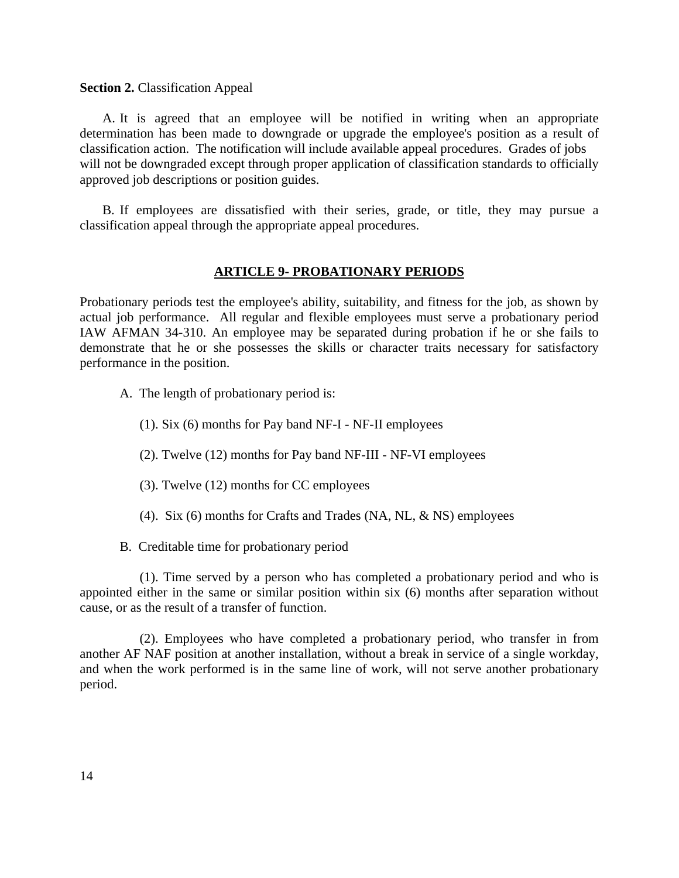**Section 2.** Classification Appeal

A. It is agreed that an employee will be notified in writing when an appropriate determination has been made to downgrade or upgrade the employee's position as a result of classification action. The notification will include available appeal procedures. Grades of jobs will not be downgraded except through proper application of classification standards to officially approved job descriptions or position guides.

B. If employees are dissatisfied with their series, grade, or title, they may pursue a classification appeal through the appropriate appeal procedures.

## ARTICLE 9- PROBATIONARY PERIODS

Probationary periods test the employee's ability, suitability, and fitness for the job, as shown by actual job performance. All regular and flexible employees must serve a probationary period IAW AFMAN 34-310. An employee may be separated during probation if he or she fails to demonstrate that he or she possesses the skills or character traits necessary for satisfactory performance in the position.

A. The length of probationary period is:

(1). Six (6) months for Pay band NF-I - NF-II employees

(2). Twelve (12) months for Pay band NF-III - NF-VI employees

(3). Twelve (12) months for CC employees

(4). Six (6) months for Crafts and Trades (NA, NL, & NS) employees

B. Creditable time for probationary period

(1). Time served by a person who has completed a probationary period and who is appointed either in the same or similar position within six (6) months after separation without cause, or as the result of a transfer of function.

(2). Employees who have completed a probationary period, who transfer in from another AF NAF position at another installation, without a break in service of a single workday, and when the work performed is in the same line of work, will not serve another probationary period.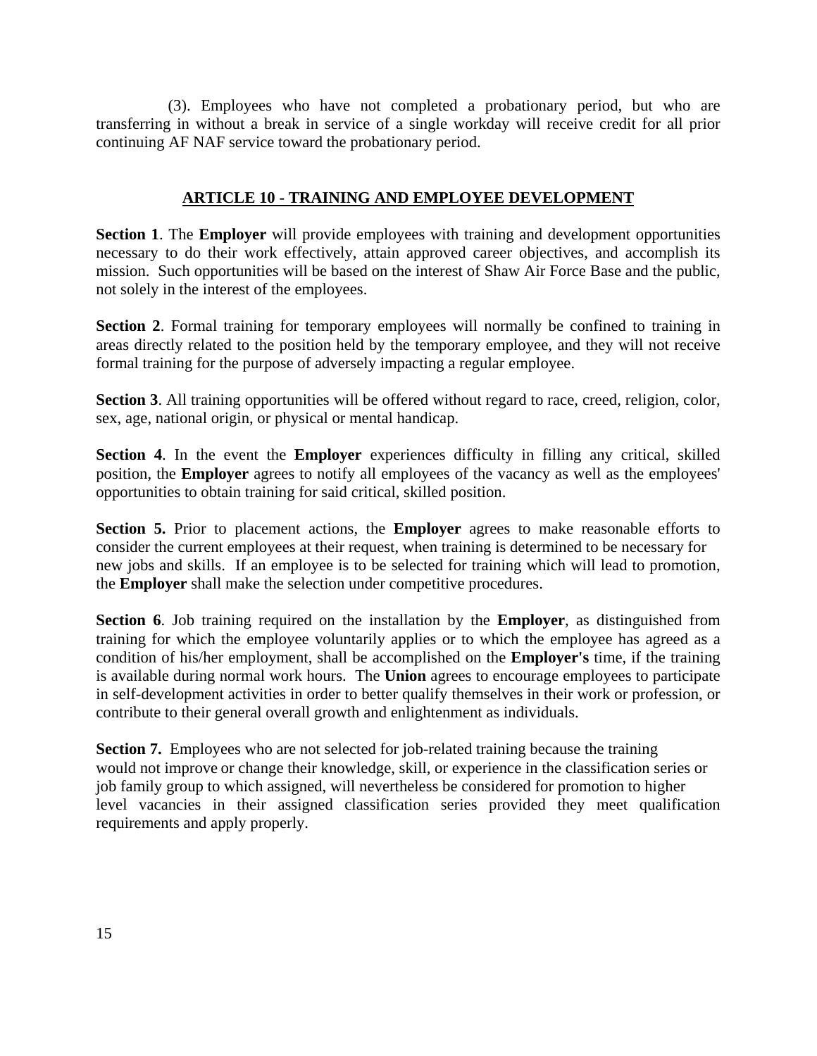(3). Employees who have not completed a probationary period, but who are transferring in without a break in service of a single workday will receive credit for all prior continuing AF NAF service toward the probationary period.

## ARTICLE 10 - TRAINING AND EMPLOYEE DEVELOPMENT

**Section 1**. The **Employer** will provide employees with training and development opportunities necessary to do their work effectively, attain approved career objectives, and accomplish its mission. Such opportunities will be based on the interest of Shaw Air Force Base and the public, not solely in the interest of the employees.

**Section 2**. Formal training for temporary employees will normally be confined to training in areas directly related to the position held by the temporary employee, and they will not receive formal training for the purpose of adversely impacting a regular employee.

**Section 3**. All training opportunities will be offered without regard to race, creed, religion, color, sex, age, national origin, or physical or mental handicap.

**Section 4**. In the event the **Employer** experiences difficulty in filling any critical, skilled position, the **Employer** agrees to notify all employees of the vacancy as well as the employees' opportunities to obtain training for said critical, skilled position.

**Section 5.** Prior to placement actions, the **Employer** agrees to make reasonable efforts to consider the current employees at their request, when training is determined to be necessary for new jobs and skills. If an employee is to be selected for training which will lead to promotion, the **Employer** shall make the selection under competitive procedures.

**Section 6**. Job training required on the installation by the **Employer**, as distinguished from training for which the employee voluntarily applies or to which the employee has agreed as a condition of his/her employment, shall be accomplished on the **Employer's** time, if the training is available during normal work hours. The **Union** agrees to encourage employees to participate in self-development activities in order to better qualify themselves in their work or profession, or contribute to their general overall growth and enlightenment as individuals.

**Section 7.** Employees who are not selected for job-related training because the training would not improve or change their knowledge, skill, or experience in the classification series or job family group to which assigned, will nevertheless be considered for promotion to higher level vacancies in their assigned classification series provided they meet qualification requirements and apply properly.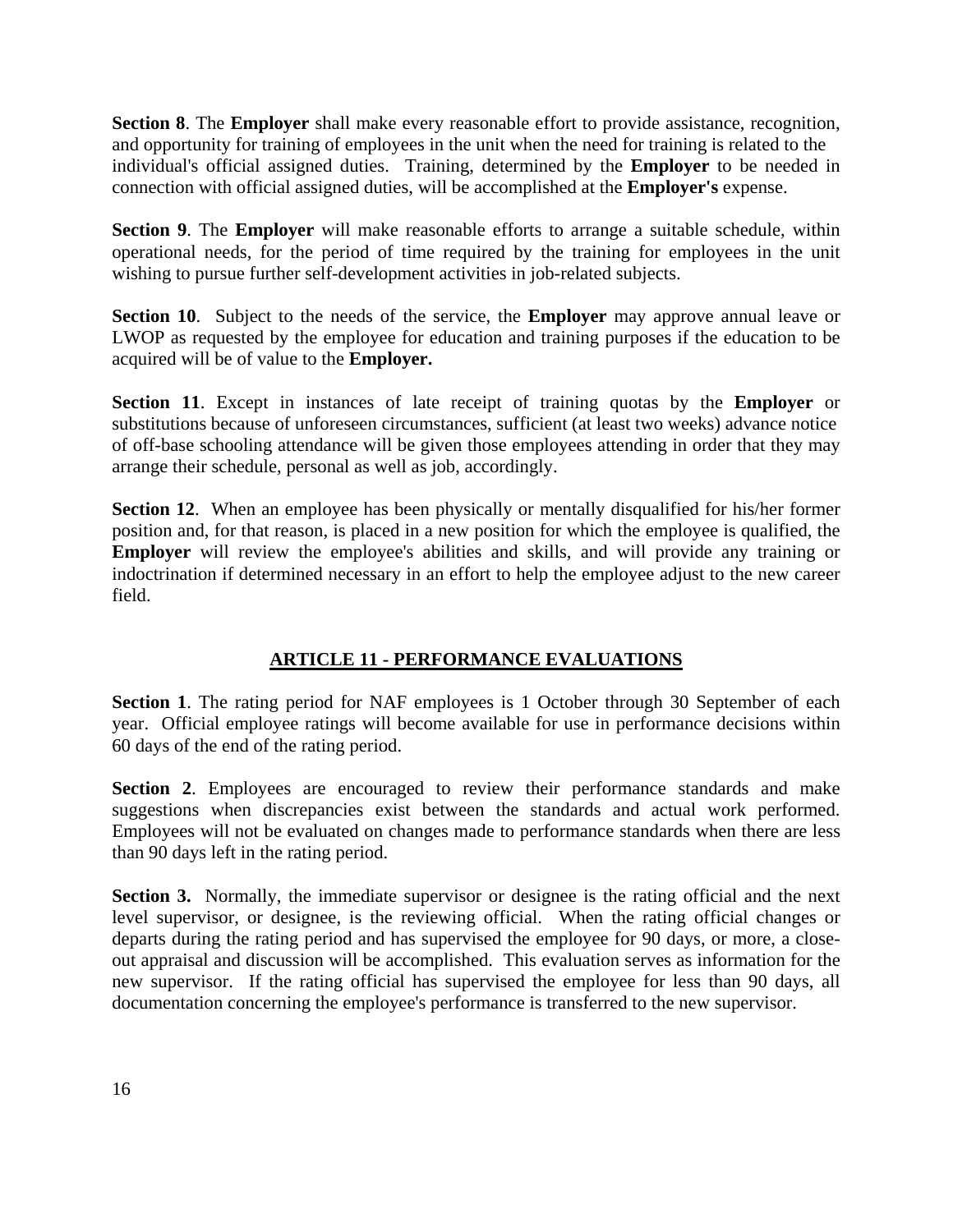**Section 8**. The **Employer** shall make every reasonable effort to provide assistance, recognition, and opportunity for training of employees in the unit when the need for training is related to the individual's official assigned duties. Training, determined by the **Employer** to be needed in connection with official assigned duties, will be accomplished at the **Employer's** expense.

**Section 9**. The **Employer** will make reasonable efforts to arrange a suitable schedule, within operational needs, for the period of time required by the training for employees in the unit wishing to pursue further self-development activities in job-related subjects.

**Section 10**. Subject to the needs of the service, the **Employer** may approve annual leave or LWOP as requested by the employee for education and training purposes if the education to be acquired will be of value to the **Employer.**

**Section 11**. Except in instances of late receipt of training quotas by the **Employer** or substitutions because of unforeseen circumstances, sufficient (at least two weeks) advance notice of off-base schooling attendance will be given those employees attending in order that they may arrange their schedule, personal as well as job, accordingly.

**Section 12**. When an employee has been physically or mentally disqualified for his/her former position and, for that reason, is placed in a new position for which the employee is qualified, the **Employer** will review the employee's abilities and skills, and will provide any training or indoctrination if determined necessary in an effort to help the employee adjust to the new career field.

## ARTICLE 11 - PERFORMANCE EVALUATIONS

**Section 1**. The rating period for NAF employees is 1 October through 30 September of each year. Official employee ratings will become available for use in performance decisions within 60 days of the end of the rating period.

**Section 2**. Employees are encouraged to review their performance standards and make suggestions when discrepancies exist between the standards and actual work performed. Employees will not be evaluated on changes made to performance standards when there are less than 90 days left in the rating period.

**Section 3.** Normally, the immediate supervisor or designee is the rating official and the next level supervisor, or designee, is the reviewing official. When the rating official changes or departs during the rating period and has supervised the employee for 90 days, or more, a close-out appraisal and discussion will be accomplished. This evaluation serves as information for the new supervisor. If the rating official has supervised the employee for less than 90 days, all documentation concerning the employee's performance is transferred to the new supervisor.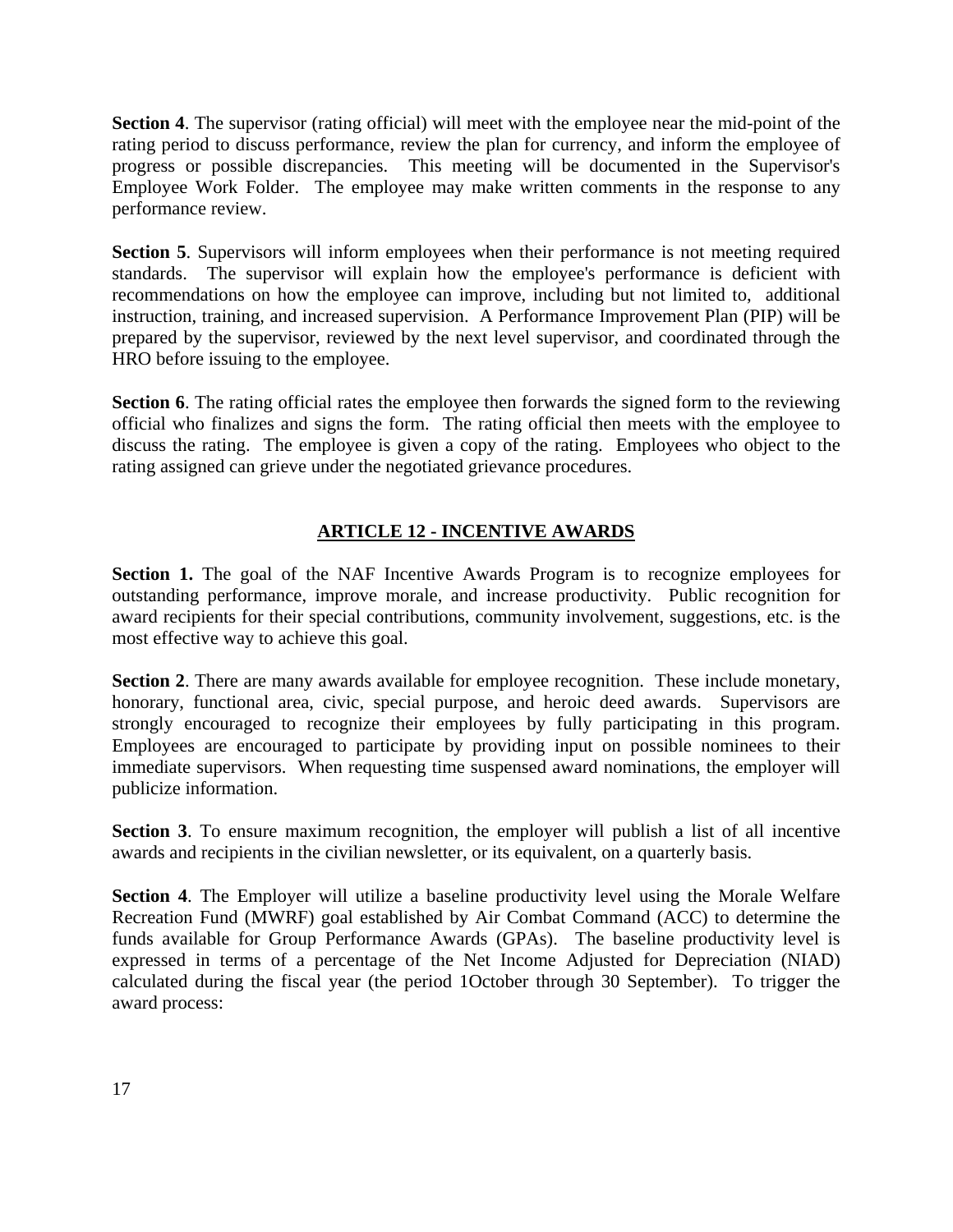**Section 4**. The supervisor (rating official) will meet with the employee near the mid-point of the rating period to discuss performance, review the plan for currency, and inform the employee of progress or possible discrepancies. This meeting will be documented in the Supervisor's Employee Work Folder. The employee may make written comments in the response to any performance review.

**Section 5**. Supervisors will inform employees when their performance is not meeting required standards. The supervisor will explain how the employee's performance is deficient with recommendations on how the employee can improve, including but not limited to, additional instruction, training, and increased supervision. A Performance Improvement Plan (PIP) will be prepared by the supervisor, reviewed by the next level supervisor, and coordinated through the HRO before issuing to the employee.

**Section 6**. The rating official rates the employee then forwards the signed form to the reviewing official who finalizes and signs the form. The rating official then meets with the employee to discuss the rating. The employee is given a copy of the rating. Employees who object to the rating assigned can grieve under the negotiated grievance procedures.

## ARTICLE 12 - INCENTIVE AWARDS

**Section 1.** The goal of the NAF Incentive Awards Program is to recognize employees for outstanding performance, improve morale, and increase productivity. Public recognition for award recipients for their special contributions, community involvement, suggestions, etc. is the most effective way to achieve this goal.

**Section 2**. There are many awards available for employee recognition. These include monetary, honorary, functional area, civic, special purpose, and heroic deed awards. Supervisors are strongly encouraged to recognize their employees by fully participating in this program. Employees are encouraged to participate by providing input on possible nominees to their immediate supervisors. When requesting time suspensed award nominations, the employer will publicize information.

**Section 3**. To ensure maximum recognition, the employer will publish a list of all incentive awards and recipients in the civilian newsletter, or its equivalent, on a quarterly basis.

**Section 4**. The Employer will utilize a baseline productivity level using the Morale Welfare Recreation Fund (MWRF) goal established by Air Combat Command (ACC) to determine the funds available for Group Performance Awards (GPAs). The baseline productivity level is expressed in terms of a percentage of the Net Income Adjusted for Depreciation (NIAD) calculated during the fiscal year (the period 1October through 30 September). To trigger the award process: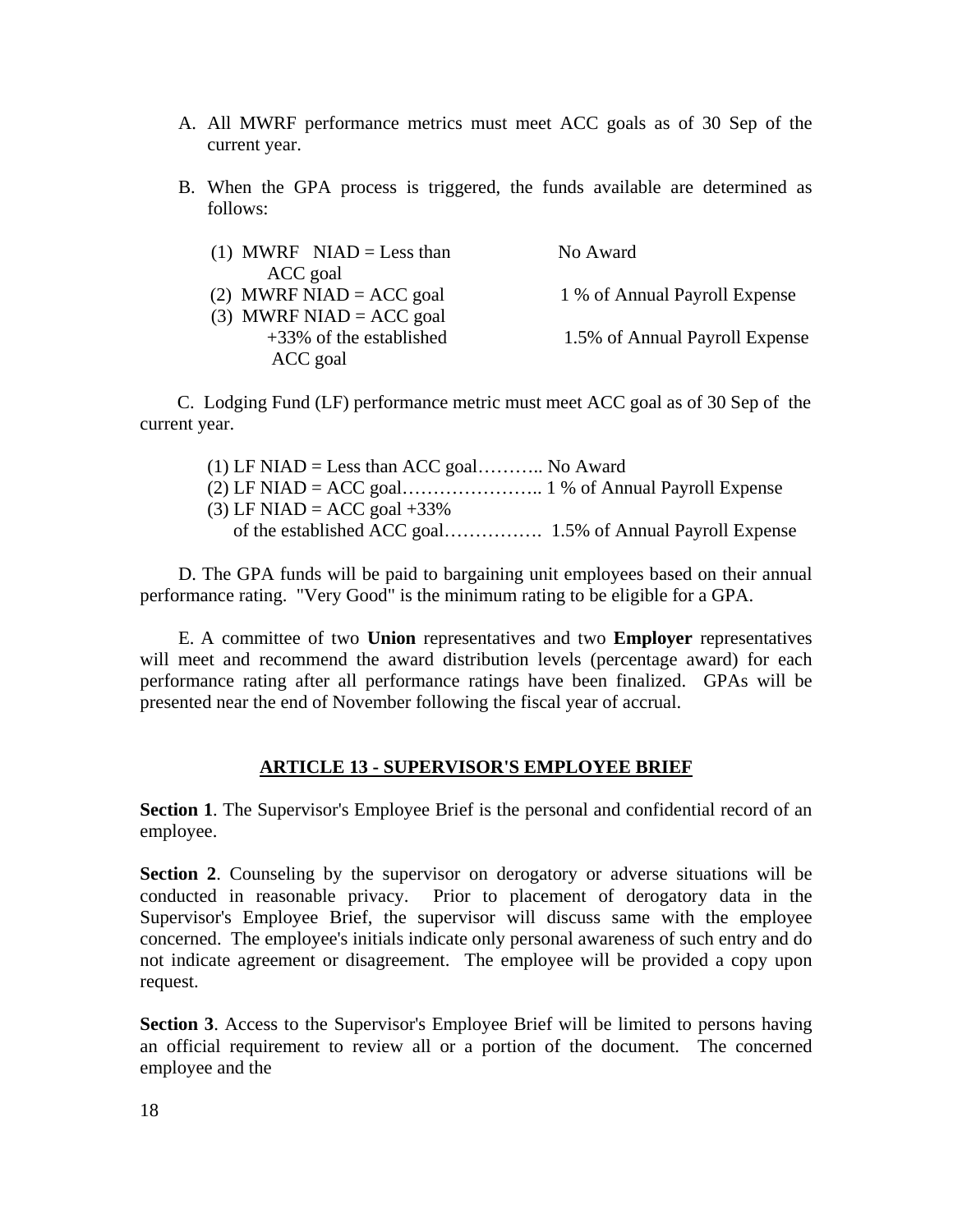A. All MWRF performance metrics must meet ACC goals as of 30 Sep of the current year.

B. When the GPA process is triggered, the funds available are determined as follows:

| | |
|---|---|
| (1) MWRF NIAD = Less than ACC goal | No Award |
| (2) MWRF NIAD = ACC goal | 1 % of Annual Payroll Expense |
| (3) MWRF NIAD = ACC goal +33% of the established ACC goal | 1.5% of Annual Payroll Expense |

C. Lodging Fund (LF) performance metric must meet ACC goal as of 30 Sep of the current year.

(1) LF NIAD = Less than ACC goal……….. No Award
(2) LF NIAD = ACC goal………………….. 1 % of Annual Payroll Expense
(3) LF NIAD = ACC goal +33% of the established ACC goal……………. 1.5% of Annual Payroll Expense

D. The GPA funds will be paid to bargaining unit employees based on their annual performance rating. "Very Good" is the minimum rating to be eligible for a GPA.

E. A committee of two **Union** representatives and two **Employer** representatives will meet and recommend the award distribution levels (percentage award) for each performance rating after all performance ratings have been finalized. GPAs will be presented near the end of November following the fiscal year of accrual.

## ARTICLE 13 - SUPERVISOR'S EMPLOYEE BRIEF

**Section 1**. The Supervisor's Employee Brief is the personal and confidential record of an employee.

**Section 2**. Counseling by the supervisor on derogatory or adverse situations will be conducted in reasonable privacy. Prior to placement of derogatory data in the Supervisor's Employee Brief, the supervisor will discuss same with the employee concerned. The employee's initials indicate only personal awareness of such entry and do not indicate agreement or disagreement. The employee will be provided a copy upon request.

**Section 3**. Access to the Supervisor's Employee Brief will be limited to persons having an official requirement to review all or a portion of the document. The concerned employee and the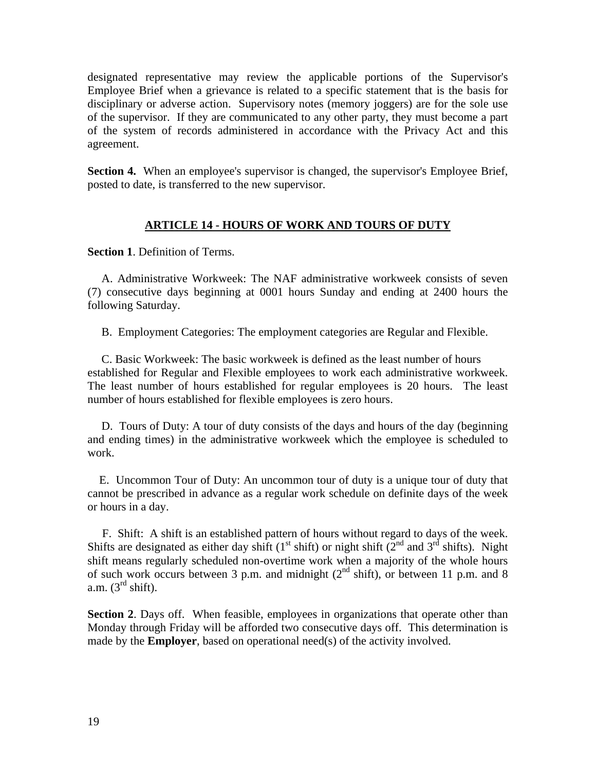designated representative may review the applicable portions of the Supervisor's Employee Brief when a grievance is related to a specific statement that is the basis for disciplinary or adverse action. Supervisory notes (memory joggers) are for the sole use of the supervisor. If they are communicated to any other party, they must become a part of the system of records administered in accordance with the Privacy Act and this agreement.

**Section 4.** When an employee's supervisor is changed, the supervisor's Employee Brief, posted to date, is transferred to the new supervisor.

## ARTICLE 14 - HOURS OF WORK AND TOURS OF DUTY

**Section 1**. Definition of Terms.

A. Administrative Workweek: The NAF administrative workweek consists of seven (7) consecutive days beginning at 0001 hours Sunday and ending at 2400 hours the following Saturday.

B. Employment Categories: The employment categories are Regular and Flexible.

C. Basic Workweek: The basic workweek is defined as the least number of hours established for Regular and Flexible employees to work each administrative workweek. The least number of hours established for regular employees is 20 hours. The least number of hours established for flexible employees is zero hours.

D. Tours of Duty: A tour of duty consists of the days and hours of the day (beginning and ending times) in the administrative workweek which the employee is scheduled to work.

E. Uncommon Tour of Duty: An uncommon tour of duty is a unique tour of duty that cannot be prescribed in advance as a regular work schedule on definite days of the week or hours in a day.

F. Shift: A shift is an established pattern of hours without regard to days of the week. Shifts are designated as either day shift (1st shift) or night shift (2nd and 3rd shifts). Night shift means regularly scheduled non-overtime work when a majority of the whole hours of such work occurs between 3 p.m. and midnight (2nd shift), or between 11 p.m. and 8 a.m. (3rd shift).

**Section 2**. Days off. When feasible, employees in organizations that operate other than Monday through Friday will be afforded two consecutive days off. This determination is made by the **Employer**, based on operational need(s) of the activity involved.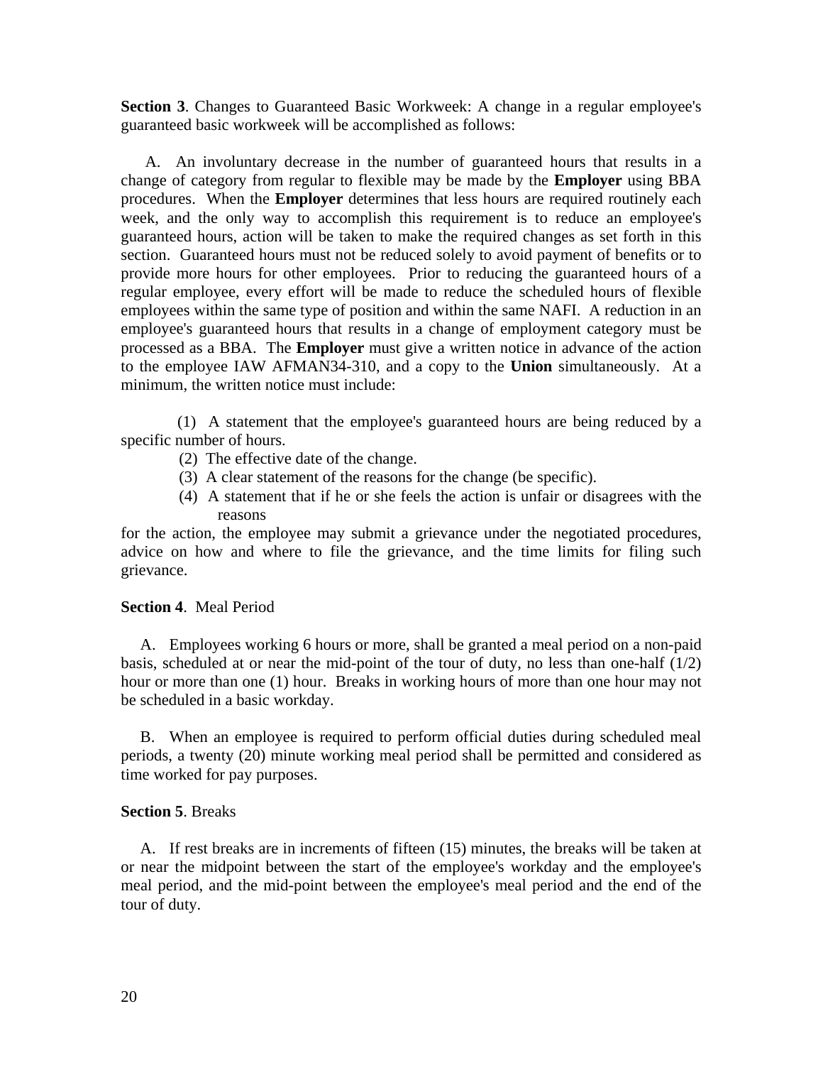**Section 3**. Changes to Guaranteed Basic Workweek: A change in a regular employee's guaranteed basic workweek will be accomplished as follows:

A. An involuntary decrease in the number of guaranteed hours that results in a change of category from regular to flexible may be made by the **Employer** using BBA procedures. When the **Employer** determines that less hours are required routinely each week, and the only way to accomplish this requirement is to reduce an employee's guaranteed hours, action will be taken to make the required changes as set forth in this section. Guaranteed hours must not be reduced solely to avoid payment of benefits or to provide more hours for other employees. Prior to reducing the guaranteed hours of a regular employee, every effort will be made to reduce the scheduled hours of flexible employees within the same type of position and within the same NAFI. A reduction in an employee's guaranteed hours that results in a change of employment category must be processed as a BBA. The **Employer** must give a written notice in advance of the action to the employee IAW AFMAN34-310, and a copy to the **Union** simultaneously. At a minimum, the written notice must include:

(1) A statement that the employee's guaranteed hours are being reduced by a specific number of hours.

(2) The effective date of the change.

(3) A clear statement of the reasons for the change (be specific).

(4) A statement that if he or she feels the action is unfair or disagrees with the reasons for the action, the employee may submit a grievance under the negotiated procedures, advice on how and where to file the grievance, and the time limits for filing such grievance.

**Section 4**. Meal Period

A. Employees working 6 hours or more, shall be granted a meal period on a non-paid basis, scheduled at or near the mid-point of the tour of duty, no less than one-half (1/2) hour or more than one (1) hour. Breaks in working hours of more than one hour may not be scheduled in a basic workday.

B. When an employee is required to perform official duties during scheduled meal periods, a twenty (20) minute working meal period shall be permitted and considered as time worked for pay purposes.

**Section 5**. Breaks

A. If rest breaks are in increments of fifteen (15) minutes, the breaks will be taken at or near the midpoint between the start of the employee's workday and the employee's meal period, and the mid-point between the employee's meal period and the end of the tour of duty.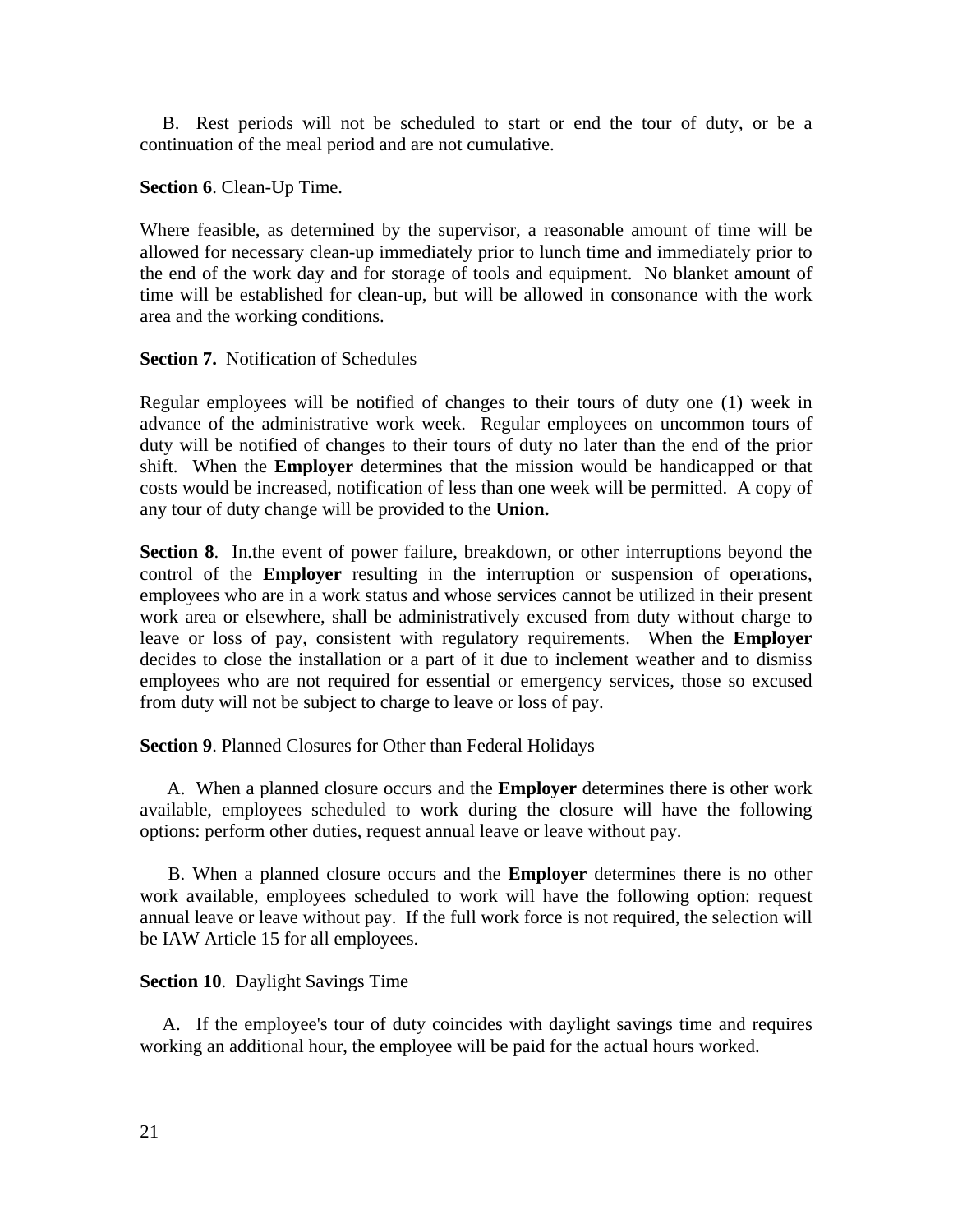B. Rest periods will not be scheduled to start or end the tour of duty, or be a continuation of the meal period and are not cumulative.

**Section 6**. Clean-Up Time.

Where feasible, as determined by the supervisor, a reasonable amount of time will be allowed for necessary clean-up immediately prior to lunch time and immediately prior to the end of the work day and for storage of tools and equipment. No blanket amount of time will be established for clean-up, but will be allowed in consonance with the work area and the working conditions.

**Section 7.** Notification of Schedules

Regular employees will be notified of changes to their tours of duty one (1) week in advance of the administrative work week. Regular employees on uncommon tours of duty will be notified of changes to their tours of duty no later than the end of the prior shift. When the **Employer** determines that the mission would be handicapped or that costs would be increased, notification of less than one week will be permitted. A copy of any tour of duty change will be provided to the **Union.**

**Section 8**. In.the event of power failure, breakdown, or other interruptions beyond the control of the **Employer** resulting in the interruption or suspension of operations, employees who are in a work status and whose services cannot be utilized in their present work area or elsewhere, shall be administratively excused from duty without charge to leave or loss of pay, consistent with regulatory requirements. When the **Employer** decides to close the installation or a part of it due to inclement weather and to dismiss employees who are not required for essential or emergency services, those so excused from duty will not be subject to charge to leave or loss of pay.

**Section 9**. Planned Closures for Other than Federal Holidays

A. When a planned closure occurs and the **Employer** determines there is other work available, employees scheduled to work during the closure will have the following options: perform other duties, request annual leave or leave without pay.

B. When a planned closure occurs and the **Employer** determines there is no other work available, employees scheduled to work will have the following option: request annual leave or leave without pay. If the full work force is not required, the selection will be IAW Article 15 for all employees.

**Section 10**. Daylight Savings Time

A. If the employee's tour of duty coincides with daylight savings time and requires working an additional hour, the employee will be paid for the actual hours worked.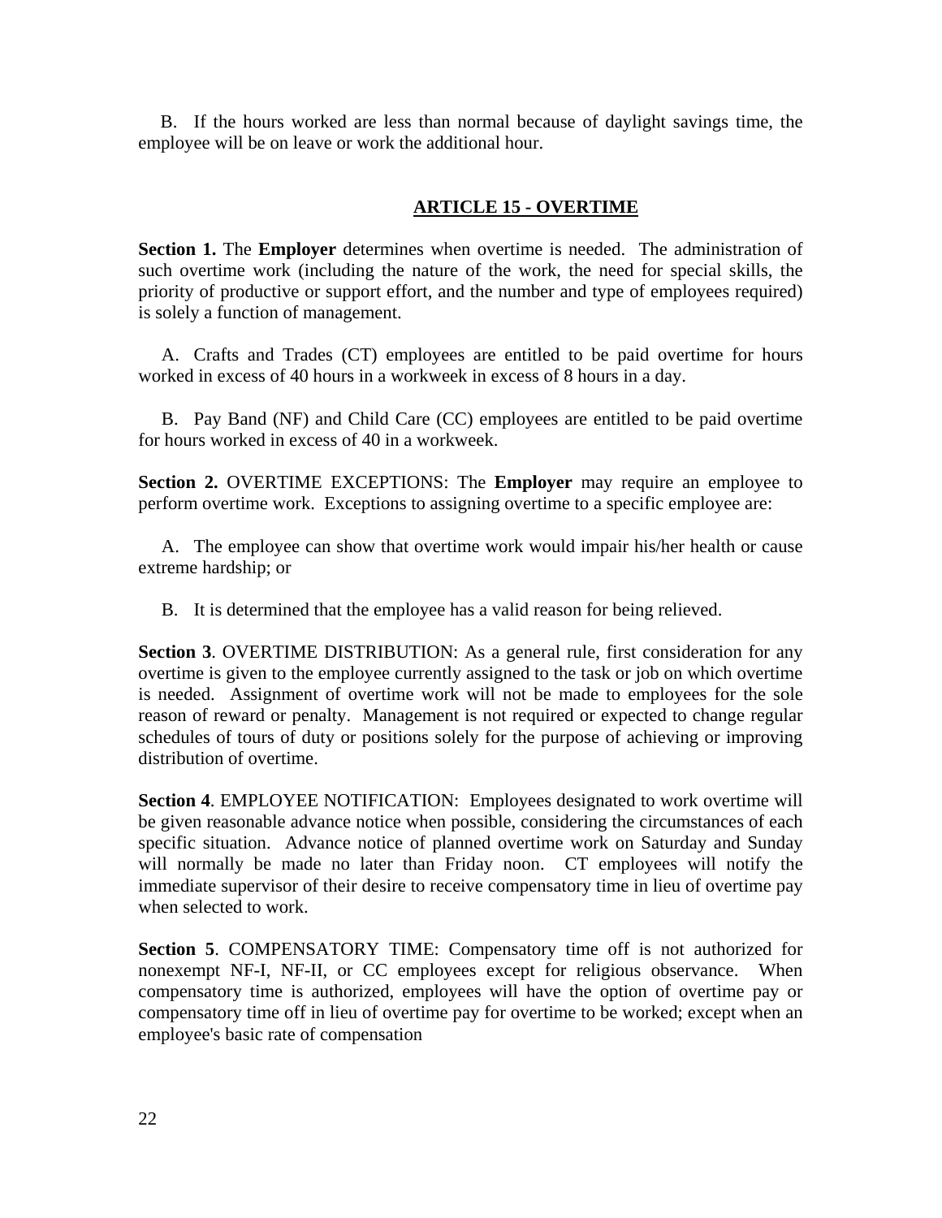B. If the hours worked are less than normal because of daylight savings time, the employee will be on leave or work the additional hour.

## ARTICLE 15 - OVERTIME

**Section 1.** The **Employer** determines when overtime is needed. The administration of such overtime work (including the nature of the work, the need for special skills, the priority of productive or support effort, and the number and type of employees required) is solely a function of management.

A. Crafts and Trades (CT) employees are entitled to be paid overtime for hours worked in excess of 40 hours in a workweek in excess of 8 hours in a day.

B. Pay Band (NF) and Child Care (CC) employees are entitled to be paid overtime for hours worked in excess of 40 in a workweek.

**Section 2.** OVERTIME EXCEPTIONS: The **Employer** may require an employee to perform overtime work. Exceptions to assigning overtime to a specific employee are:

A. The employee can show that overtime work would impair his/her health or cause extreme hardship; or

B. It is determined that the employee has a valid reason for being relieved.

**Section 3**. OVERTIME DISTRIBUTION: As a general rule, first consideration for any overtime is given to the employee currently assigned to the task or job on which overtime is needed. Assignment of overtime work will not be made to employees for the sole reason of reward or penalty. Management is not required or expected to change regular schedules of tours of duty or positions solely for the purpose of achieving or improving distribution of overtime.

**Section 4**. EMPLOYEE NOTIFICATION: Employees designated to work overtime will be given reasonable advance notice when possible, considering the circumstances of each specific situation. Advance notice of planned overtime work on Saturday and Sunday will normally be made no later than Friday noon. CT employees will notify the immediate supervisor of their desire to receive compensatory time in lieu of overtime pay when selected to work.

**Section 5**. COMPENSATORY TIME: Compensatory time off is not authorized for nonexempt NF-I, NF-II, or CC employees except for religious observance. When compensatory time is authorized, employees will have the option of overtime pay or compensatory time off in lieu of overtime pay for overtime to be worked; except when an employee's basic rate of compensation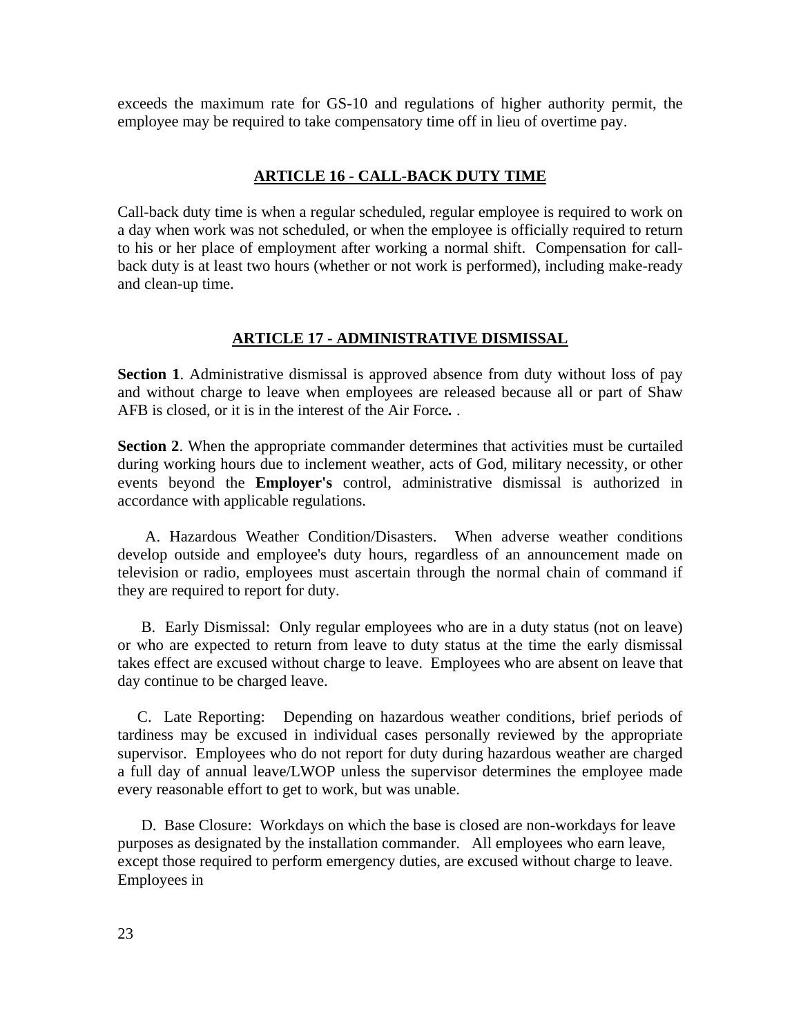exceeds the maximum rate for GS-10 and regulations of higher authority permit, the employee may be required to take compensatory time off in lieu of overtime pay.

## ARTICLE 16 - CALL-BACK DUTY TIME

Call-back duty time is when a regular scheduled, regular employee is required to work on a day when work was not scheduled, or when the employee is officially required to return to his or her place of employment after working a normal shift. Compensation for call-back duty is at least two hours (whether or not work is performed), including make-ready and clean-up time.

## ARTICLE 17 - ADMINISTRATIVE DISMISSAL

**Section 1**. Administrative dismissal is approved absence from duty without loss of pay and without charge to leave when employees are released because all or part of Shaw AFB is closed, or it is in the interest of the Air Force*.* .

**Section 2**. When the appropriate commander determines that activities must be curtailed during working hours due to inclement weather, acts of God, military necessity, or other events beyond the **Employer's** control, administrative dismissal is authorized in accordance with applicable regulations.

A. Hazardous Weather Condition/Disasters. When adverse weather conditions develop outside and employee's duty hours, regardless of an announcement made on television or radio, employees must ascertain through the normal chain of command if they are required to report for duty.

B. Early Dismissal: Only regular employees who are in a duty status (not on leave) or who are expected to return from leave to duty status at the time the early dismissal takes effect are excused without charge to leave. Employees who are absent on leave that day continue to be charged leave.

C. Late Reporting: Depending on hazardous weather conditions, brief periods of tardiness may be excused in individual cases personally reviewed by the appropriate supervisor. Employees who do not report for duty during hazardous weather are charged a full day of annual leave/LWOP unless the supervisor determines the employee made every reasonable effort to get to work, but was unable.

D. Base Closure: Workdays on which the base is closed are non-workdays for leave purposes as designated by the installation commander. All employees who earn leave, except those required to perform emergency duties, are excused without charge to leave. Employees in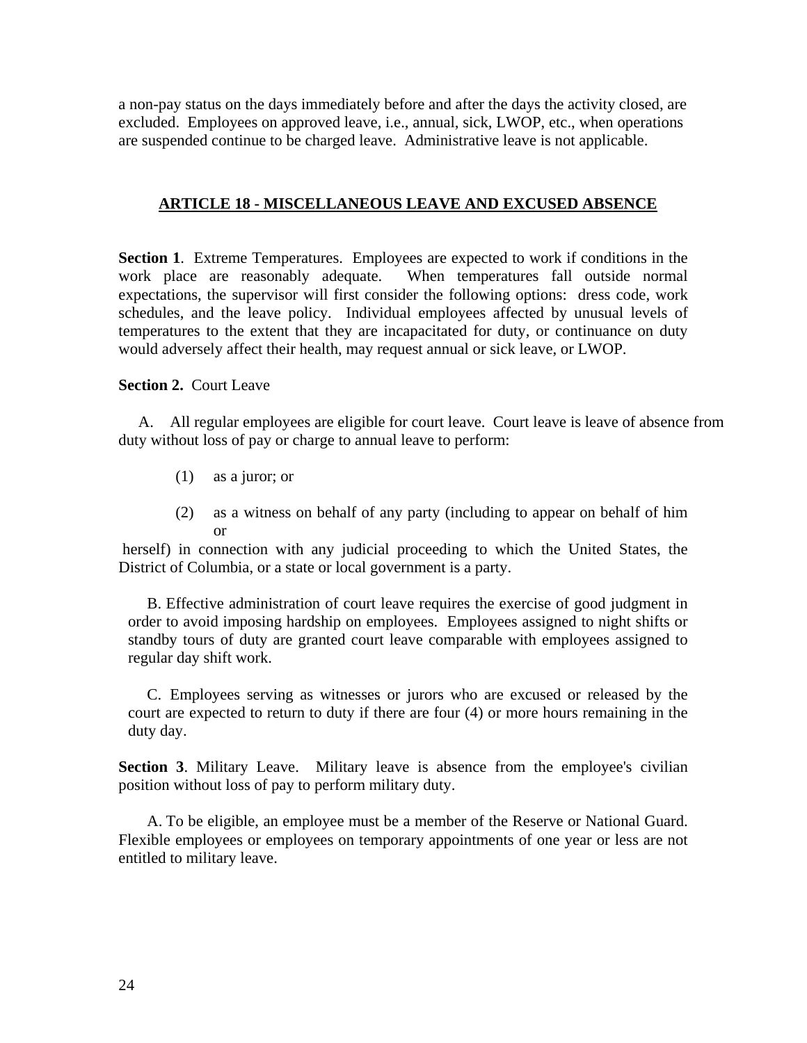a non-pay status on the days immediately before and after the days the activity closed, are excluded. Employees on approved leave, i.e., annual, sick, LWOP, etc., when operations are suspended continue to be charged leave. Administrative leave is not applicable.

## ARTICLE 18 - MISCELLANEOUS LEAVE AND EXCUSED ABSENCE

**Section 1**. Extreme Temperatures. Employees are expected to work if conditions in the work place are reasonably adequate. When temperatures fall outside normal expectations, the supervisor will first consider the following options: dress code, work schedules, and the leave policy. Individual employees affected by unusual levels of temperatures to the extent that they are incapacitated for duty, or continuance on duty would adversely affect their health, may request annual or sick leave, or LWOP.

**Section 2.** Court Leave

A. All regular employees are eligible for court leave. Court leave is leave of absence from duty without loss of pay or charge to annual leave to perform:

(1) as a juror; or

(2) as a witness on behalf of any party (including to appear on behalf of him or herself) in connection with any judicial proceeding to which the United States, the District of Columbia, or a state or local government is a party.

B. Effective administration of court leave requires the exercise of good judgment in order to avoid imposing hardship on employees. Employees assigned to night shifts or standby tours of duty are granted court leave comparable with employees assigned to regular day shift work.

C. Employees serving as witnesses or jurors who are excused or released by the court are expected to return to duty if there are four (4) or more hours remaining in the duty day.

**Section 3**. Military Leave. Military leave is absence from the employee's civilian position without loss of pay to perform military duty.

A. To be eligible, an employee must be a member of the Reserve or National Guard. Flexible employees or employees on temporary appointments of one year or less are not entitled to military leave.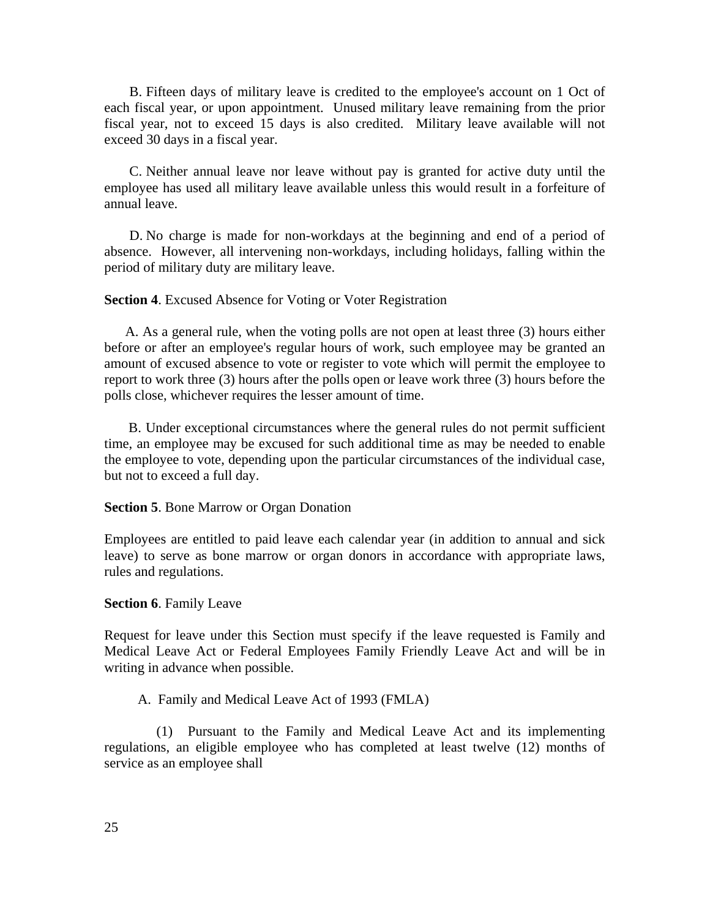B. Fifteen days of military leave is credited to the employee's account on 1 Oct of each fiscal year, or upon appointment. Unused military leave remaining from the prior fiscal year, not to exceed 15 days is also credited. Military leave available will not exceed 30 days in a fiscal year.

C. Neither annual leave nor leave without pay is granted for active duty until the employee has used all military leave available unless this would result in a forfeiture of annual leave.

D. No charge is made for non-workdays at the beginning and end of a period of absence. However, all intervening non-workdays, including holidays, falling within the period of military duty are military leave.

**Section 4**. Excused Absence for Voting or Voter Registration

A. As a general rule, when the voting polls are not open at least three (3) hours either before or after an employee's regular hours of work, such employee may be granted an amount of excused absence to vote or register to vote which will permit the employee to report to work three (3) hours after the polls open or leave work three (3) hours before the polls close, whichever requires the lesser amount of time.

B. Under exceptional circumstances where the general rules do not permit sufficient time, an employee may be excused for such additional time as may be needed to enable the employee to vote, depending upon the particular circumstances of the individual case, but not to exceed a full day.

**Section 5**. Bone Marrow or Organ Donation

Employees are entitled to paid leave each calendar year (in addition to annual and sick leave) to serve as bone marrow or organ donors in accordance with appropriate laws, rules and regulations.

**Section 6**. Family Leave

Request for leave under this Section must specify if the leave requested is Family and Medical Leave Act or Federal Employees Family Friendly Leave Act and will be in writing in advance when possible.

A. Family and Medical Leave Act of 1993 (FMLA)

(1) Pursuant to the Family and Medical Leave Act and its implementing regulations, an eligible employee who has completed at least twelve (12) months of service as an employee shall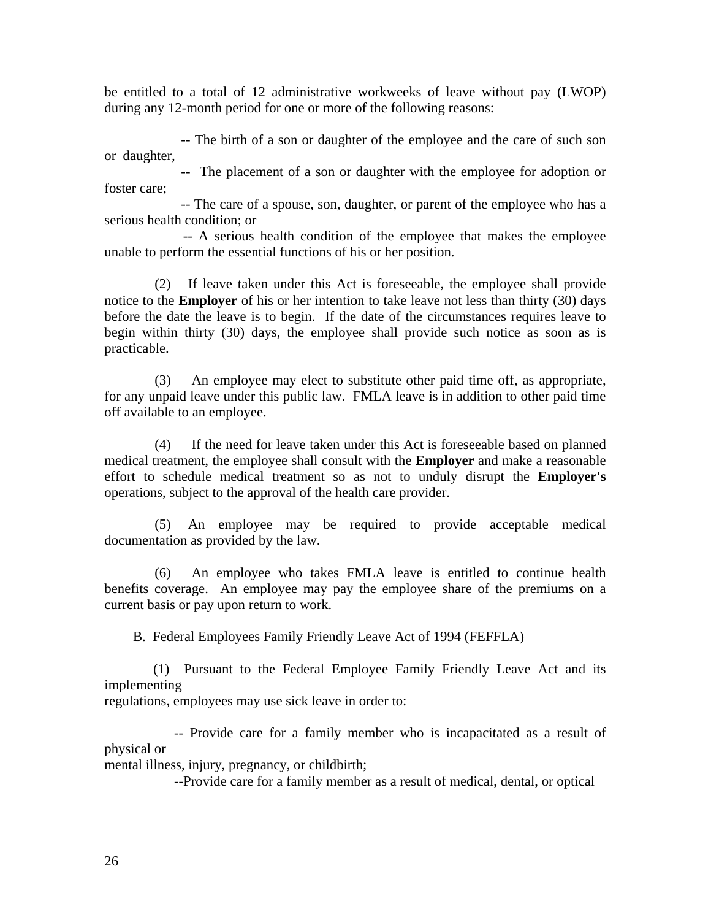be entitled to a total of 12 administrative workweeks of leave without pay (LWOP) during any 12-month period for one or more of the following reasons:

-- The birth of a son or daughter of the employee and the care of such son or daughter,

-- The placement of a son or daughter with the employee for adoption or foster care;

-- The care of a spouse, son, daughter, or parent of the employee who has a serious health condition; or

-- A serious health condition of the employee that makes the employee unable to perform the essential functions of his or her position.

(2) If leave taken under this Act is foreseeable, the employee shall provide notice to the **Employer** of his or her intention to take leave not less than thirty (30) days before the date the leave is to begin. If the date of the circumstances requires leave to begin within thirty (30) days, the employee shall provide such notice as soon as is practicable.

(3) An employee may elect to substitute other paid time off, as appropriate, for any unpaid leave under this public law. FMLA leave is in addition to other paid time off available to an employee.

(4) If the need for leave taken under this Act is foreseeable based on planned medical treatment, the employee shall consult with the **Employer** and make a reasonable effort to schedule medical treatment so as not to unduly disrupt the **Employer's** operations, subject to the approval of the health care provider.

(5) An employee may be required to provide acceptable medical documentation as provided by the law.

(6) An employee who takes FMLA leave is entitled to continue health benefits coverage. An employee may pay the employee share of the premiums on a current basis or pay upon return to work.

B. Federal Employees Family Friendly Leave Act of 1994 (FEFFLA)

(1) Pursuant to the Federal Employee Family Friendly Leave Act and its implementing regulations, employees may use sick leave in order to:

-- Provide care for a family member who is incapacitated as a result of physical or mental illness, injury, pregnancy, or childbirth;

--Provide care for a family member as a result of medical, dental, or optical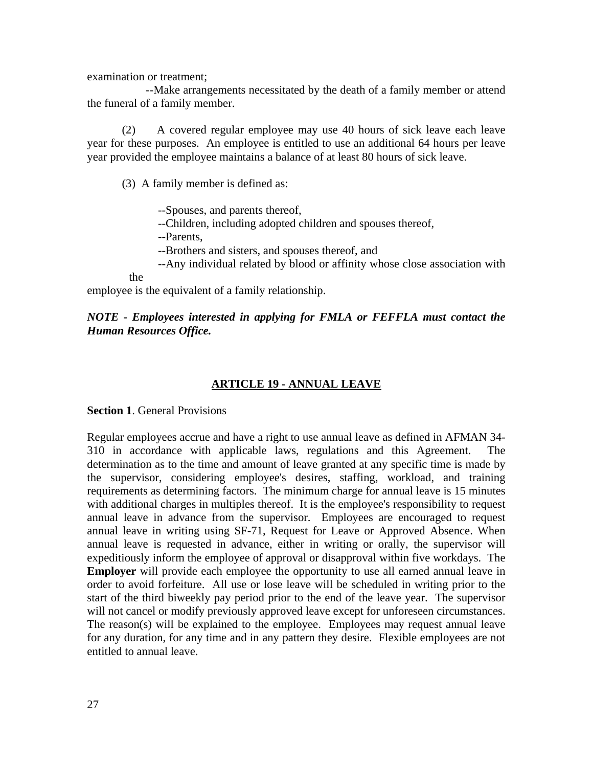examination or treatment;

--Make arrangements necessitated by the death of a family member or attend the funeral of a family member.

(2) A covered regular employee may use 40 hours of sick leave each leave year for these purposes. An employee is entitled to use an additional 64 hours per leave year provided the employee maintains a balance of at least 80 hours of sick leave.

(3) A family member is defined as:

--Spouses, and parents thereof,
--Children, including adopted children and spouses thereof,
--Parents,
--Brothers and sisters, and spouses thereof, and
--Any individual related by blood or affinity whose close association with the employee is the equivalent of a family relationship.

***NOTE - Employees interested in applying for FMLA or FEFFLA must contact the Human Resources Office.***

## ARTICLE 19 - ANNUAL LEAVE

**Section 1**. General Provisions

Regular employees accrue and have a right to use annual leave as defined in AFMAN 34-310 in accordance with applicable laws, regulations and this Agreement. The determination as to the time and amount of leave granted at any specific time is made by the supervisor, considering employee's desires, staffing, workload, and training requirements as determining factors. The minimum charge for annual leave is 15 minutes with additional charges in multiples thereof. It is the employee's responsibility to request annual leave in advance from the supervisor. Employees are encouraged to request annual leave in writing using SF-71, Request for Leave or Approved Absence. When annual leave is requested in advance, either in writing or orally, the supervisor will expeditiously inform the employee of approval or disapproval within five workdays. The **Employer** will provide each employee the opportunity to use all earned annual leave in order to avoid forfeiture. All use or lose leave will be scheduled in writing prior to the start of the third biweekly pay period prior to the end of the leave year. The supervisor will not cancel or modify previously approved leave except for unforeseen circumstances. The reason(s) will be explained to the employee. Employees may request annual leave for any duration, for any time and in any pattern they desire. Flexible employees are not entitled to annual leave.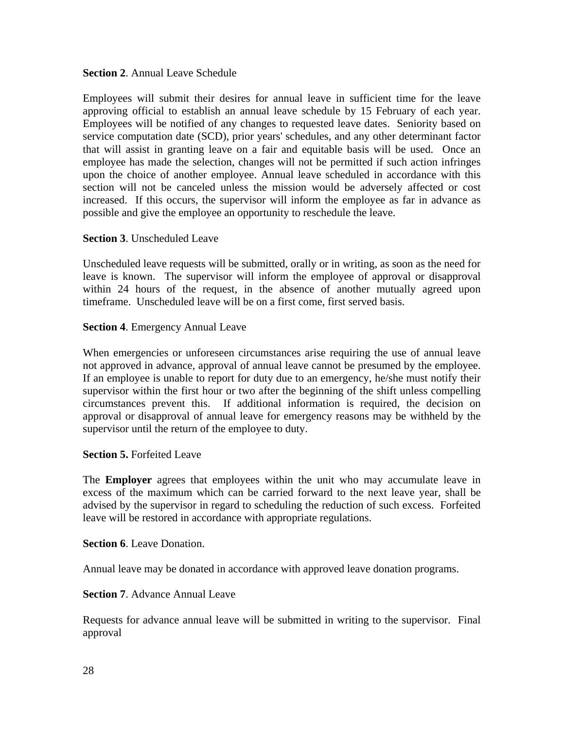**Section 2**. Annual Leave Schedule

Employees will submit their desires for annual leave in sufficient time for the leave approving official to establish an annual leave schedule by 15 February of each year. Employees will be notified of any changes to requested leave dates. Seniority based on service computation date (SCD), prior years' schedules, and any other determinant factor that will assist in granting leave on a fair and equitable basis will be used. Once an employee has made the selection, changes will not be permitted if such action infringes upon the choice of another employee. Annual leave scheduled in accordance with this section will not be canceled unless the mission would be adversely affected or cost increased. If this occurs, the supervisor will inform the employee as far in advance as possible and give the employee an opportunity to reschedule the leave.

**Section 3**. Unscheduled Leave

Unscheduled leave requests will be submitted, orally or in writing, as soon as the need for leave is known. The supervisor will inform the employee of approval or disapproval within 24 hours of the request, in the absence of another mutually agreed upon timeframe. Unscheduled leave will be on a first come, first served basis.

**Section 4**. Emergency Annual Leave

When emergencies or unforeseen circumstances arise requiring the use of annual leave not approved in advance, approval of annual leave cannot be presumed by the employee. If an employee is unable to report for duty due to an emergency, he/she must notify their supervisor within the first hour or two after the beginning of the shift unless compelling circumstances prevent this. If additional information is required, the decision on approval or disapproval of annual leave for emergency reasons may be withheld by the supervisor until the return of the employee to duty.

**Section 5.** Forfeited Leave

The **Employer** agrees that employees within the unit who may accumulate leave in excess of the maximum which can be carried forward to the next leave year, shall be advised by the supervisor in regard to scheduling the reduction of such excess. Forfeited leave will be restored in accordance with appropriate regulations.

**Section 6**. Leave Donation.

Annual leave may be donated in accordance with approved leave donation programs.

**Section 7**. Advance Annual Leave

Requests for advance annual leave will be submitted in writing to the supervisor. Final approval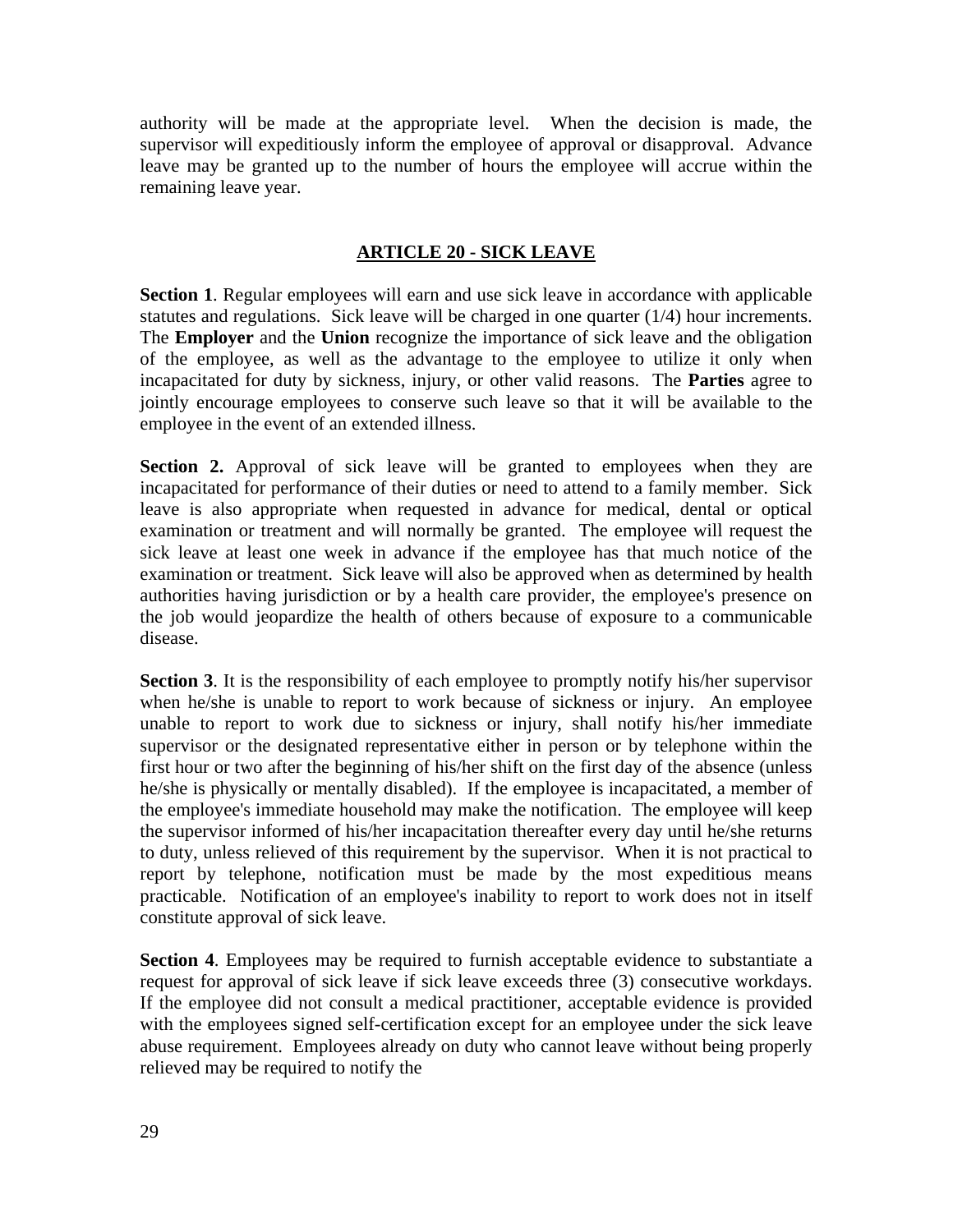authority will be made at the appropriate level. When the decision is made, the supervisor will expeditiously inform the employee of approval or disapproval. Advance leave may be granted up to the number of hours the employee will accrue within the remaining leave year.

## ARTICLE 20 - SICK LEAVE

**Section 1**. Regular employees will earn and use sick leave in accordance with applicable statutes and regulations. Sick leave will be charged in one quarter (1/4) hour increments. The **Employer** and the **Union** recognize the importance of sick leave and the obligation of the employee, as well as the advantage to the employee to utilize it only when incapacitated for duty by sickness, injury, or other valid reasons. The **Parties** agree to jointly encourage employees to conserve such leave so that it will be available to the employee in the event of an extended illness.

**Section 2.** Approval of sick leave will be granted to employees when they are incapacitated for performance of their duties or need to attend to a family member. Sick leave is also appropriate when requested in advance for medical, dental or optical examination or treatment and will normally be granted. The employee will request the sick leave at least one week in advance if the employee has that much notice of the examination or treatment. Sick leave will also be approved when as determined by health authorities having jurisdiction or by a health care provider, the employee's presence on the job would jeopardize the health of others because of exposure to a communicable disease.

**Section 3**. It is the responsibility of each employee to promptly notify his/her supervisor when he/she is unable to report to work because of sickness or injury. An employee unable to report to work due to sickness or injury, shall notify his/her immediate supervisor or the designated representative either in person or by telephone within the first hour or two after the beginning of his/her shift on the first day of the absence (unless he/she is physically or mentally disabled). If the employee is incapacitated, a member of the employee's immediate household may make the notification. The employee will keep the supervisor informed of his/her incapacitation thereafter every day until he/she returns to duty, unless relieved of this requirement by the supervisor. When it is not practical to report by telephone, notification must be made by the most expeditious means practicable. Notification of an employee's inability to report to work does not in itself constitute approval of sick leave.

**Section 4**. Employees may be required to furnish acceptable evidence to substantiate a request for approval of sick leave if sick leave exceeds three (3) consecutive workdays. If the employee did not consult a medical practitioner, acceptable evidence is provided with the employees signed self-certification except for an employee under the sick leave abuse requirement. Employees already on duty who cannot leave without being properly relieved may be required to notify the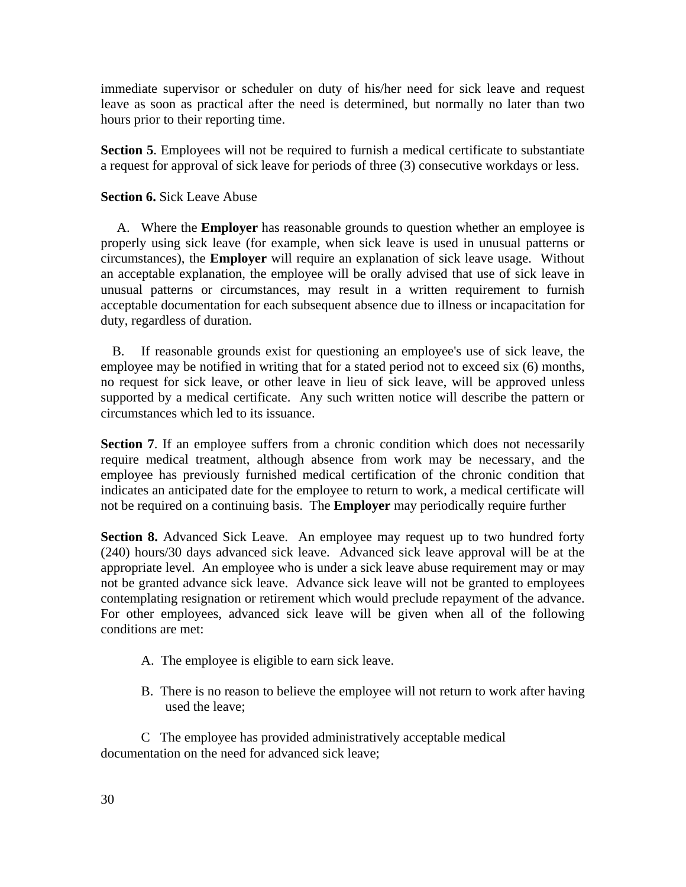immediate supervisor or scheduler on duty of his/her need for sick leave and request leave as soon as practical after the need is determined, but normally no later than two hours prior to their reporting time.

**Section 5**. Employees will not be required to furnish a medical certificate to substantiate a request for approval of sick leave for periods of three (3) consecutive workdays or less.

**Section 6.** Sick Leave Abuse

A. Where the **Employer** has reasonable grounds to question whether an employee is properly using sick leave (for example, when sick leave is used in unusual patterns or circumstances), the **Employer** will require an explanation of sick leave usage. Without an acceptable explanation, the employee will be orally advised that use of sick leave in unusual patterns or circumstances, may result in a written requirement to furnish acceptable documentation for each subsequent absence due to illness or incapacitation for duty, regardless of duration.

B. If reasonable grounds exist for questioning an employee's use of sick leave, the employee may be notified in writing that for a stated period not to exceed six (6) months, no request for sick leave, or other leave in lieu of sick leave, will be approved unless supported by a medical certificate. Any such written notice will describe the pattern or circumstances which led to its issuance.

**Section 7**. If an employee suffers from a chronic condition which does not necessarily require medical treatment, although absence from work may be necessary, and the employee has previously furnished medical certification of the chronic condition that indicates an anticipated date for the employee to return to work, a medical certificate will not be required on a continuing basis. The **Employer** may periodically require further

**Section 8.** Advanced Sick Leave. An employee may request up to two hundred forty (240) hours/30 days advanced sick leave. Advanced sick leave approval will be at the appropriate level. An employee who is under a sick leave abuse requirement may or may not be granted advance sick leave. Advance sick leave will not be granted to employees contemplating resignation or retirement which would preclude repayment of the advance. For other employees, advanced sick leave will be given when all of the following conditions are met:

A. The employee is eligible to earn sick leave.

B. There is no reason to believe the employee will not return to work after having used the leave;

C The employee has provided administratively acceptable medical documentation on the need for advanced sick leave;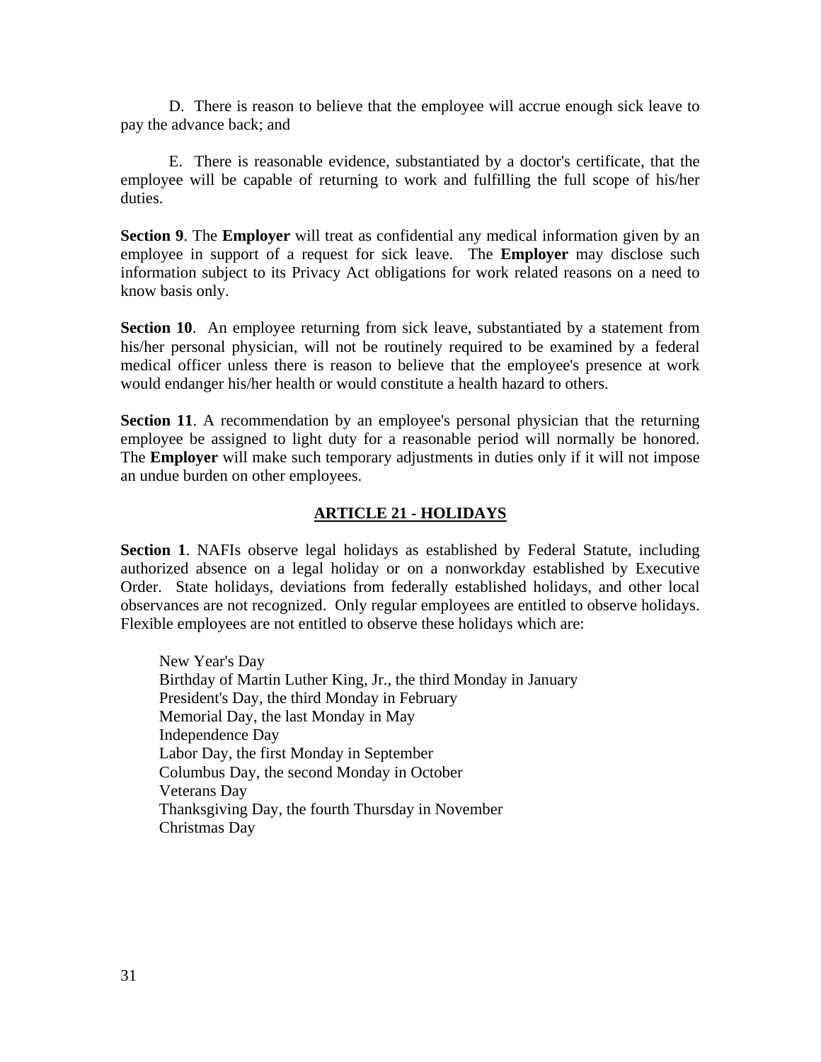D. There is reason to believe that the employee will accrue enough sick leave to pay the advance back; and

E. There is reasonable evidence, substantiated by a doctor's certificate, that the employee will be capable of returning to work and fulfilling the full scope of his/her duties.

**Section 9**. The **Employer** will treat as confidential any medical information given by an employee in support of a request for sick leave. The **Employer** may disclose such information subject to its Privacy Act obligations for work related reasons on a need to know basis only.

**Section 10**. An employee returning from sick leave, substantiated by a statement from his/her personal physician, will not be routinely required to be examined by a federal medical officer unless there is reason to believe that the employee's presence at work would endanger his/her health or would constitute a health hazard to others.

**Section 11**. A recommendation by an employee's personal physician that the returning employee be assigned to light duty for a reasonable period will normally be honored. The **Employer** will make such temporary adjustments in duties only if it will not impose an undue burden on other employees.

## ARTICLE 21 - HOLIDAYS

**Section 1**. NAFIs observe legal holidays as established by Federal Statute, including authorized absence on a legal holiday or on a nonworkday established by Executive Order. State holidays, deviations from federally established holidays, and other local observances are not recognized. Only regular employees are entitled to observe holidays. Flexible employees are not entitled to observe these holidays which are:

New Year's Day  
Birthday of Martin Luther King, Jr., the third Monday in January  
President's Day, the third Monday in February  
Memorial Day, the last Monday in May  
Independence Day  
Labor Day, the first Monday in September  
Columbus Day, the second Monday in October  
Veterans Day  
Thanksgiving Day, the fourth Thursday in November  
Christmas Day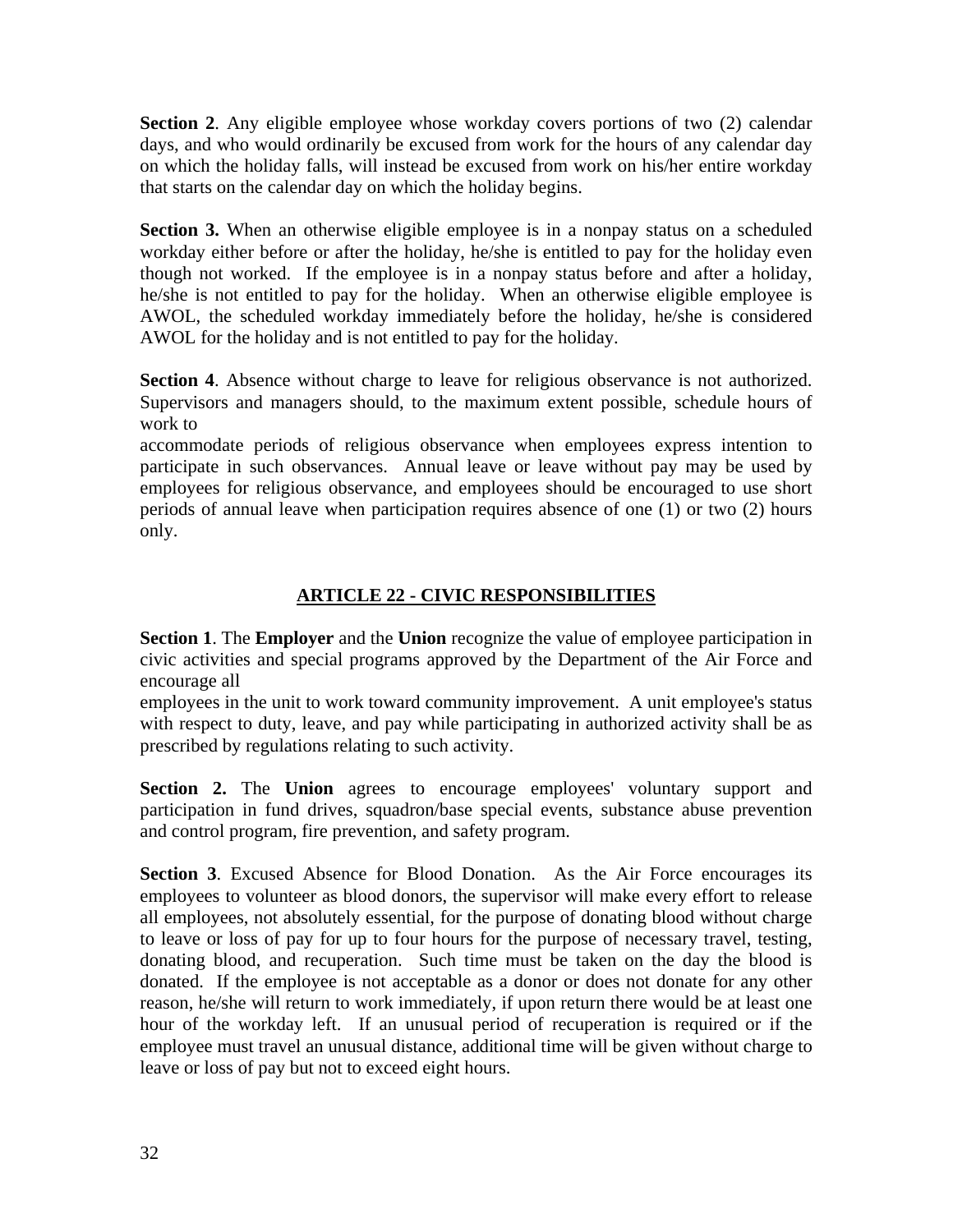**Section 2**. Any eligible employee whose workday covers portions of two (2) calendar days, and who would ordinarily be excused from work for the hours of any calendar day on which the holiday falls, will instead be excused from work on his/her entire workday that starts on the calendar day on which the holiday begins.

**Section 3.** When an otherwise eligible employee is in a nonpay status on a scheduled workday either before or after the holiday, he/she is entitled to pay for the holiday even though not worked. If the employee is in a nonpay status before and after a holiday, he/she is not entitled to pay for the holiday. When an otherwise eligible employee is AWOL, the scheduled workday immediately before the holiday, he/she is considered AWOL for the holiday and is not entitled to pay for the holiday.

**Section 4**. Absence without charge to leave for religious observance is not authorized. Supervisors and managers should, to the maximum extent possible, schedule hours of work to accommodate periods of religious observance when employees express intention to participate in such observances. Annual leave or leave without pay may be used by employees for religious observance, and employees should be encouraged to use short periods of annual leave when participation requires absence of one (1) or two (2) hours only.

## ARTICLE 22 - CIVIC RESPONSIBILITIES

**Section 1**. The **Employer** and the **Union** recognize the value of employee participation in civic activities and special programs approved by the Department of the Air Force and encourage all employees in the unit to work toward community improvement. A unit employee's status with respect to duty, leave, and pay while participating in authorized activity shall be as prescribed by regulations relating to such activity.

**Section 2.** The **Union** agrees to encourage employees' voluntary support and participation in fund drives, squadron/base special events, substance abuse prevention and control program, fire prevention, and safety program.

**Section 3**. Excused Absence for Blood Donation. As the Air Force encourages its employees to volunteer as blood donors, the supervisor will make every effort to release all employees, not absolutely essential, for the purpose of donating blood without charge to leave or loss of pay for up to four hours for the purpose of necessary travel, testing, donating blood, and recuperation. Such time must be taken on the day the blood is donated. If the employee is not acceptable as a donor or does not donate for any other reason, he/she will return to work immediately, if upon return there would be at least one hour of the workday left. If an unusual period of recuperation is required or if the employee must travel an unusual distance, additional time will be given without charge to leave or loss of pay but not to exceed eight hours.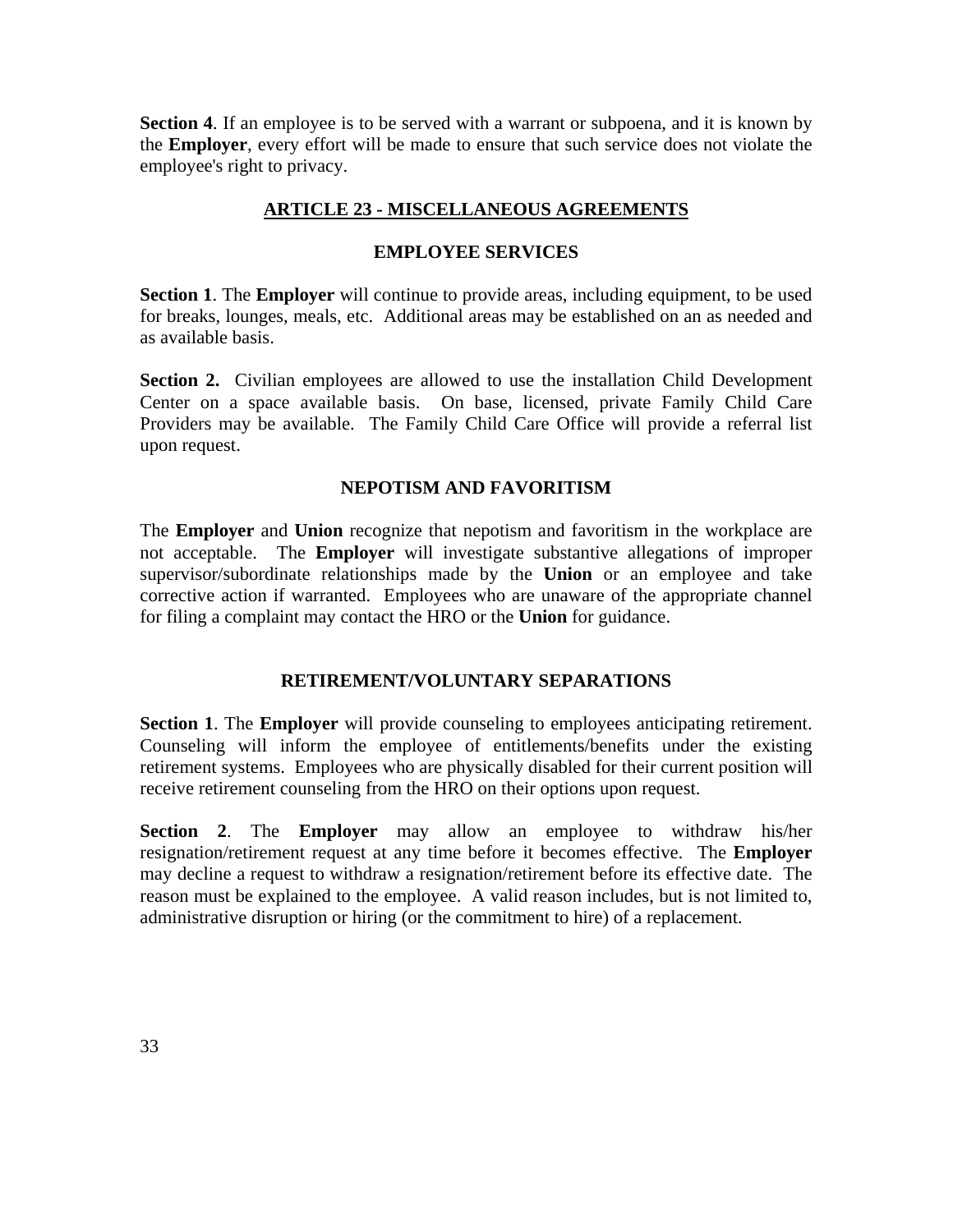**Section 4**. If an employee is to be served with a warrant or subpoena, and it is known by the **Employer**, every effort will be made to ensure that such service does not violate the employee's right to privacy.

## ARTICLE 23 - MISCELLANEOUS AGREEMENTS

### EMPLOYEE SERVICES

**Section 1**. The **Employer** will continue to provide areas, including equipment, to be used for breaks, lounges, meals, etc. Additional areas may be established on an as needed and as available basis.

**Section 2.** Civilian employees are allowed to use the installation Child Development Center on a space available basis. On base, licensed, private Family Child Care Providers may be available. The Family Child Care Office will provide a referral list upon request.

### NEPOTISM AND FAVORITISM

The **Employer** and **Union** recognize that nepotism and favoritism in the workplace are not acceptable. The **Employer** will investigate substantive allegations of improper supervisor/subordinate relationships made by the **Union** or an employee and take corrective action if warranted. Employees who are unaware of the appropriate channel for filing a complaint may contact the HRO or the **Union** for guidance.

### RETIREMENT/VOLUNTARY SEPARATIONS

**Section 1**. The **Employer** will provide counseling to employees anticipating retirement. Counseling will inform the employee of entitlements/benefits under the existing retirement systems. Employees who are physically disabled for their current position will receive retirement counseling from the HRO on their options upon request.

**Section 2**. The **Employer** may allow an employee to withdraw his/her resignation/retirement request at any time before it becomes effective. The **Employer** may decline a request to withdraw a resignation/retirement before its effective date. The reason must be explained to the employee. A valid reason includes, but is not limited to, administrative disruption or hiring (or the commitment to hire) of a replacement.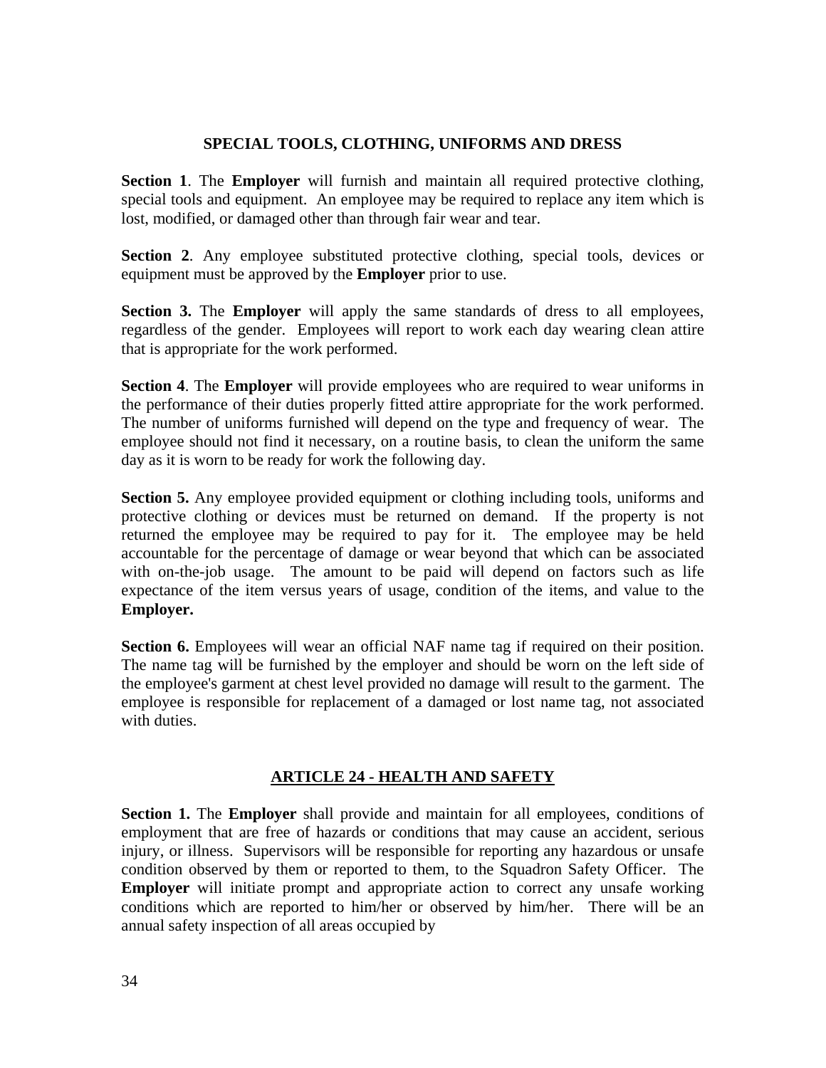## SPECIAL TOOLS, CLOTHING, UNIFORMS AND DRESS

**Section 1**. The **Employer** will furnish and maintain all required protective clothing, special tools and equipment. An employee may be required to replace any item which is lost, modified, or damaged other than through fair wear and tear.

**Section 2**. Any employee substituted protective clothing, special tools, devices or equipment must be approved by the **Employer** prior to use.

**Section 3.** The **Employer** will apply the same standards of dress to all employees, regardless of the gender. Employees will report to work each day wearing clean attire that is appropriate for the work performed.

**Section 4**. The **Employer** will provide employees who are required to wear uniforms in the performance of their duties properly fitted attire appropriate for the work performed. The number of uniforms furnished will depend on the type and frequency of wear. The employee should not find it necessary, on a routine basis, to clean the uniform the same day as it is worn to be ready for work the following day.

**Section 5.** Any employee provided equipment or clothing including tools, uniforms and protective clothing or devices must be returned on demand. If the property is not returned the employee may be required to pay for it. The employee may be held accountable for the percentage of damage or wear beyond that which can be associated with on-the-job usage. The amount to be paid will depend on factors such as life expectance of the item versus years of usage, condition of the items, and value to the **Employer.**

**Section 6.** Employees will wear an official NAF name tag if required on their position. The name tag will be furnished by the employer and should be worn on the left side of the employee's garment at chest level provided no damage will result to the garment. The employee is responsible for replacement of a damaged or lost name tag, not associated with duties.

## ARTICLE 24 - HEALTH AND SAFETY

**Section 1.** The **Employer** shall provide and maintain for all employees, conditions of employment that are free of hazards or conditions that may cause an accident, serious injury, or illness. Supervisors will be responsible for reporting any hazardous or unsafe condition observed by them or reported to them, to the Squadron Safety Officer. The **Employer** will initiate prompt and appropriate action to correct any unsafe working conditions which are reported to him/her or observed by him/her. There will be an annual safety inspection of all areas occupied by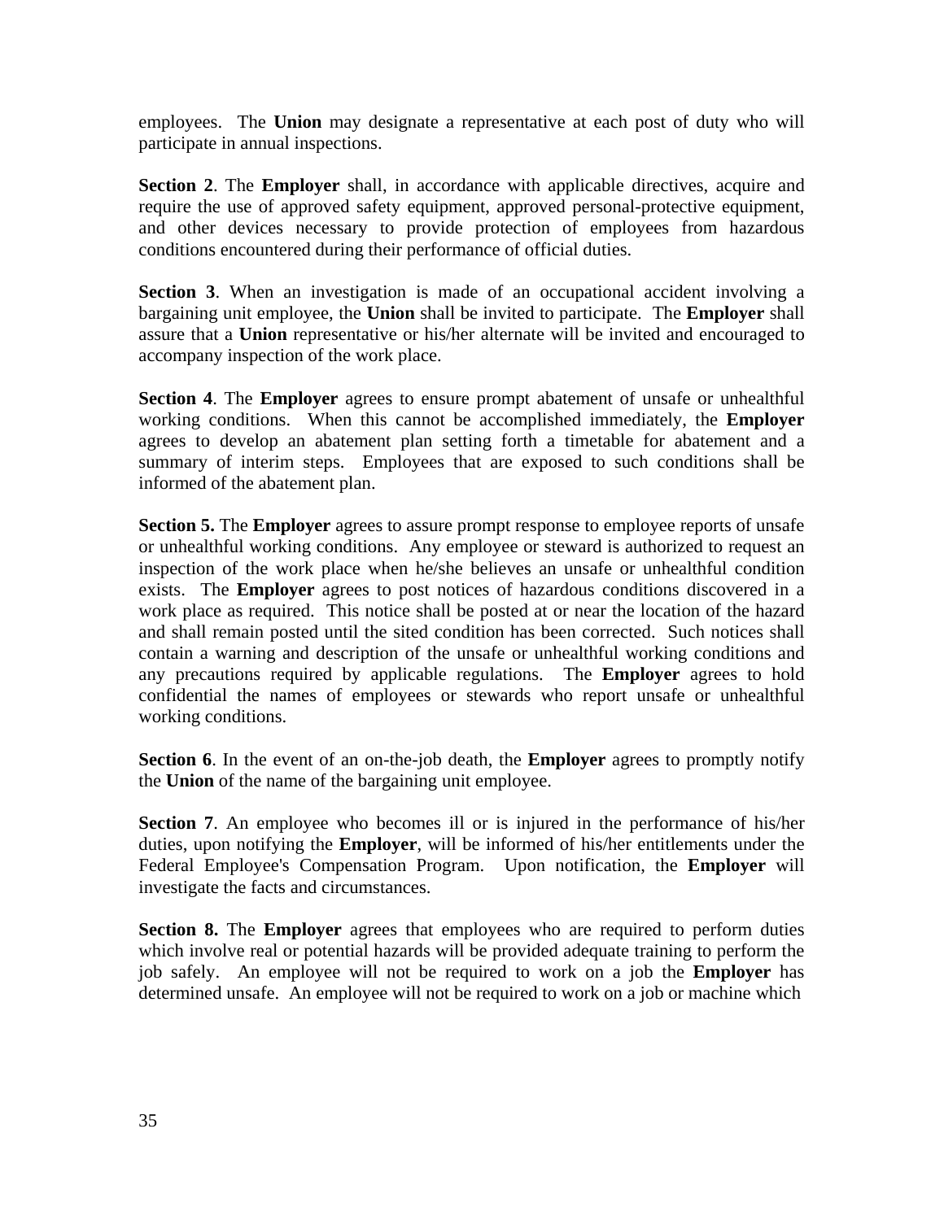employees. The **Union** may designate a representative at each post of duty who will participate in annual inspections.

**Section 2**. The **Employer** shall, in accordance with applicable directives, acquire and require the use of approved safety equipment, approved personal-protective equipment, and other devices necessary to provide protection of employees from hazardous conditions encountered during their performance of official duties.

**Section 3**. When an investigation is made of an occupational accident involving a bargaining unit employee, the **Union** shall be invited to participate. The **Employer** shall assure that a **Union** representative or his/her alternate will be invited and encouraged to accompany inspection of the work place.

**Section 4**. The **Employer** agrees to ensure prompt abatement of unsafe or unhealthful working conditions. When this cannot be accomplished immediately, the **Employer** agrees to develop an abatement plan setting forth a timetable for abatement and a summary of interim steps. Employees that are exposed to such conditions shall be informed of the abatement plan.

**Section 5.** The **Employer** agrees to assure prompt response to employee reports of unsafe or unhealthful working conditions. Any employee or steward is authorized to request an inspection of the work place when he/she believes an unsafe or unhealthful condition exists. The **Employer** agrees to post notices of hazardous conditions discovered in a work place as required. This notice shall be posted at or near the location of the hazard and shall remain posted until the sited condition has been corrected. Such notices shall contain a warning and description of the unsafe or unhealthful working conditions and any precautions required by applicable regulations. The **Employer** agrees to hold confidential the names of employees or stewards who report unsafe or unhealthful working conditions.

**Section 6**. In the event of an on-the-job death, the **Employer** agrees to promptly notify the **Union** of the name of the bargaining unit employee.

**Section 7**. An employee who becomes ill or is injured in the performance of his/her duties, upon notifying the **Employer**, will be informed of his/her entitlements under the Federal Employee's Compensation Program. Upon notification, the **Employer** will investigate the facts and circumstances.

**Section 8.** The **Employer** agrees that employees who are required to perform duties which involve real or potential hazards will be provided adequate training to perform the job safely. An employee will not be required to work on a job the **Employer** has determined unsafe. An employee will not be required to work on a job or machine which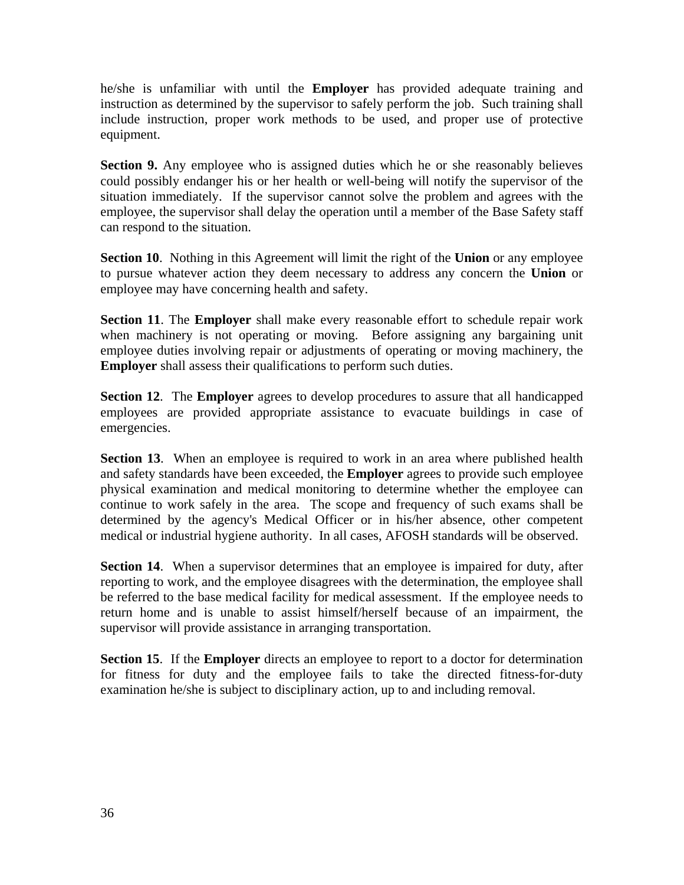he/she is unfamiliar with until the **Employer** has provided adequate training and instruction as determined by the supervisor to safely perform the job. Such training shall include instruction, proper work methods to be used, and proper use of protective equipment.

**Section 9.** Any employee who is assigned duties which he or she reasonably believes could possibly endanger his or her health or well-being will notify the supervisor of the situation immediately. If the supervisor cannot solve the problem and agrees with the employee, the supervisor shall delay the operation until a member of the Base Safety staff can respond to the situation.

**Section 10**. Nothing in this Agreement will limit the right of the **Union** or any employee to pursue whatever action they deem necessary to address any concern the **Union** or employee may have concerning health and safety.

**Section 11**. The **Employer** shall make every reasonable effort to schedule repair work when machinery is not operating or moving. Before assigning any bargaining unit employee duties involving repair or adjustments of operating or moving machinery, the **Employer** shall assess their qualifications to perform such duties.

**Section 12**. The **Employer** agrees to develop procedures to assure that all handicapped employees are provided appropriate assistance to evacuate buildings in case of emergencies.

**Section 13**. When an employee is required to work in an area where published health and safety standards have been exceeded, the **Employer** agrees to provide such employee physical examination and medical monitoring to determine whether the employee can continue to work safely in the area. The scope and frequency of such exams shall be determined by the agency's Medical Officer or in his/her absence, other competent medical or industrial hygiene authority. In all cases, AFOSH standards will be observed.

**Section 14**. When a supervisor determines that an employee is impaired for duty, after reporting to work, and the employee disagrees with the determination, the employee shall be referred to the base medical facility for medical assessment. If the employee needs to return home and is unable to assist himself/herself because of an impairment, the supervisor will provide assistance in arranging transportation.

**Section 15**. If the **Employer** directs an employee to report to a doctor for determination for fitness for duty and the employee fails to take the directed fitness-for-duty examination he/she is subject to disciplinary action, up to and including removal.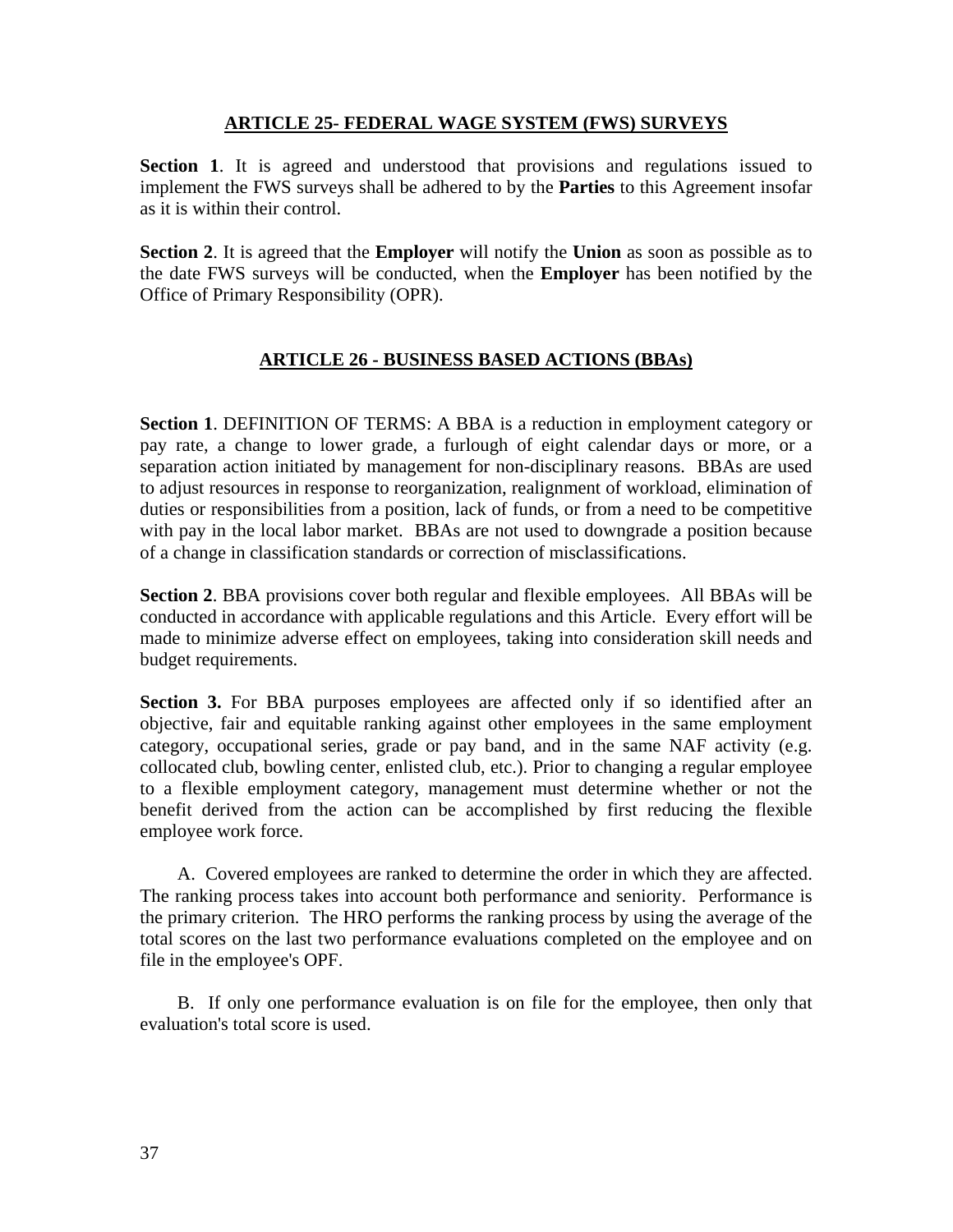## ARTICLE 25- FEDERAL WAGE SYSTEM (FWS) SURVEYS

**Section 1**. It is agreed and understood that provisions and regulations issued to implement the FWS surveys shall be adhered to by the **Parties** to this Agreement insofar as it is within their control.

**Section 2**. It is agreed that the **Employer** will notify the **Union** as soon as possible as to the date FWS surveys will be conducted, when the **Employer** has been notified by the Office of Primary Responsibility (OPR).

## ARTICLE 26 - BUSINESS BASED ACTIONS (BBAs)

**Section 1**. DEFINITION OF TERMS: A BBA is a reduction in employment category or pay rate, a change to lower grade, a furlough of eight calendar days or more, or a separation action initiated by management for non-disciplinary reasons. BBAs are used to adjust resources in response to reorganization, realignment of workload, elimination of duties or responsibilities from a position, lack of funds, or from a need to be competitive with pay in the local labor market. BBAs are not used to downgrade a position because of a change in classification standards or correction of misclassifications.

**Section 2**. BBA provisions cover both regular and flexible employees. All BBAs will be conducted in accordance with applicable regulations and this Article. Every effort will be made to minimize adverse effect on employees, taking into consideration skill needs and budget requirements.

**Section 3.** For BBA purposes employees are affected only if so identified after an objective, fair and equitable ranking against other employees in the same employment category, occupational series, grade or pay band, and in the same NAF activity (e.g. collocated club, bowling center, enlisted club, etc.). Prior to changing a regular employee to a flexible employment category, management must determine whether or not the benefit derived from the action can be accomplished by first reducing the flexible employee work force.

A. Covered employees are ranked to determine the order in which they are affected. The ranking process takes into account both performance and seniority. Performance is the primary criterion. The HRO performs the ranking process by using the average of the total scores on the last two performance evaluations completed on the employee and on file in the employee's OPF.

B. If only one performance evaluation is on file for the employee, then only that evaluation's total score is used.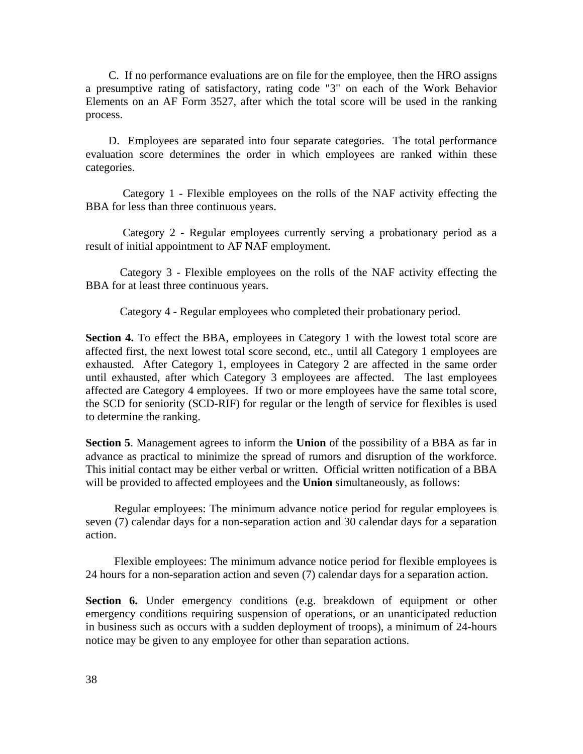C. If no performance evaluations are on file for the employee, then the HRO assigns a presumptive rating of satisfactory, rating code "3" on each of the Work Behavior Elements on an AF Form 3527, after which the total score will be used in the ranking process.

D. Employees are separated into four separate categories. The total performance evaluation score determines the order in which employees are ranked within these categories.

Category 1 - Flexible employees on the rolls of the NAF activity effecting the BBA for less than three continuous years.

Category 2 - Regular employees currently serving a probationary period as a result of initial appointment to AF NAF employment.

Category 3 - Flexible employees on the rolls of the NAF activity effecting the BBA for at least three continuous years.

Category 4 - Regular employees who completed their probationary period.

**Section 4.** To effect the BBA, employees in Category 1 with the lowest total score are affected first, the next lowest total score second, etc., until all Category 1 employees are exhausted. After Category 1, employees in Category 2 are affected in the same order until exhausted, after which Category 3 employees are affected. The last employees affected are Category 4 employees. If two or more employees have the same total score, the SCD for seniority (SCD-RIF) for regular or the length of service for flexibles is used to determine the ranking.

**Section 5**. Management agrees to inform the **Union** of the possibility of a BBA as far in advance as practical to minimize the spread of rumors and disruption of the workforce. This initial contact may be either verbal or written. Official written notification of a BBA will be provided to affected employees and the **Union** simultaneously, as follows:

Regular employees: The minimum advance notice period for regular employees is seven (7) calendar days for a non-separation action and 30 calendar days for a separation action.

Flexible employees: The minimum advance notice period for flexible employees is 24 hours for a non-separation action and seven (7) calendar days for a separation action.

**Section 6.** Under emergency conditions (e.g. breakdown of equipment or other emergency conditions requiring suspension of operations, or an unanticipated reduction in business such as occurs with a sudden deployment of troops), a minimum of 24-hours notice may be given to any employee for other than separation actions.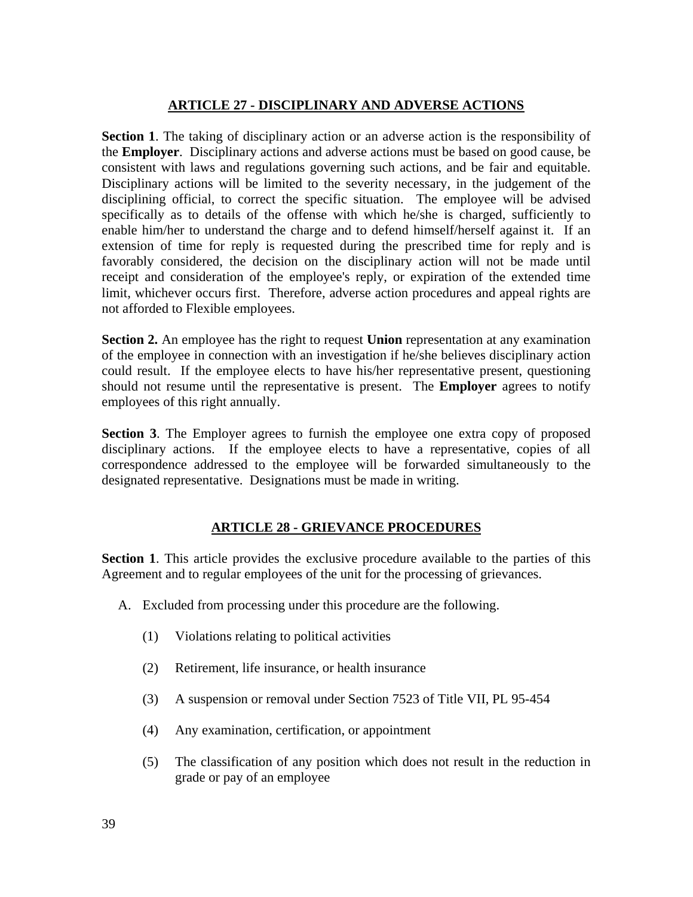## ARTICLE 27 - DISCIPLINARY AND ADVERSE ACTIONS

**Section 1**. The taking of disciplinary action or an adverse action is the responsibility of the **Employer**. Disciplinary actions and adverse actions must be based on good cause, be consistent with laws and regulations governing such actions, and be fair and equitable. Disciplinary actions will be limited to the severity necessary, in the judgement of the disciplining official, to correct the specific situation. The employee will be advised specifically as to details of the offense with which he/she is charged, sufficiently to enable him/her to understand the charge and to defend himself/herself against it. If an extension of time for reply is requested during the prescribed time for reply and is favorably considered, the decision on the disciplinary action will not be made until receipt and consideration of the employee's reply, or expiration of the extended time limit, whichever occurs first. Therefore, adverse action procedures and appeal rights are not afforded to Flexible employees.

**Section 2.** An employee has the right to request **Union** representation at any examination of the employee in connection with an investigation if he/she believes disciplinary action could result. If the employee elects to have his/her representative present, questioning should not resume until the representative is present. The **Employer** agrees to notify employees of this right annually.

**Section 3**. The Employer agrees to furnish the employee one extra copy of proposed disciplinary actions. If the employee elects to have a representative, copies of all correspondence addressed to the employee will be forwarded simultaneously to the designated representative. Designations must be made in writing.

## ARTICLE 28 - GRIEVANCE PROCEDURES

**Section 1**. This article provides the exclusive procedure available to the parties of this Agreement and to regular employees of the unit for the processing of grievances.

A. Excluded from processing under this procedure are the following.

   (1) Violations relating to political activities

   (2) Retirement, life insurance, or health insurance

   (3) A suspension or removal under Section 7523 of Title VII, PL 95-454

   (4) Any examination, certification, or appointment

   (5) The classification of any position which does not result in the reduction in grade or pay of an employee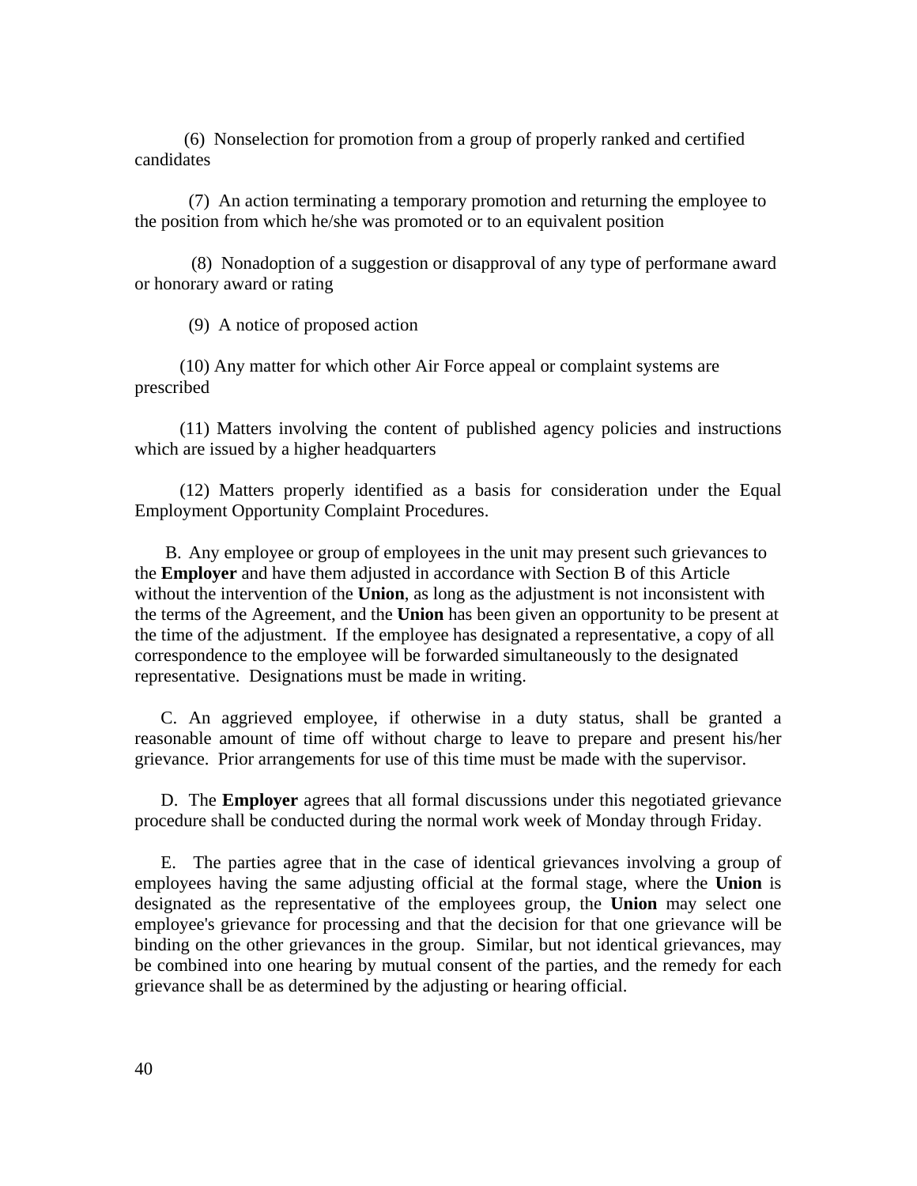(6) Nonselection for promotion from a group of properly ranked and certified candidates

(7) An action terminating a temporary promotion and returning the employee to the position from which he/she was promoted or to an equivalent position

(8) Nonadoption of a suggestion or disapproval of any type of performane award or honorary award or rating

(9) A notice of proposed action

(10) Any matter for which other Air Force appeal or complaint systems are prescribed

(11) Matters involving the content of published agency policies and instructions which are issued by a higher headquarters

(12) Matters properly identified as a basis for consideration under the Equal Employment Opportunity Complaint Procedures.

B. Any employee or group of employees in the unit may present such grievances to the **Employer** and have them adjusted in accordance with Section B of this Article without the intervention of the **Union**, as long as the adjustment is not inconsistent with the terms of the Agreement, and the **Union** has been given an opportunity to be present at the time of the adjustment. If the employee has designated a representative, a copy of all correspondence to the employee will be forwarded simultaneously to the designated representative. Designations must be made in writing.

C. An aggrieved employee, if otherwise in a duty status, shall be granted a reasonable amount of time off without charge to leave to prepare and present his/her grievance. Prior arrangements for use of this time must be made with the supervisor.

D. The **Employer** agrees that all formal discussions under this negotiated grievance procedure shall be conducted during the normal work week of Monday through Friday.

E. The parties agree that in the case of identical grievances involving a group of employees having the same adjusting official at the formal stage, where the **Union** is designated as the representative of the employees group, the **Union** may select one employee's grievance for processing and that the decision for that one grievance will be binding on the other grievances in the group. Similar, but not identical grievances, may be combined into one hearing by mutual consent of the parties, and the remedy for each grievance shall be as determined by the adjusting or hearing official.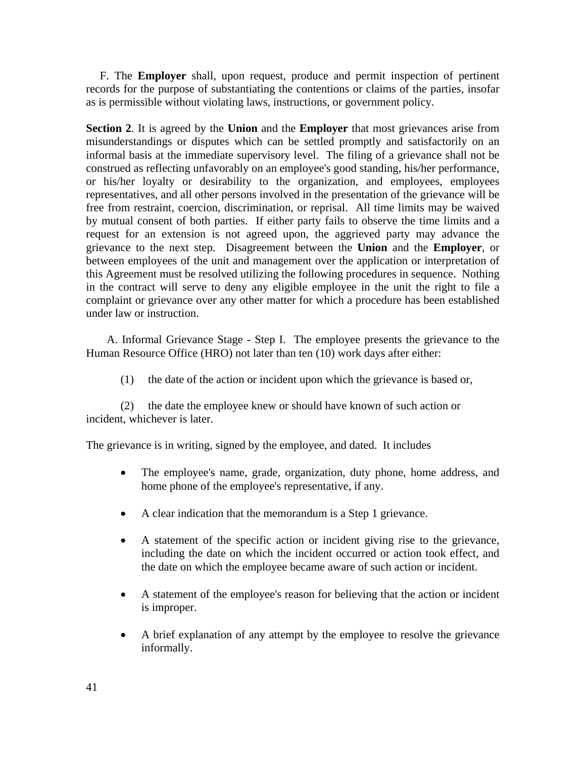F. The **Employer** shall, upon request, produce and permit inspection of pertinent records for the purpose of substantiating the contentions or claims of the parties, insofar as is permissible without violating laws, instructions, or government policy.

**Section 2**. It is agreed by the **Union** and the **Employer** that most grievances arise from misunderstandings or disputes which can be settled promptly and satisfactorily on an informal basis at the immediate supervisory level. The filing of a grievance shall not be construed as reflecting unfavorably on an employee's good standing, his/her performance, or his/her loyalty or desirability to the organization, and employees, employees representatives, and all other persons involved in the presentation of the grievance will be free from restraint, coercion, discrimination, or reprisal. All time limits may be waived by mutual consent of both parties. If either party fails to observe the time limits and a request for an extension is not agreed upon, the aggrieved party may advance the grievance to the next step. Disagreement between the **Union** and the **Employer**, or between employees of the unit and management over the application or interpretation of this Agreement must be resolved utilizing the following procedures in sequence. Nothing in the contract will serve to deny any eligible employee in the unit the right to file a complaint or grievance over any other matter for which a procedure has been established under law or instruction.

A. Informal Grievance Stage - Step I. The employee presents the grievance to the Human Resource Office (HRO) not later than ten (10) work days after either:

(1) the date of the action or incident upon which the grievance is based or,

(2) the date the employee knew or should have known of such action or incident, whichever is later.

The grievance is in writing, signed by the employee, and dated. It includes

- The employee's name, grade, organization, duty phone, home address, and home phone of the employee's representative, if any.
- A clear indication that the memorandum is a Step 1 grievance.
- A statement of the specific action or incident giving rise to the grievance, including the date on which the incident occurred or action took effect, and the date on which the employee became aware of such action or incident.
- A statement of the employee's reason for believing that the action or incident is improper.
- A brief explanation of any attempt by the employee to resolve the grievance informally.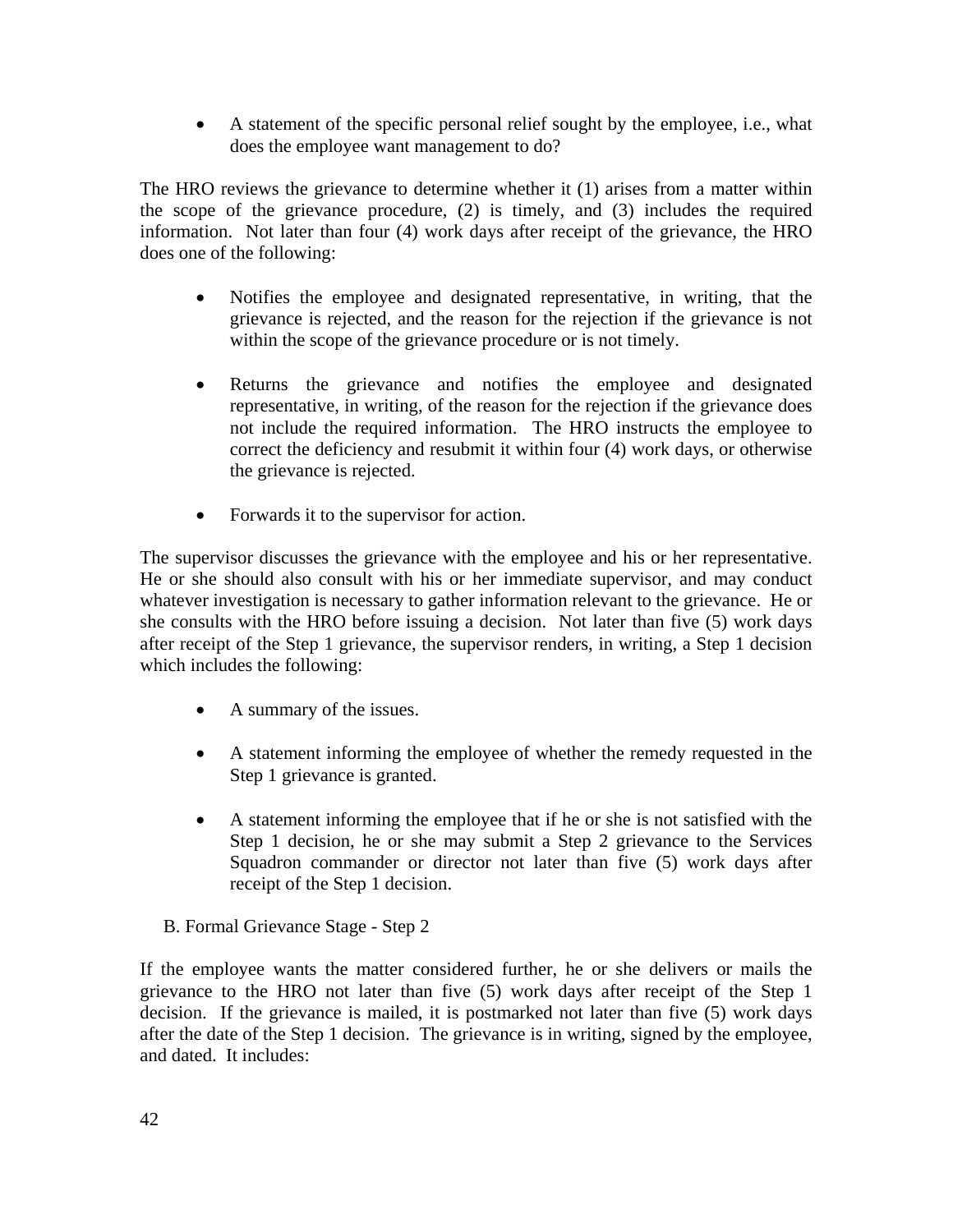- A statement of the specific personal relief sought by the employee, i.e., what does the employee want management to do?

The HRO reviews the grievance to determine whether it (1) arises from a matter within the scope of the grievance procedure, (2) is timely, and (3) includes the required information. Not later than four (4) work days after receipt of the grievance, the HRO does one of the following:

- Notifies the employee and designated representative, in writing, that the grievance is rejected, and the reason for the rejection if the grievance is not within the scope of the grievance procedure or is not timely.

- Returns the grievance and notifies the employee and designated representative, in writing, of the reason for the rejection if the grievance does not include the required information. The HRO instructs the employee to correct the deficiency and resubmit it within four (4) work days, or otherwise the grievance is rejected.

- Forwards it to the supervisor for action.

The supervisor discusses the grievance with the employee and his or her representative. He or she should also consult with his or her immediate supervisor, and may conduct whatever investigation is necessary to gather information relevant to the grievance. He or she consults with the HRO before issuing a decision. Not later than five (5) work days after receipt of the Step 1 grievance, the supervisor renders, in writing, a Step 1 decision which includes the following:

- A summary of the issues.

- A statement informing the employee of whether the remedy requested in the Step 1 grievance is granted.

- A statement informing the employee that if he or she is not satisfied with the Step 1 decision, he or she may submit a Step 2 grievance to the Services Squadron commander or director not later than five (5) work days after receipt of the Step 1 decision.

B. Formal Grievance Stage - Step 2

If the employee wants the matter considered further, he or she delivers or mails the grievance to the HRO not later than five (5) work days after receipt of the Step 1 decision. If the grievance is mailed, it is postmarked not later than five (5) work days after the date of the Step 1 decision. The grievance is in writing, signed by the employee, and dated. It includes: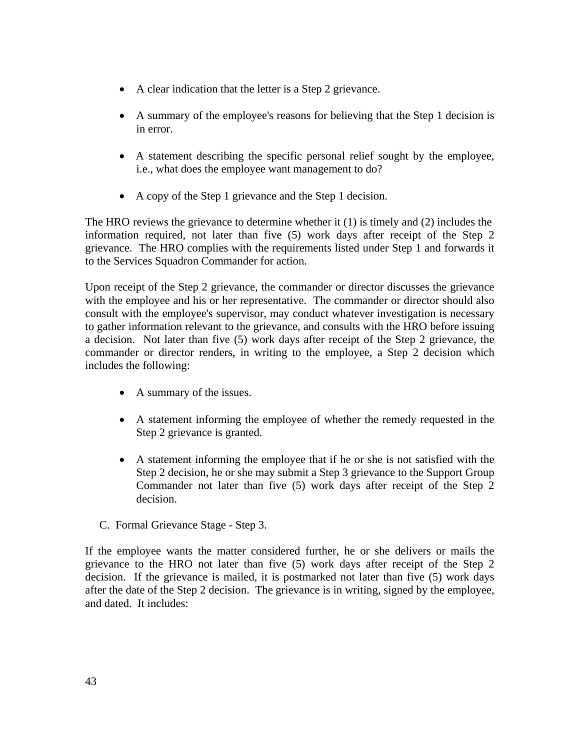- A clear indication that the letter is a Step 2 grievance.

- A summary of the employee's reasons for believing that the Step 1 decision is in error.

- A statement describing the specific personal relief sought by the employee, i.e., what does the employee want management to do?

- A copy of the Step 1 grievance and the Step 1 decision.

The HRO reviews the grievance to determine whether it (1) is timely and (2) includes the information required, not later than five (5) work days after receipt of the Step 2 grievance. The HRO complies with the requirements listed under Step 1 and forwards it to the Services Squadron Commander for action.

Upon receipt of the Step 2 grievance, the commander or director discusses the grievance with the employee and his or her representative. The commander or director should also consult with the employee's supervisor, may conduct whatever investigation is necessary to gather information relevant to the grievance, and consults with the HRO before issuing a decision. Not later than five (5) work days after receipt of the Step 2 grievance, the commander or director renders, in writing to the employee, a Step 2 decision which includes the following:

- A summary of the issues.

- A statement informing the employee of whether the remedy requested in the Step 2 grievance is granted.

- A statement informing the employee that if he or she is not satisfied with the Step 2 decision, he or she may submit a Step 3 grievance to the Support Group Commander not later than five (5) work days after receipt of the Step 2 decision.

C. Formal Grievance Stage - Step 3.

If the employee wants the matter considered further, he or she delivers or mails the grievance to the HRO not later than five (5) work days after receipt of the Step 2 decision. If the grievance is mailed, it is postmarked not later than five (5) work days after the date of the Step 2 decision. The grievance is in writing, signed by the employee, and dated. It includes: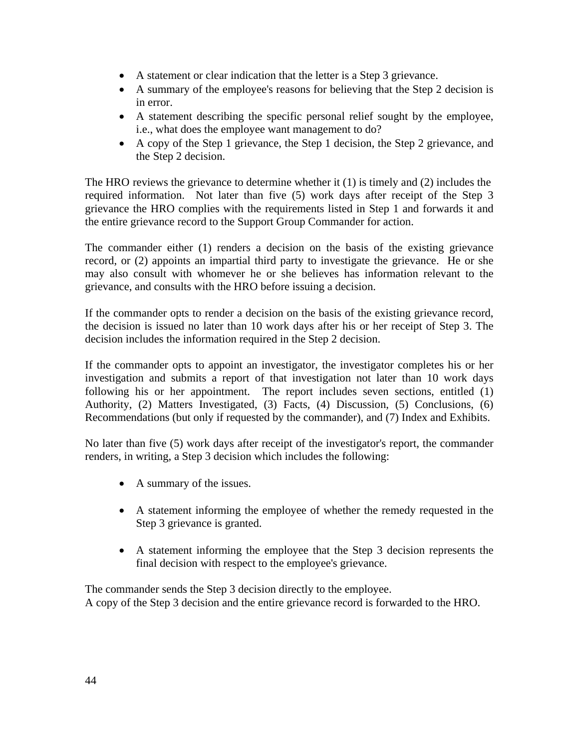- A statement or clear indication that the letter is a Step 3 grievance.
- A summary of the employee's reasons for believing that the Step 2 decision is in error.
- A statement describing the specific personal relief sought by the employee, i.e., what does the employee want management to do?
- A copy of the Step 1 grievance, the Step 1 decision, the Step 2 grievance, and the Step 2 decision.

The HRO reviews the grievance to determine whether it (1) is timely and (2) includes the required information. Not later than five (5) work days after receipt of the Step 3 grievance the HRO complies with the requirements listed in Step 1 and forwards it and the entire grievance record to the Support Group Commander for action.

The commander either (1) renders a decision on the basis of the existing grievance record, or (2) appoints an impartial third party to investigate the grievance. He or she may also consult with whomever he or she believes has information relevant to the grievance, and consults with the HRO before issuing a decision.

If the commander opts to render a decision on the basis of the existing grievance record, the decision is issued no later than 10 work days after his or her receipt of Step 3. The decision includes the information required in the Step 2 decision.

If the commander opts to appoint an investigator, the investigator completes his or her investigation and submits a report of that investigation not later than 10 work days following his or her appointment. The report includes seven sections, entitled (1) Authority, (2) Matters Investigated, (3) Facts, (4) Discussion, (5) Conclusions, (6) Recommendations (but only if requested by the commander), and (7) Index and Exhibits.

No later than five (5) work days after receipt of the investigator's report, the commander renders, in writing, a Step 3 decision which includes the following:

- A summary of the issues.
- A statement informing the employee of whether the remedy requested in the Step 3 grievance is granted.
- A statement informing the employee that the Step 3 decision represents the final decision with respect to the employee's grievance.

The commander sends the Step 3 decision directly to the employee.
A copy of the Step 3 decision and the entire grievance record is forwarded to the HRO.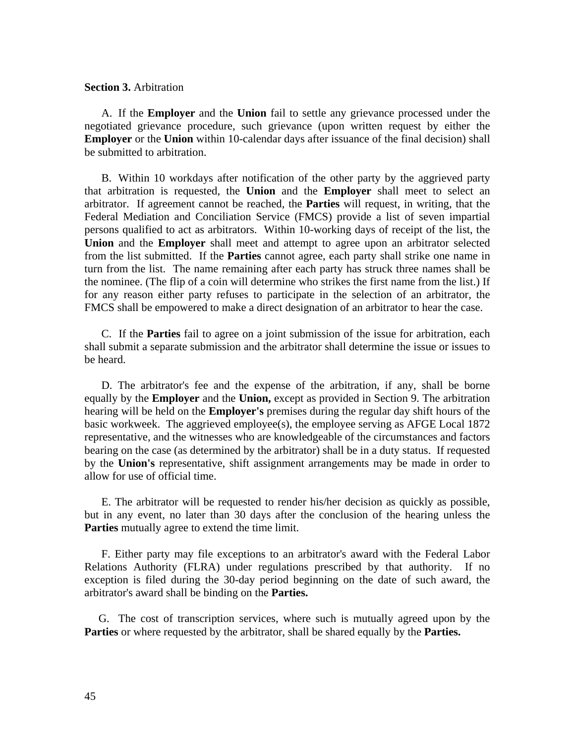**Section 3.** Arbitration

A. If the **Employer** and the **Union** fail to settle any grievance processed under the negotiated grievance procedure, such grievance (upon written request by either the **Employer** or the **Union** within 10-calendar days after issuance of the final decision) shall be submitted to arbitration.

B. Within 10 workdays after notification of the other party by the aggrieved party that arbitration is requested, the **Union** and the **Employer** shall meet to select an arbitrator. If agreement cannot be reached, the **Parties** will request, in writing, that the Federal Mediation and Conciliation Service (FMCS) provide a list of seven impartial persons qualified to act as arbitrators. Within 10-working days of receipt of the list, the **Union** and the **Employer** shall meet and attempt to agree upon an arbitrator selected from the list submitted. If the **Parties** cannot agree, each party shall strike one name in turn from the list. The name remaining after each party has struck three names shall be the nominee. (The flip of a coin will determine who strikes the first name from the list.) If for any reason either party refuses to participate in the selection of an arbitrator, the FMCS shall be empowered to make a direct designation of an arbitrator to hear the case.

C. If the **Parties** fail to agree on a joint submission of the issue for arbitration, each shall submit a separate submission and the arbitrator shall determine the issue or issues to be heard.

D. The arbitrator's fee and the expense of the arbitration, if any, shall be borne equally by the **Employer** and the **Union,** except as provided in Section 9. The arbitration hearing will be held on the **Employer's** premises during the regular day shift hours of the basic workweek. The aggrieved employee(s), the employee serving as AFGE Local 1872 representative, and the witnesses who are knowledgeable of the circumstances and factors bearing on the case (as determined by the arbitrator) shall be in a duty status. If requested by the **Union's** representative, shift assignment arrangements may be made in order to allow for use of official time.

E. The arbitrator will be requested to render his/her decision as quickly as possible, but in any event, no later than 30 days after the conclusion of the hearing unless the **Parties** mutually agree to extend the time limit.

F. Either party may file exceptions to an arbitrator's award with the Federal Labor Relations Authority (FLRA) under regulations prescribed by that authority. If no exception is filed during the 30-day period beginning on the date of such award, the arbitrator's award shall be binding on the **Parties.**

G. The cost of transcription services, where such is mutually agreed upon by the **Parties** or where requested by the arbitrator, shall be shared equally by the **Parties.**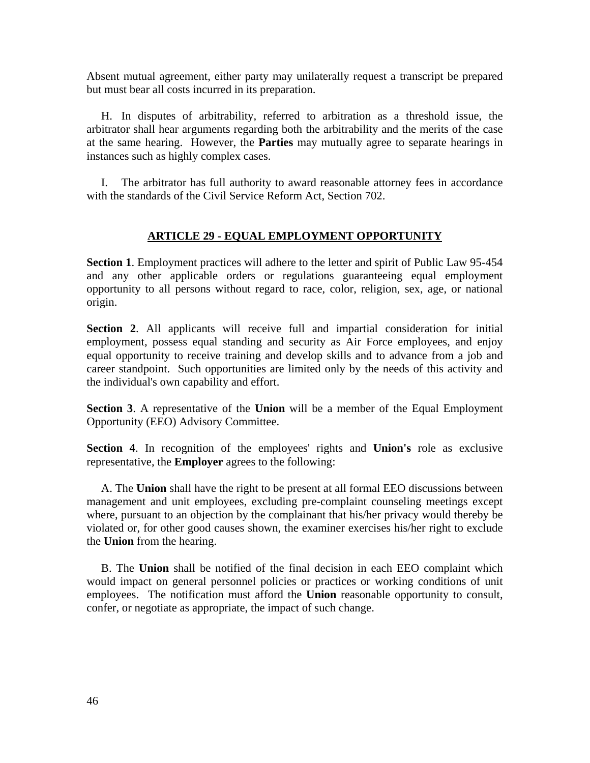Absent mutual agreement, either party may unilaterally request a transcript be prepared but must bear all costs incurred in its preparation.

H. In disputes of arbitrability, referred to arbitration as a threshold issue, the arbitrator shall hear arguments regarding both the arbitrability and the merits of the case at the same hearing. However, the **Parties** may mutually agree to separate hearings in instances such as highly complex cases.

I. The arbitrator has full authority to award reasonable attorney fees in accordance with the standards of the Civil Service Reform Act, Section 702.

## ARTICLE 29 - EQUAL EMPLOYMENT OPPORTUNITY

**Section 1**. Employment practices will adhere to the letter and spirit of Public Law 95-454 and any other applicable orders or regulations guaranteeing equal employment opportunity to all persons without regard to race, color, religion, sex, age, or national origin.

**Section 2**. All applicants will receive full and impartial consideration for initial employment, possess equal standing and security as Air Force employees, and enjoy equal opportunity to receive training and develop skills and to advance from a job and career standpoint. Such opportunities are limited only by the needs of this activity and the individual's own capability and effort.

**Section 3**. A representative of the **Union** will be a member of the Equal Employment Opportunity (EEO) Advisory Committee.

**Section 4**. In recognition of the employees' rights and **Union's** role as exclusive representative, the **Employer** agrees to the following:

A. The **Union** shall have the right to be present at all formal EEO discussions between management and unit employees, excluding pre-complaint counseling meetings except where, pursuant to an objection by the complainant that his/her privacy would thereby be violated or, for other good causes shown, the examiner exercises his/her right to exclude the **Union** from the hearing.

B. The **Union** shall be notified of the final decision in each EEO complaint which would impact on general personnel policies or practices or working conditions of unit employees. The notification must afford the **Union** reasonable opportunity to consult, confer, or negotiate as appropriate, the impact of such change.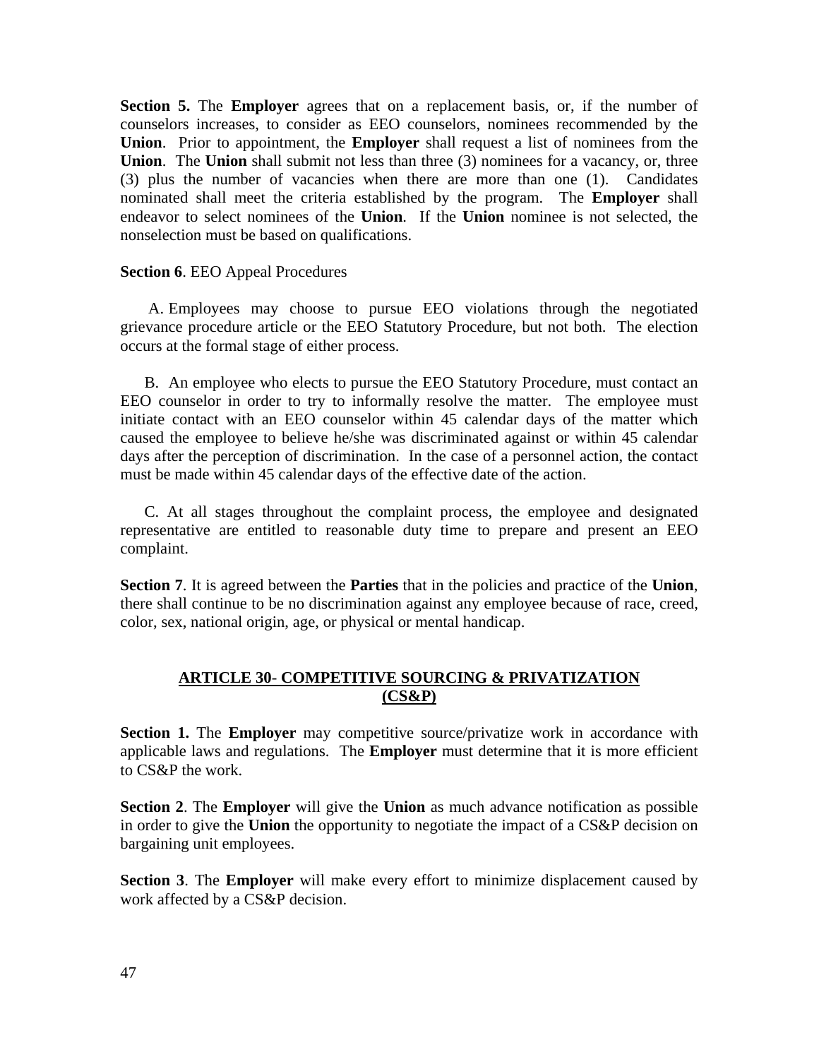**Section 5.** The **Employer** agrees that on a replacement basis, or, if the number of counselors increases, to consider as EEO counselors, nominees recommended by the **Union**. Prior to appointment, the **Employer** shall request a list of nominees from the **Union**. The **Union** shall submit not less than three (3) nominees for a vacancy, or, three (3) plus the number of vacancies when there are more than one (1). Candidates nominated shall meet the criteria established by the program. The **Employer** shall endeavor to select nominees of the **Union**. If the **Union** nominee is not selected, the nonselection must be based on qualifications.

**Section 6**. EEO Appeal Procedures

A. Employees may choose to pursue EEO violations through the negotiated grievance procedure article or the EEO Statutory Procedure, but not both. The election occurs at the formal stage of either process.

B. An employee who elects to pursue the EEO Statutory Procedure, must contact an EEO counselor in order to try to informally resolve the matter. The employee must initiate contact with an EEO counselor within 45 calendar days of the matter which caused the employee to believe he/she was discriminated against or within 45 calendar days after the perception of discrimination. In the case of a personnel action, the contact must be made within 45 calendar days of the effective date of the action.

C. At all stages throughout the complaint process, the employee and designated representative are entitled to reasonable duty time to prepare and present an EEO complaint.

**Section 7**. It is agreed between the **Parties** that in the policies and practice of the **Union**, there shall continue to be no discrimination against any employee because of race, creed, color, sex, national origin, age, or physical or mental handicap.

## ARTICLE 30- COMPETITIVE SOURCING & PRIVATIZATION (CS&P)

**Section 1.** The **Employer** may competitive source/privatize work in accordance with applicable laws and regulations. The **Employer** must determine that it is more efficient to CS&P the work.

**Section 2**. The **Employer** will give the **Union** as much advance notification as possible in order to give the **Union** the opportunity to negotiate the impact of a CS&P decision on bargaining unit employees.

**Section 3**. The **Employer** will make every effort to minimize displacement caused by work affected by a CS&P decision.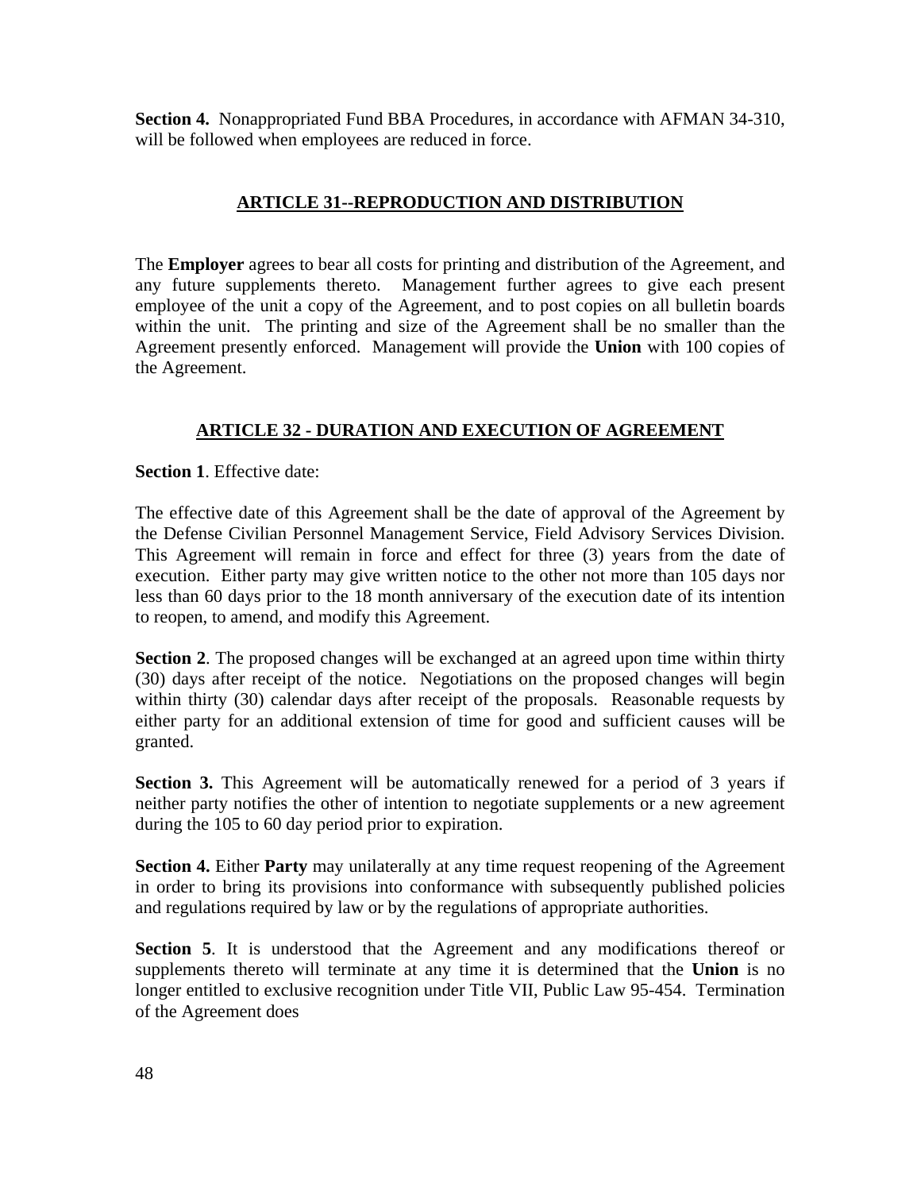**Section 4.** Nonappropriated Fund BBA Procedures, in accordance with AFMAN 34-310, will be followed when employees are reduced in force.

## ARTICLE 31--REPRODUCTION AND DISTRIBUTION

The **Employer** agrees to bear all costs for printing and distribution of the Agreement, and any future supplements thereto. Management further agrees to give each present employee of the unit a copy of the Agreement, and to post copies on all bulletin boards within the unit. The printing and size of the Agreement shall be no smaller than the Agreement presently enforced. Management will provide the **Union** with 100 copies of the Agreement.

## ARTICLE 32 - DURATION AND EXECUTION OF AGREEMENT

**Section 1**. Effective date:

The effective date of this Agreement shall be the date of approval of the Agreement by the Defense Civilian Personnel Management Service, Field Advisory Services Division. This Agreement will remain in force and effect for three (3) years from the date of execution. Either party may give written notice to the other not more than 105 days nor less than 60 days prior to the 18 month anniversary of the execution date of its intention to reopen, to amend, and modify this Agreement.

**Section 2**. The proposed changes will be exchanged at an agreed upon time within thirty (30) days after receipt of the notice. Negotiations on the proposed changes will begin within thirty (30) calendar days after receipt of the proposals. Reasonable requests by either party for an additional extension of time for good and sufficient causes will be granted.

**Section 3.** This Agreement will be automatically renewed for a period of 3 years if neither party notifies the other of intention to negotiate supplements or a new agreement during the 105 to 60 day period prior to expiration.

**Section 4.** Either **Party** may unilaterally at any time request reopening of the Agreement in order to bring its provisions into conformance with subsequently published policies and regulations required by law or by the regulations of appropriate authorities.

**Section 5**. It is understood that the Agreement and any modifications thereof or supplements thereto will terminate at any time it is determined that the **Union** is no longer entitled to exclusive recognition under Title VII, Public Law 95-454. Termination of the Agreement does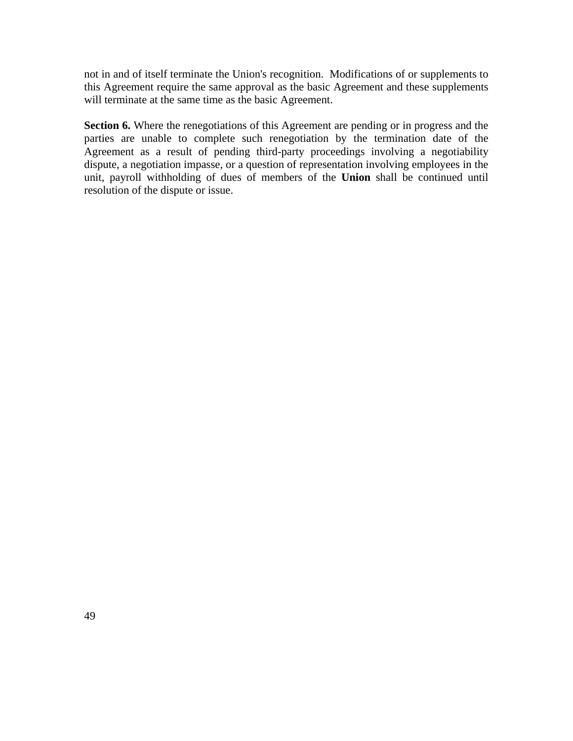not in and of itself terminate the Union's recognition. Modifications of or supplements to this Agreement require the same approval as the basic Agreement and these supplements will terminate at the same time as the basic Agreement.

**Section 6.** Where the renegotiations of this Agreement are pending or in progress and the parties are unable to complete such renegotiation by the termination date of the Agreement as a result of pending third-party proceedings involving a negotiability dispute, a negotiation impasse, or a question of representation involving employees in the unit, payroll withholding of dues of members of the **Union** shall be continued until resolution of the dispute or issue.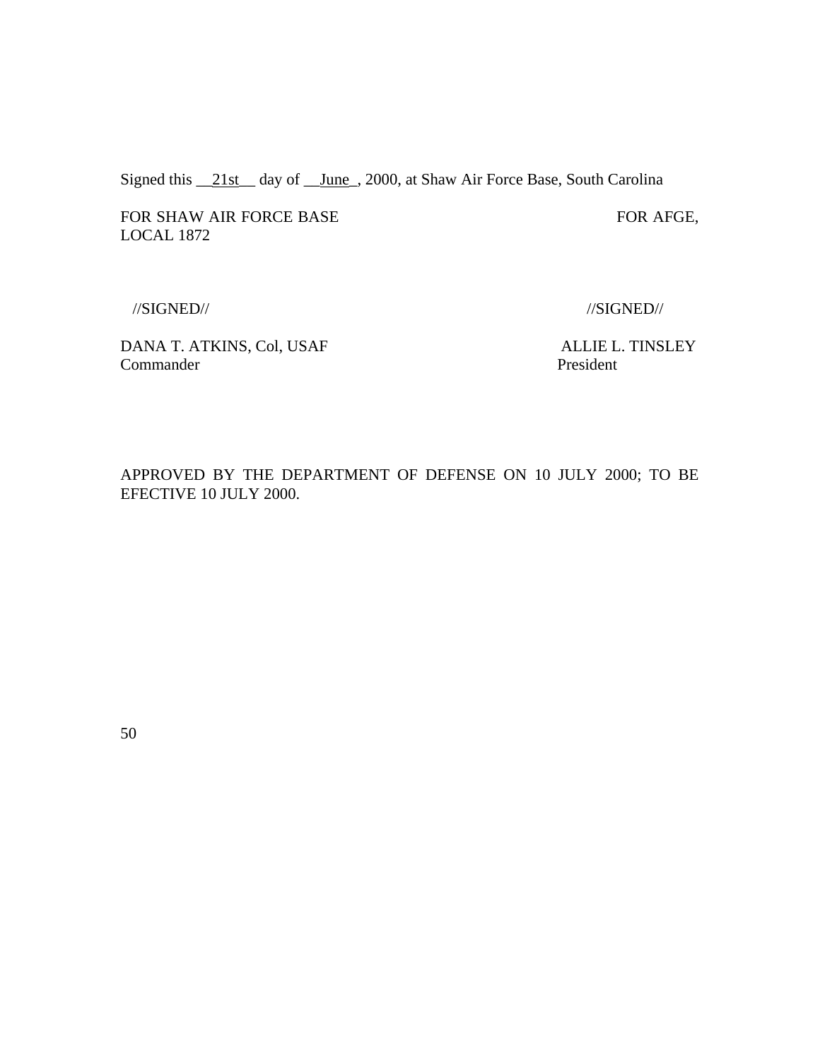Signed this __21st__ day of __June_, 2000, at Shaw Air Force Base, South Carolina

FOR SHAW AIR FORCE BASE                                                  FOR AFGE, LOCAL 1872

//SIGNED//                                                                             //SIGNED//

DANA T. ATKINS, Col, USAF                                                ALLIE L. TINSLEY
Commander                                                                              President

APPROVED BY THE DEPARTMENT OF DEFENSE ON 10 JULY 2000; TO BE EFECTIVE 10 JULY 2000.